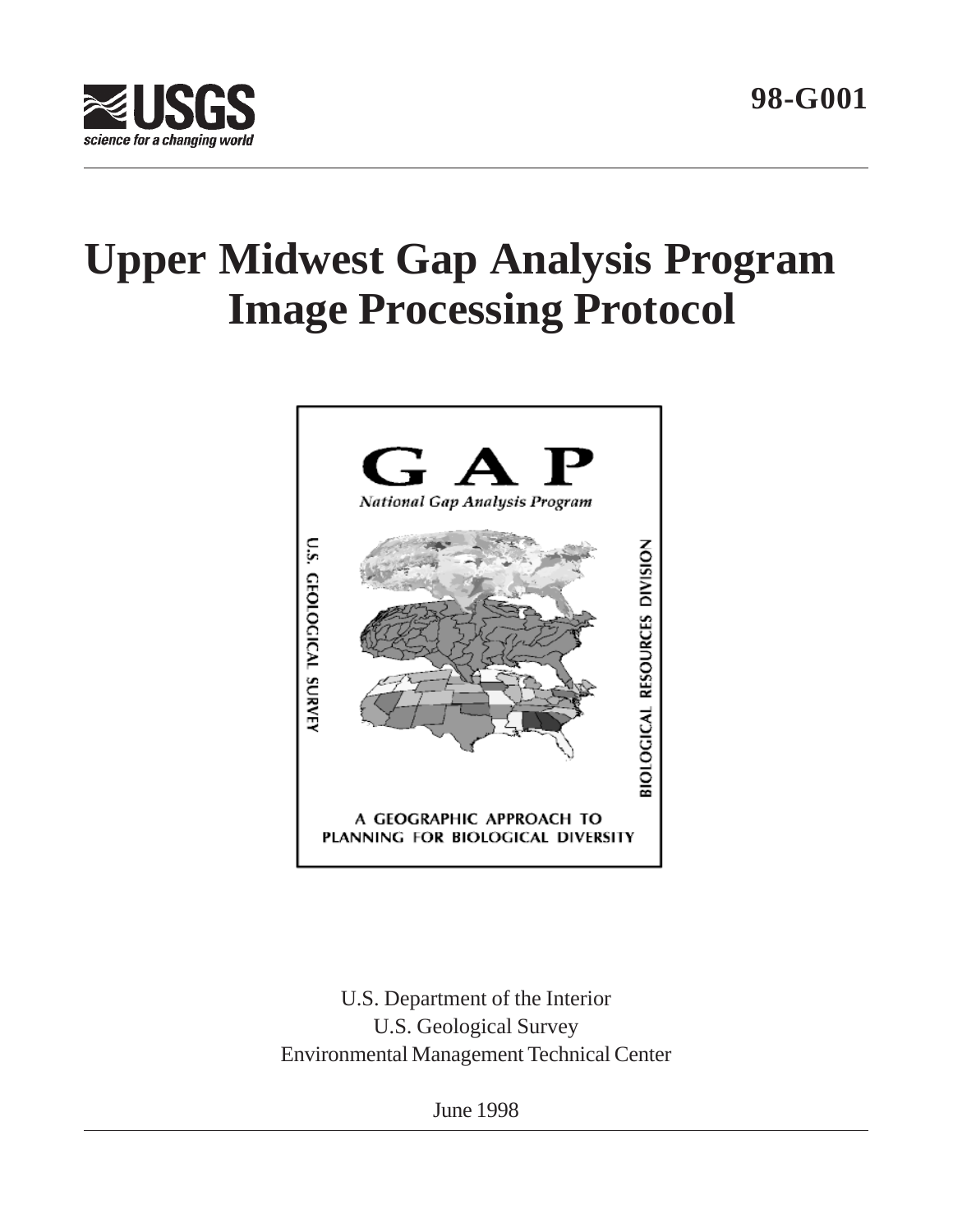98-G001

# Upper Midwest Gap Analysis Program Image Processing Protocol

GAP

*National Gap Analysis Program*

U.S. GEOLOGICAL SURVEY

BIOLOGICAL RESOURCES DIVISION

A GEOGRAPHIC APPROACH TO PLANNING FOR BIOLOGICAL DIVERSITY

U.S. Department of the Interior
U.S. Geological Survey
Environmental Management Technical Center

June 1998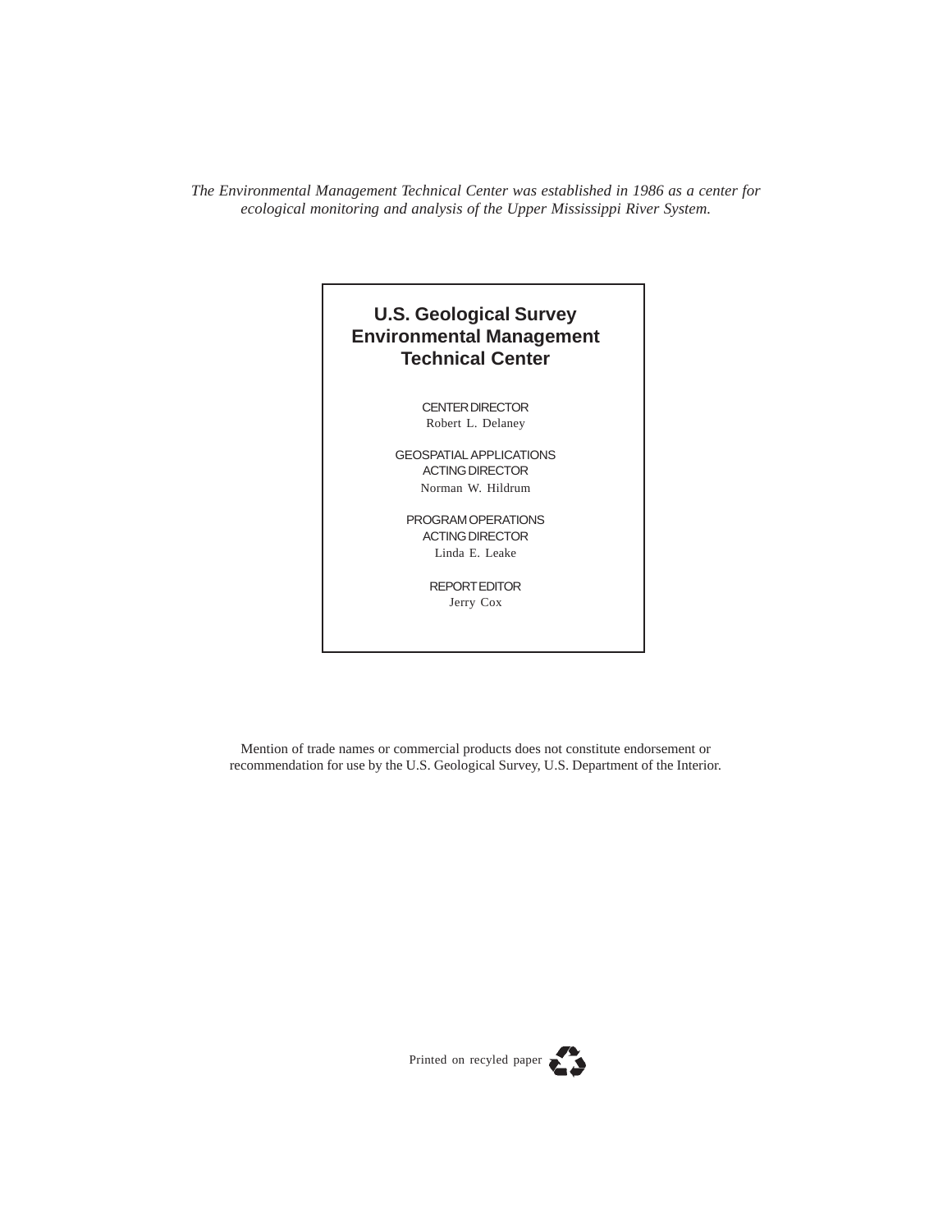*The Environmental Management Technical Center was established in 1986 as a center for ecological monitoring and analysis of the Upper Mississippi River System.*

**U.S. Geological Survey**
**Environmental Management**
**Technical Center**

CENTER DIRECTOR
Robert L. Delaney

GEOSPATIAL APPLICATIONS
ACTING DIRECTOR
Norman W. Hildrum

PROGRAM OPERATIONS
ACTING DIRECTOR
Linda E. Leake

REPORT EDITOR
Jerry Cox

Mention of trade names or commercial products does not constitute endorsement or recommendation for use by the U.S. Geological Survey, U.S. Department of the Interior.

Printed on recyled paper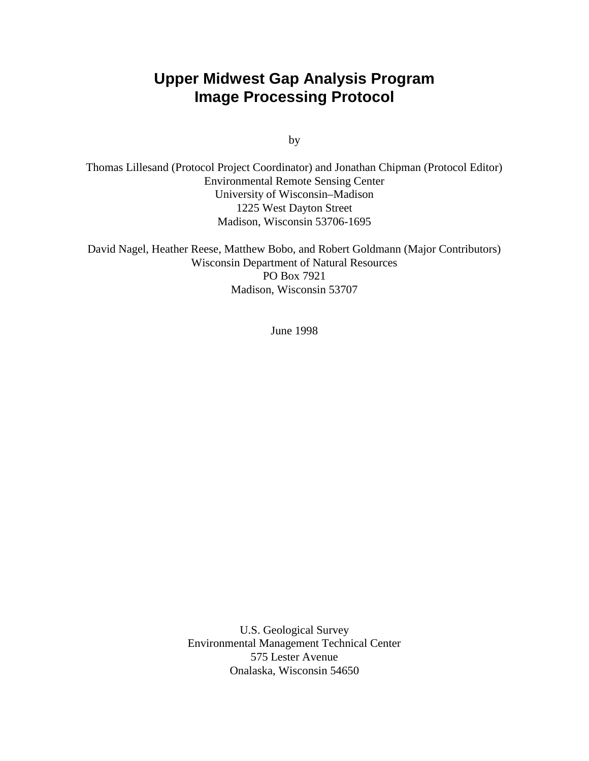# Upper Midwest Gap Analysis Program Image Processing Protocol

by

Thomas Lillesand (Protocol Project Coordinator) and Jonathan Chipman (Protocol Editor)
Environmental Remote Sensing Center
University of Wisconsin–Madison
1225 West Dayton Street
Madison, Wisconsin 53706-1695

David Nagel, Heather Reese, Matthew Bobo, and Robert Goldmann (Major Contributors)
Wisconsin Department of Natural Resources
PO Box 7921
Madison, Wisconsin 53707

June 1998

U.S. Geological Survey
Environmental Management Technical Center
575 Lester Avenue
Onalaska, Wisconsin 54650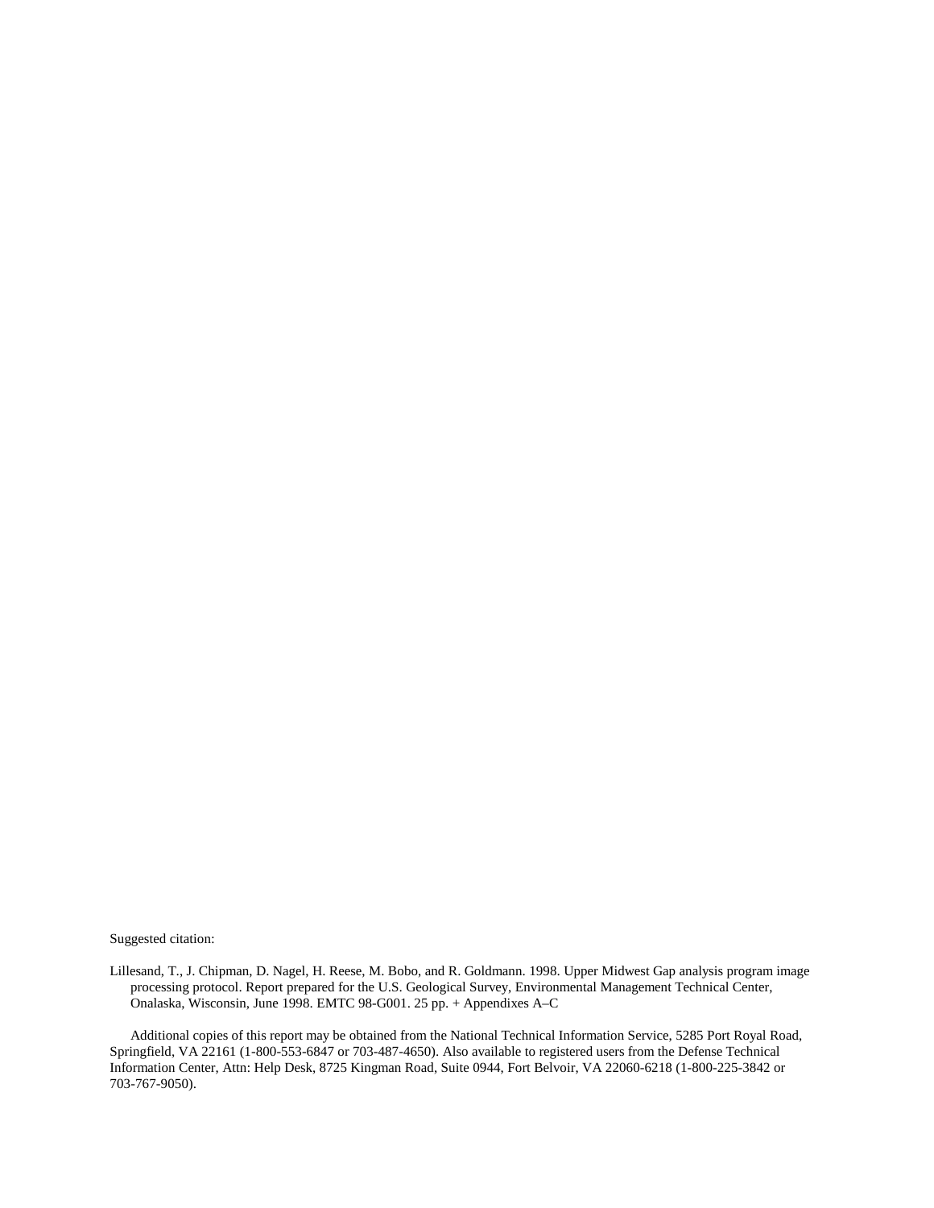Suggested citation:

Lillesand, T., J. Chipman, D. Nagel, H. Reese, M. Bobo, and R. Goldmann. 1998. Upper Midwest Gap analysis program image processing protocol. Report prepared for the U.S. Geological Survey, Environmental Management Technical Center, Onalaska, Wisconsin, June 1998. EMTC 98-G001. 25 pp. + Appendixes A–C

Additional copies of this report may be obtained from the National Technical Information Service, 5285 Port Royal Road, Springfield, VA 22161 (1-800-553-6847 or 703-487-4650). Also available to registered users from the Defense Technical Information Center, Attn: Help Desk, 8725 Kingman Road, Suite 0944, Fort Belvoir, VA 22060-6218 (1-800-225-3842 or 703-767-9050).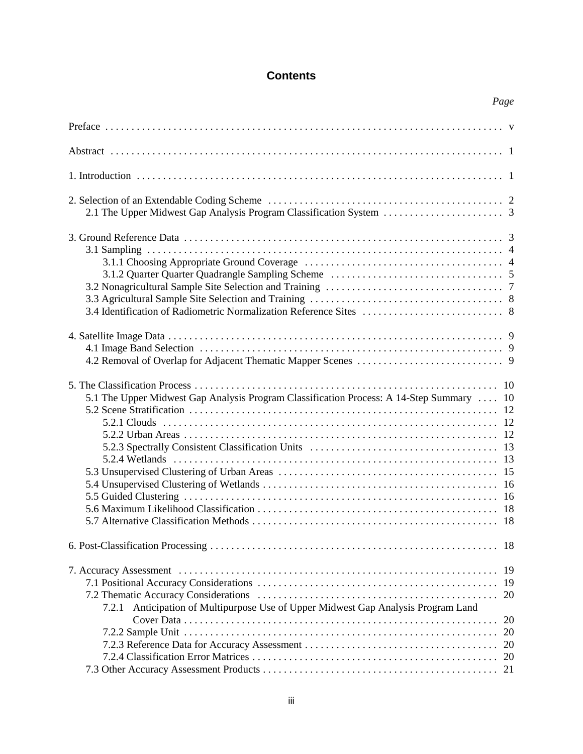# Contents

| | Page |
|---|---|
| Preface | v |
| Abstract | 1 |
| 1. Introduction | 1 |
| 2. Selection of an Extendable Coding Scheme | 2 |
| 2.1 The Upper Midwest Gap Analysis Program Classification System | 3 |
| 3. Ground Reference Data | 3 |
| 3.1 Sampling | 4 |
| 3.1.1 Choosing Appropriate Ground Coverage | 4 |
| 3.1.2 Quarter Quarter Quadrangle Sampling Scheme | 5 |
| 3.2 Nonagricultural Sample Site Selection and Training | 7 |
| 3.3 Agricultural Sample Site Selection and Training | 8 |
| 3.4 Identification of Radiometric Normalization Reference Sites | 8 |
| 4. Satellite Image Data | 9 |
| 4.1 Image Band Selection | 9 |
| 4.2 Removal of Overlap for Adjacent Thematic Mapper Scenes | 9 |
| 5. The Classification Process | 10 |
| 5.1 The Upper Midwest Gap Analysis Program Classification Process: A 14-Step Summary | 10 |
| 5.2 Scene Stratification | 12 |
| 5.2.1 Clouds | 12 |
| 5.2.2 Urban Areas | 12 |
| 5.2.3 Spectrally Consistent Classification Units | 13 |
| 5.2.4 Wetlands | 13 |
| 5.3 Unsupervised Clustering of Urban Areas | 15 |
| 5.4 Unsupervised Clustering of Wetlands | 16 |
| 5.5 Guided Clustering | 16 |
| 5.6 Maximum Likelihood Classification | 18 |
| 5.7 Alternative Classification Methods | 18 |
| 6. Post-Classification Processing | 18 |
| 7. Accuracy Assessment | 19 |
| 7.1 Positional Accuracy Considerations | 19 |
| 7.2 Thematic Accuracy Considerations | 20 |
| 7.2.1 Anticipation of Multipurpose Use of Upper Midwest Gap Analysis Program Land Cover Data | 20 |
| 7.2.2 Sample Unit | 20 |
| 7.2.3 Reference Data for Accuracy Assessment | 20 |
| 7.2.4 Classification Error Matrices | 20 |
| 7.3 Other Accuracy Assessment Products | 21 |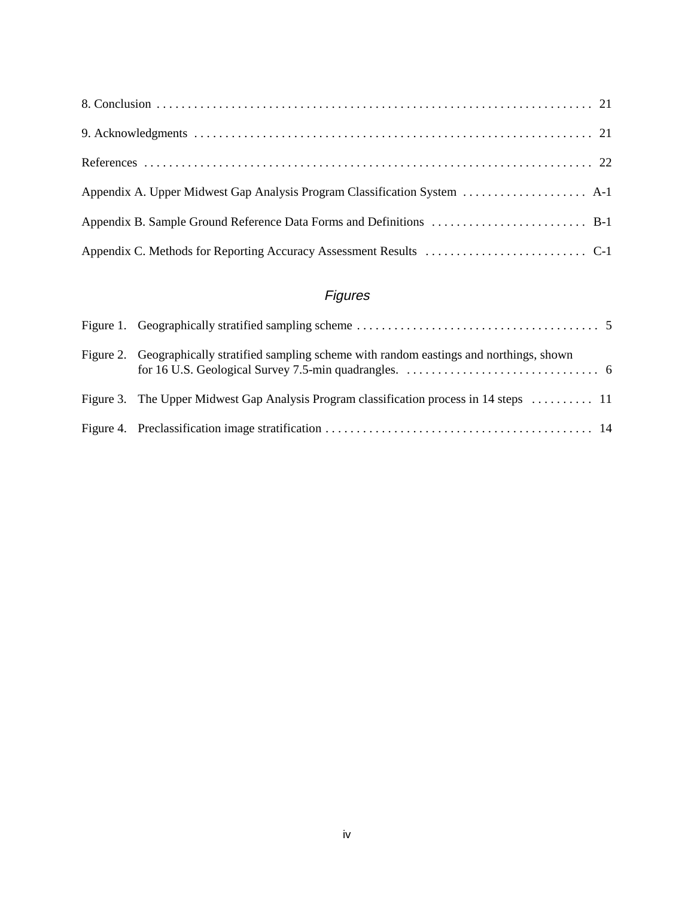8. Conclusion . . . . . . . . . . . . . . . . . . . . . . . . . . . . . . . . . . . . . . . . . . . . . . . . . . . . . . . . . . . . . . . . . . . . . . . 21

9. Acknowledgments . . . . . . . . . . . . . . . . . . . . . . . . . . . . . . . . . . . . . . . . . . . . . . . . . . . . . . . . . . . . . . . . . . 21

References . . . . . . . . . . . . . . . . . . . . . . . . . . . . . . . . . . . . . . . . . . . . . . . . . . . . . . . . . . . . . . . . . . . . . . . . 22

Appendix A. Upper Midwest Gap Analysis Program Classification System . . . . . . . . . . . . . . . . . . . . A-1

Appendix B. Sample Ground Reference Data Forms and Definitions . . . . . . . . . . . . . . . . . . . . . . . . . B-1

Appendix C. Methods for Reporting Accuracy Assessment Results . . . . . . . . . . . . . . . . . . . . . . . . . . C-1

## *Figures*

Figure 1. Geographically stratified sampling scheme . . . . . . . . . . . . . . . . . . . . . . . . . . . . . . . . . . . . . . . 5

Figure 2. Geographically stratified sampling scheme with random eastings and northings, shown for 16 U.S. Geological Survey 7.5-min quadrangles. . . . . . . . . . . . . . . . . . . . . . . . . . . . . . . . 6

Figure 3. The Upper Midwest Gap Analysis Program classification process in 14 steps . . . . . . . . . . 11

Figure 4. Preclassification image stratification . . . . . . . . . . . . . . . . . . . . . . . . . . . . . . . . . . . . . . . . . . . 14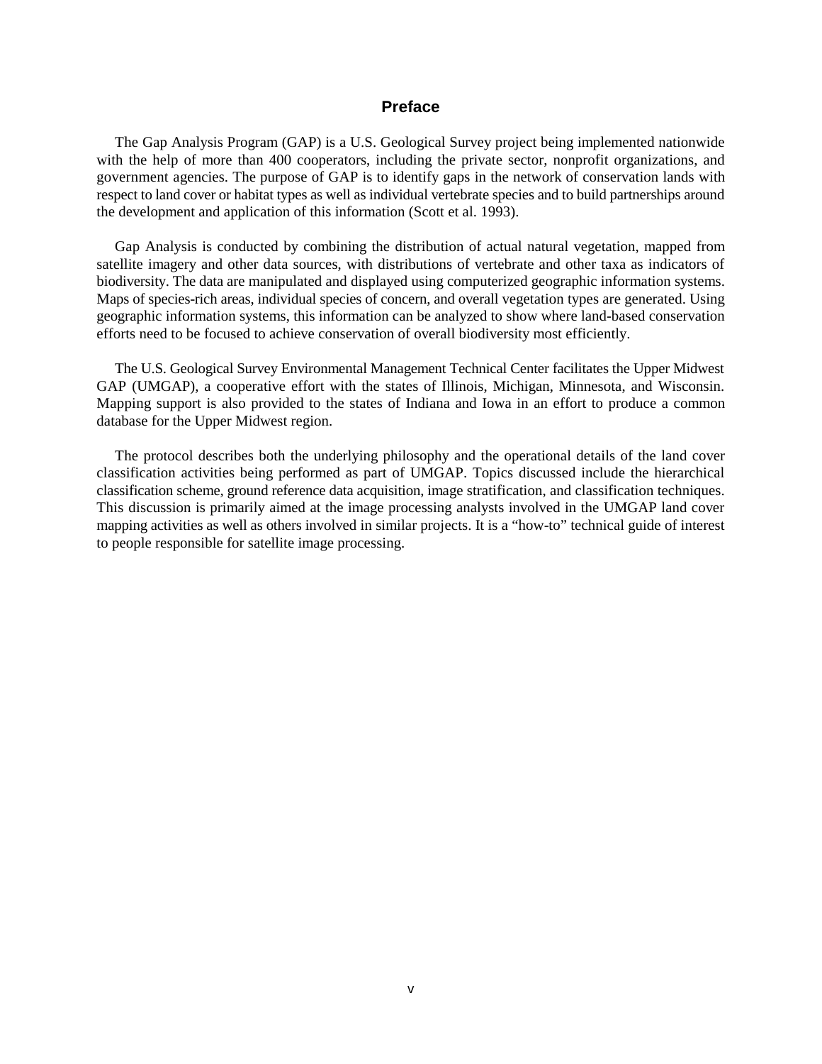## Preface

The Gap Analysis Program (GAP) is a U.S. Geological Survey project being implemented nationwide with the help of more than 400 cooperators, including the private sector, nonprofit organizations, and government agencies. The purpose of GAP is to identify gaps in the network of conservation lands with respect to land cover or habitat types as well as individual vertebrate species and to build partnerships around the development and application of this information (Scott et al. 1993).

Gap Analysis is conducted by combining the distribution of actual natural vegetation, mapped from satellite imagery and other data sources, with distributions of vertebrate and other taxa as indicators of biodiversity. The data are manipulated and displayed using computerized geographic information systems. Maps of species-rich areas, individual species of concern, and overall vegetation types are generated. Using geographic information systems, this information can be analyzed to show where land-based conservation efforts need to be focused to achieve conservation of overall biodiversity most efficiently.

The U.S. Geological Survey Environmental Management Technical Center facilitates the Upper Midwest GAP (UMGAP), a cooperative effort with the states of Illinois, Michigan, Minnesota, and Wisconsin. Mapping support is also provided to the states of Indiana and Iowa in an effort to produce a common database for the Upper Midwest region.

The protocol describes both the underlying philosophy and the operational details of the land cover classification activities being performed as part of UMGAP. Topics discussed include the hierarchical classification scheme, ground reference data acquisition, image stratification, and classification techniques. This discussion is primarily aimed at the image processing analysts involved in the UMGAP land cover mapping activities as well as others involved in similar projects. It is a "how-to" technical guide of interest to people responsible for satellite image processing.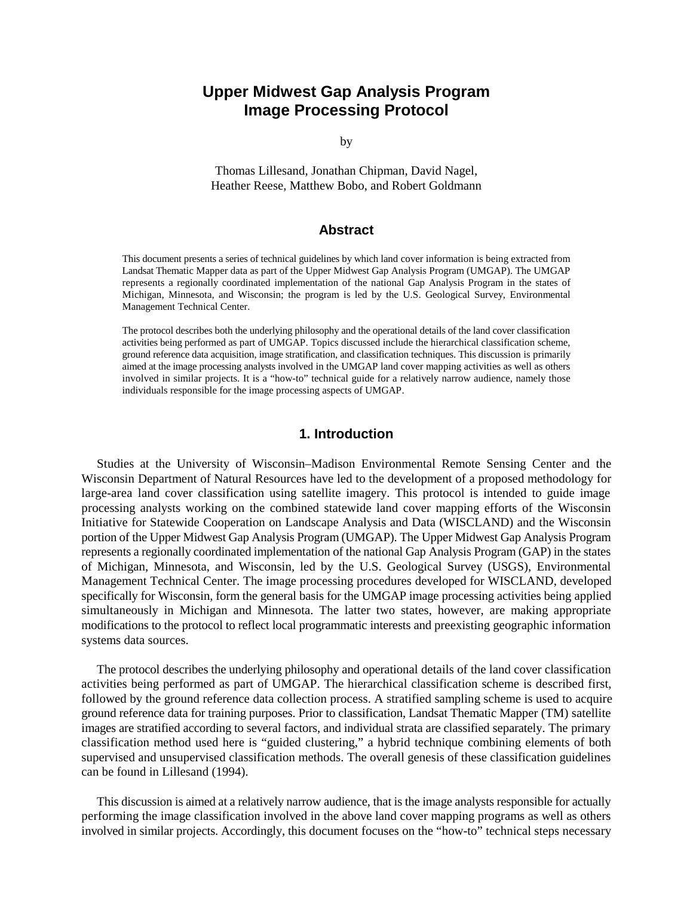# Upper Midwest Gap Analysis Program Image Processing Protocol

by

Thomas Lillesand, Jonathan Chipman, David Nagel, Heather Reese, Matthew Bobo, and Robert Goldmann

## Abstract

This document presents a series of technical guidelines by which land cover information is being extracted from Landsat Thematic Mapper data as part of the Upper Midwest Gap Analysis Program (UMGAP). The UMGAP represents a regionally coordinated implementation of the national Gap Analysis Program in the states of Michigan, Minnesota, and Wisconsin; the program is led by the U.S. Geological Survey, Environmental Management Technical Center.

The protocol describes both the underlying philosophy and the operational details of the land cover classification activities being performed as part of UMGAP. Topics discussed include the hierarchical classification scheme, ground reference data acquisition, image stratification, and classification techniques. This discussion is primarily aimed at the image processing analysts involved in the UMGAP land cover mapping activities as well as others involved in similar projects. It is a "how-to" technical guide for a relatively narrow audience, namely those individuals responsible for the image processing aspects of UMGAP.

## 1. Introduction

Studies at the University of Wisconsin–Madison Environmental Remote Sensing Center and the Wisconsin Department of Natural Resources have led to the development of a proposed methodology for large-area land cover classification using satellite imagery. This protocol is intended to guide image processing analysts working on the combined statewide land cover mapping efforts of the Wisconsin Initiative for Statewide Cooperation on Landscape Analysis and Data (WISCLAND) and the Wisconsin portion of the Upper Midwest Gap Analysis Program (UMGAP). The Upper Midwest Gap Analysis Program represents a regionally coordinated implementation of the national Gap Analysis Program (GAP) in the states of Michigan, Minnesota, and Wisconsin, led by the U.S. Geological Survey (USGS), Environmental Management Technical Center. The image processing procedures developed for WISCLAND, developed specifically for Wisconsin, form the general basis for the UMGAP image processing activities being applied simultaneously in Michigan and Minnesota. The latter two states, however, are making appropriate modifications to the protocol to reflect local programmatic interests and preexisting geographic information systems data sources.

The protocol describes the underlying philosophy and operational details of the land cover classification activities being performed as part of UMGAP. The hierarchical classification scheme is described first, followed by the ground reference data collection process. A stratified sampling scheme is used to acquire ground reference data for training purposes. Prior to classification, Landsat Thematic Mapper (TM) satellite images are stratified according to several factors, and individual strata are classified separately. The primary classification method used here is "guided clustering," a hybrid technique combining elements of both supervised and unsupervised classification methods. The overall genesis of these classification guidelines can be found in Lillesand (1994).

This discussion is aimed at a relatively narrow audience, that is the image analysts responsible for actually performing the image classification involved in the above land cover mapping programs as well as others involved in similar projects. Accordingly, this document focuses on the "how-to" technical steps necessary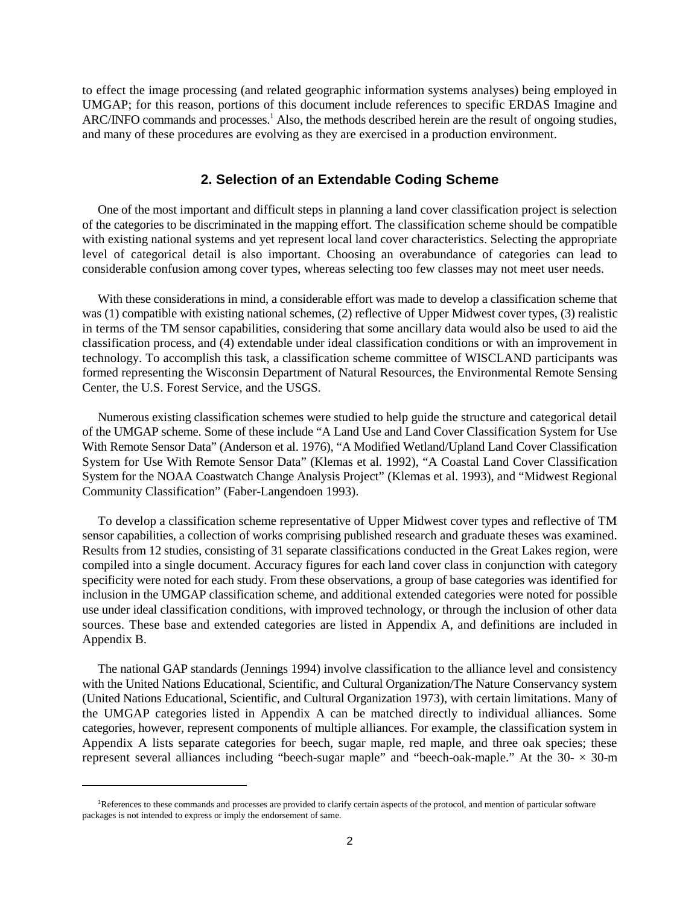to effect the image processing (and related geographic information systems analyses) being employed in UMGAP; for this reason, portions of this document include references to specific ERDAS Imagine and ARC/INFO commands and processes.[1] Also, the methods described herein are the result of ongoing studies, and many of these procedures are evolving as they are exercised in a production environment.

## 2. Selection of an Extendable Coding Scheme

One of the most important and difficult steps in planning a land cover classification project is selection of the categories to be discriminated in the mapping effort. The classification scheme should be compatible with existing national systems and yet represent local land cover characteristics. Selecting the appropriate level of categorical detail is also important. Choosing an overabundance of categories can lead to considerable confusion among cover types, whereas selecting too few classes may not meet user needs.

With these considerations in mind, a considerable effort was made to develop a classification scheme that was (1) compatible with existing national schemes, (2) reflective of Upper Midwest cover types, (3) realistic in terms of the TM sensor capabilities, considering that some ancillary data would also be used to aid the classification process, and (4) extendable under ideal classification conditions or with an improvement in technology. To accomplish this task, a classification scheme committee of WISCLAND participants was formed representing the Wisconsin Department of Natural Resources, the Environmental Remote Sensing Center, the U.S. Forest Service, and the USGS.

Numerous existing classification schemes were studied to help guide the structure and categorical detail of the UMGAP scheme. Some of these include "A Land Use and Land Cover Classification System for Use With Remote Sensor Data" (Anderson et al. 1976), "A Modified Wetland/Upland Land Cover Classification System for Use With Remote Sensor Data" (Klemas et al. 1992), "A Coastal Land Cover Classification System for the NOAA Coastwatch Change Analysis Project" (Klemas et al. 1993), and "Midwest Regional Community Classification" (Faber-Langendoen 1993).

To develop a classification scheme representative of Upper Midwest cover types and reflective of TM sensor capabilities, a collection of works comprising published research and graduate theses was examined. Results from 12 studies, consisting of 31 separate classifications conducted in the Great Lakes region, were compiled into a single document. Accuracy figures for each land cover class in conjunction with category specificity were noted for each study. From these observations, a group of base categories was identified for inclusion in the UMGAP classification scheme, and additional extended categories were noted for possible use under ideal classification conditions, with improved technology, or through the inclusion of other data sources. These base and extended categories are listed in Appendix A, and definitions are included in Appendix B.

The national GAP standards (Jennings 1994) involve classification to the alliance level and consistency with the United Nations Educational, Scientific, and Cultural Organization/The Nature Conservancy system (United Nations Educational, Scientific, and Cultural Organization 1973), with certain limitations. Many of the UMGAP categories listed in Appendix A can be matched directly to individual alliances. Some categories, however, represent components of multiple alliances. For example, the classification system in Appendix A lists separate categories for beech, sugar maple, red maple, and three oak species; these represent several alliances including "beech-sugar maple" and "beech-oak-maple." At the 30- × 30-m

[1]References to these commands and processes are provided to clarify certain aspects of the protocol, and mention of particular software packages is not intended to express or imply the endorsement of same.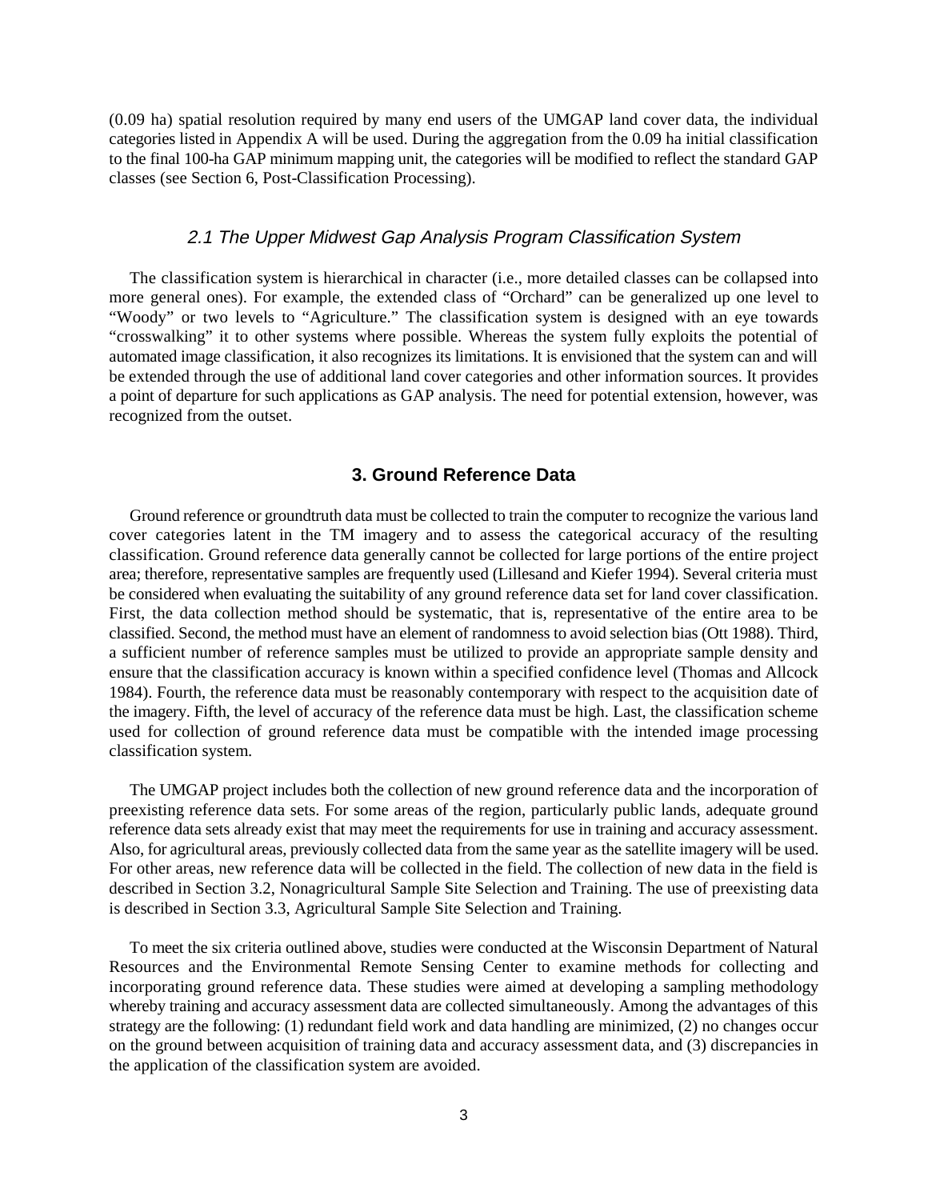(0.09 ha) spatial resolution required by many end users of the UMGAP land cover data, the individual categories listed in Appendix A will be used. During the aggregation from the 0.09 ha initial classification to the final 100-ha GAP minimum mapping unit, the categories will be modified to reflect the standard GAP classes (see Section 6, Post-Classification Processing).

### *2.1 The Upper Midwest Gap Analysis Program Classification System*

The classification system is hierarchical in character (i.e., more detailed classes can be collapsed into more general ones). For example, the extended class of "Orchard" can be generalized up one level to "Woody" or two levels to "Agriculture." The classification system is designed with an eye towards "crosswalking" it to other systems where possible. Whereas the system fully exploits the potential of automated image classification, it also recognizes its limitations. It is envisioned that the system can and will be extended through the use of additional land cover categories and other information sources. It provides a point of departure for such applications as GAP analysis. The need for potential extension, however, was recognized from the outset.

## 3. Ground Reference Data

Ground reference or groundtruth data must be collected to train the computer to recognize the various land cover categories latent in the TM imagery and to assess the categorical accuracy of the resulting classification. Ground reference data generally cannot be collected for large portions of the entire project area; therefore, representative samples are frequently used (Lillesand and Kiefer 1994). Several criteria must be considered when evaluating the suitability of any ground reference data set for land cover classification. First, the data collection method should be systematic, that is, representative of the entire area to be classified. Second, the method must have an element of randomness to avoid selection bias (Ott 1988). Third, a sufficient number of reference samples must be utilized to provide an appropriate sample density and ensure that the classification accuracy is known within a specified confidence level (Thomas and Allcock 1984). Fourth, the reference data must be reasonably contemporary with respect to the acquisition date of the imagery. Fifth, the level of accuracy of the reference data must be high. Last, the classification scheme used for collection of ground reference data must be compatible with the intended image processing classification system.

The UMGAP project includes both the collection of new ground reference data and the incorporation of preexisting reference data sets. For some areas of the region, particularly public lands, adequate ground reference data sets already exist that may meet the requirements for use in training and accuracy assessment. Also, for agricultural areas, previously collected data from the same year as the satellite imagery will be used. For other areas, new reference data will be collected in the field. The collection of new data in the field is described in Section 3.2, Nonagricultural Sample Site Selection and Training. The use of preexisting data is described in Section 3.3, Agricultural Sample Site Selection and Training.

To meet the six criteria outlined above, studies were conducted at the Wisconsin Department of Natural Resources and the Environmental Remote Sensing Center to examine methods for collecting and incorporating ground reference data. These studies were aimed at developing a sampling methodology whereby training and accuracy assessment data are collected simultaneously. Among the advantages of this strategy are the following: (1) redundant field work and data handling are minimized, (2) no changes occur on the ground between acquisition of training data and accuracy assessment data, and (3) discrepancies in the application of the classification system are avoided.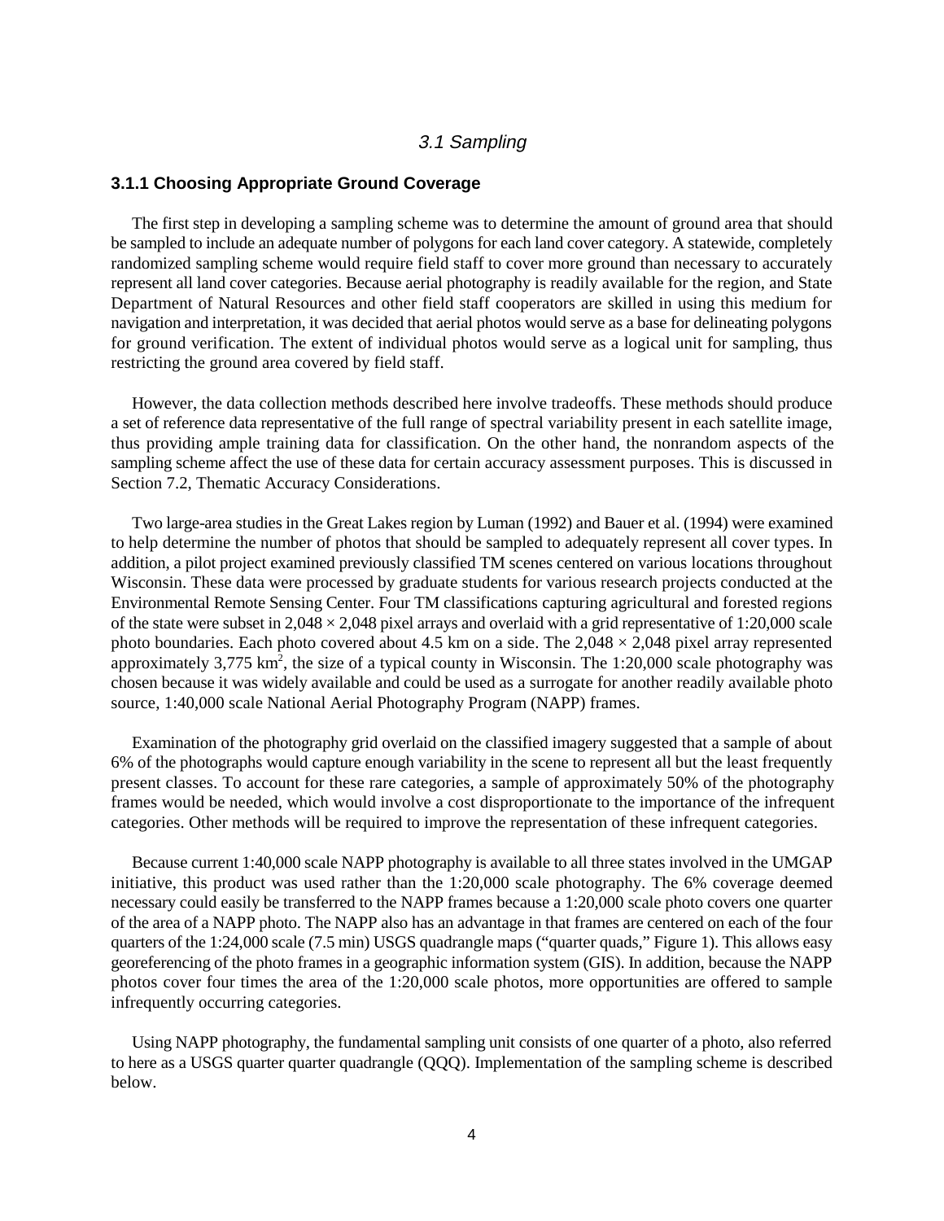## 3.1 Sampling

### 3.1.1 Choosing Appropriate Ground Coverage

The first step in developing a sampling scheme was to determine the amount of ground area that should be sampled to include an adequate number of polygons for each land cover category. A statewide, completely randomized sampling scheme would require field staff to cover more ground than necessary to accurately represent all land cover categories. Because aerial photography is readily available for the region, and State Department of Natural Resources and other field staff cooperators are skilled in using this medium for navigation and interpretation, it was decided that aerial photos would serve as a base for delineating polygons for ground verification. The extent of individual photos would serve as a logical unit for sampling, thus restricting the ground area covered by field staff.

However, the data collection methods described here involve tradeoffs. These methods should produce a set of reference data representative of the full range of spectral variability present in each satellite image, thus providing ample training data for classification. On the other hand, the nonrandom aspects of the sampling scheme affect the use of these data for certain accuracy assessment purposes. This is discussed in Section 7.2, Thematic Accuracy Considerations.

Two large-area studies in the Great Lakes region by Luman (1992) and Bauer et al. (1994) were examined to help determine the number of photos that should be sampled to adequately represent all cover types. In addition, a pilot project examined previously classified TM scenes centered on various locations throughout Wisconsin. These data were processed by graduate students for various research projects conducted at the Environmental Remote Sensing Center. Four TM classifications capturing agricultural and forested regions of the state were subset in $2{,}048 \times 2{,}048$ pixel arrays and overlaid with a grid representative of 1:20,000 scale photo boundaries. Each photo covered about 4.5 km on a side. The $2{,}048 \times 2{,}048$ pixel array represented approximately 3,775 $km^2$, the size of a typical county in Wisconsin. The 1:20,000 scale photography was chosen because it was widely available and could be used as a surrogate for another readily available photo source, 1:40,000 scale National Aerial Photography Program (NAPP) frames.

Examination of the photography grid overlaid on the classified imagery suggested that a sample of about 6% of the photographs would capture enough variability in the scene to represent all but the least frequently present classes. To account for these rare categories, a sample of approximately 50% of the photography frames would be needed, which would involve a cost disproportionate to the importance of the infrequent categories. Other methods will be required to improve the representation of these infrequent categories.

Because current 1:40,000 scale NAPP photography is available to all three states involved in the UMGAP initiative, this product was used rather than the 1:20,000 scale photography. The 6% coverage deemed necessary could easily be transferred to the NAPP frames because a 1:20,000 scale photo covers one quarter of the area of a NAPP photo. The NAPP also has an advantage in that frames are centered on each of the four quarters of the 1:24,000 scale (7.5 min) USGS quadrangle maps ("quarter quads," Figure 1). This allows easy georeferencing of the photo frames in a geographic information system (GIS). In addition, because the NAPP photos cover four times the area of the 1:20,000 scale photos, more opportunities are offered to sample infrequently occurring categories.

Using NAPP photography, the fundamental sampling unit consists of one quarter of a photo, also referred to here as a USGS quarter quarter quadrangle (QQQ). Implementation of the sampling scheme is described below.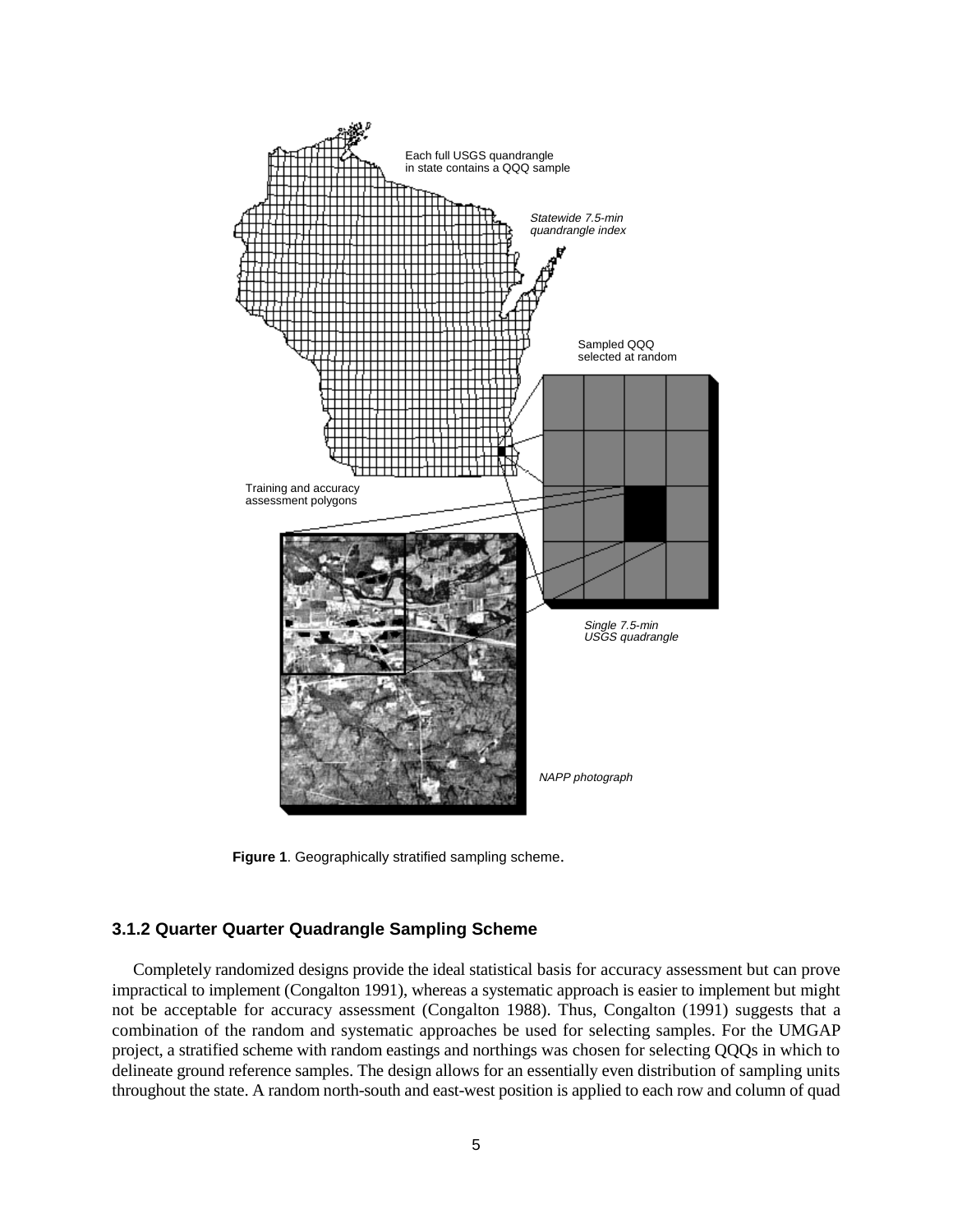**Figure 1**. Geographically stratified sampling scheme.

### 3.1.2 Quarter Quarter Quadrangle Sampling Scheme

Completely randomized designs provide the ideal statistical basis for accuracy assessment but can prove impractical to implement (Congalton 1991), whereas a systematic approach is easier to implement but might not be acceptable for accuracy assessment (Congalton 1988). Thus, Congalton (1991) suggests that a combination of the random and systematic approaches be used for selecting samples. For the UMGAP project, a stratified scheme with random eastings and northings was chosen for selecting QQQs in which to delineate ground reference samples. The design allows for an essentially even distribution of sampling units throughout the state. A random north-south and east-west position is applied to each row and column of quad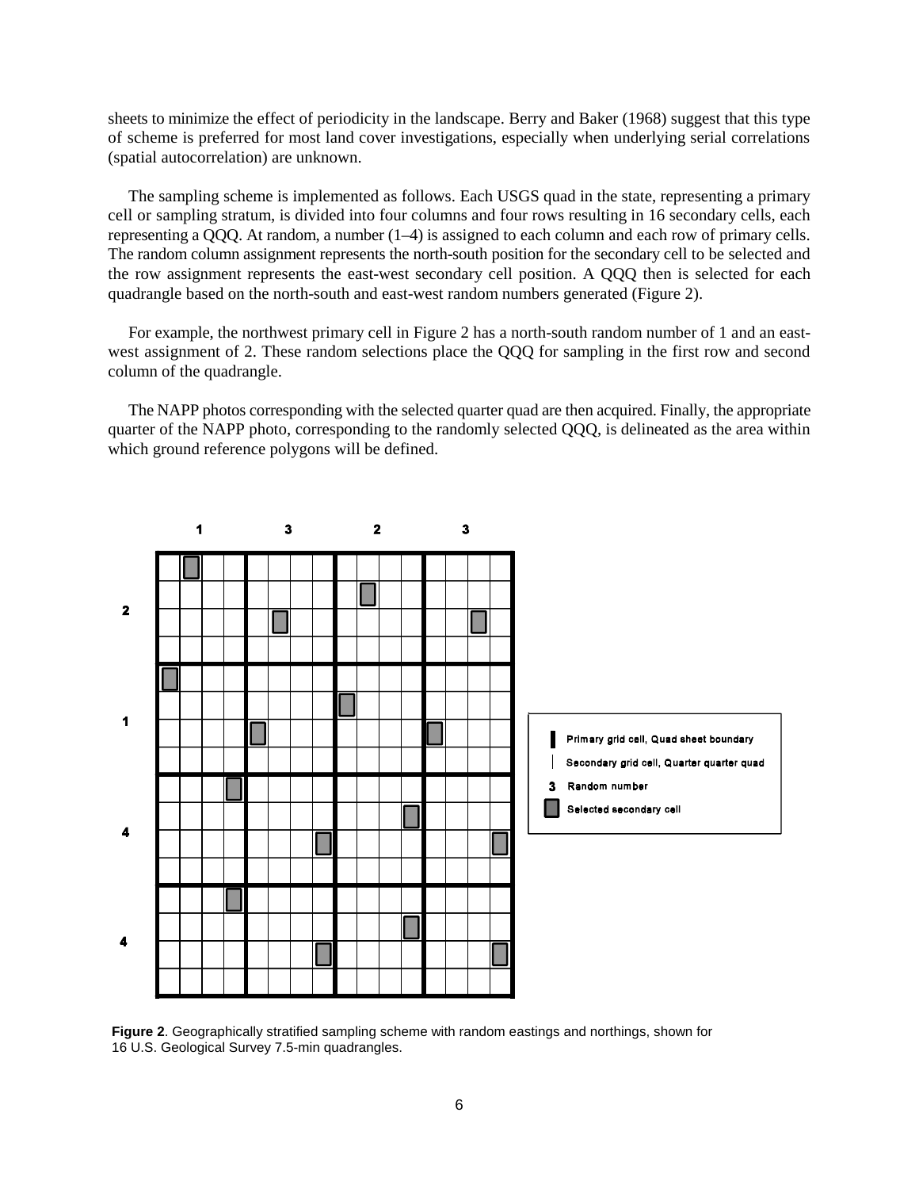sheets to minimize the effect of periodicity in the landscape. Berry and Baker (1968) suggest that this type of scheme is preferred for most land cover investigations, especially when underlying serial correlations (spatial autocorrelation) are unknown.

The sampling scheme is implemented as follows. Each USGS quad in the state, representing a primary cell or sampling stratum, is divided into four columns and four rows resulting in 16 secondary cells, each representing a QQQ. At random, a number (1–4) is assigned to each column and each row of primary cells. The random column assignment represents the north-south position for the secondary cell to be selected and the row assignment represents the east-west secondary cell position. A QQQ then is selected for each quadrangle based on the north-south and east-west random numbers generated (Figure 2).

For example, the northwest primary cell in Figure 2 has a north-south random number of 1 and an east-west assignment of 2. These random selections place the QQQ for sampling in the first row and second column of the quadrangle.

The NAPP photos corresponding with the selected quarter quad are then acquired. Finally, the appropriate quarter of the NAPP photo, corresponding to the randomly selected QQQ, is delineated as the area within which ground reference polygons will be defined.

**Figure 2**. Geographically stratified sampling scheme with random eastings and northings, shown for 16 U.S. Geological Survey 7.5-min quadrangles.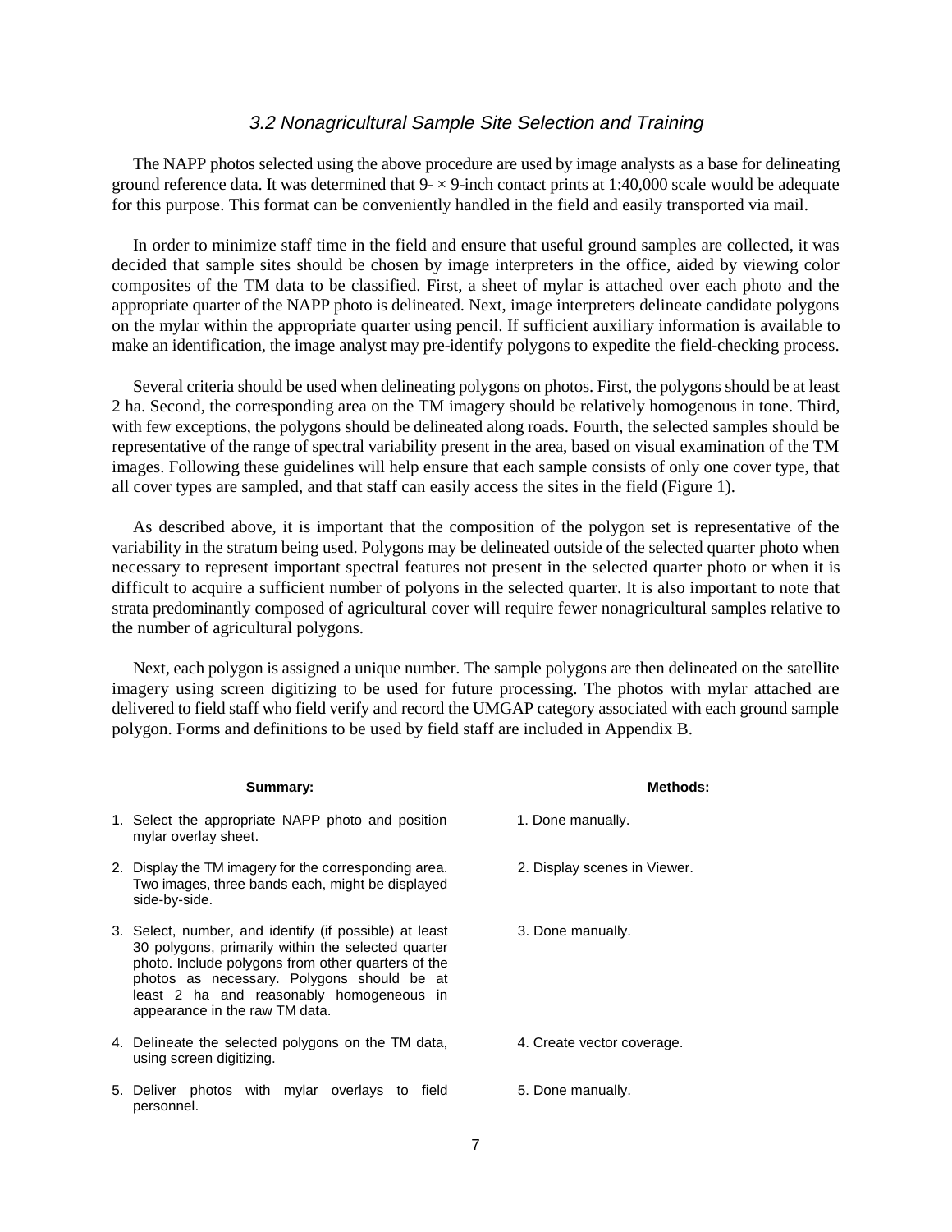### *3.2 Nonagricultural Sample Site Selection and Training*

The NAPP photos selected using the above procedure are used by image analysts as a base for delineating ground reference data. It was determined that 9- × 9-inch contact prints at 1:40,000 scale would be adequate for this purpose. This format can be conveniently handled in the field and easily transported via mail.

In order to minimize staff time in the field and ensure that useful ground samples are collected, it was decided that sample sites should be chosen by image interpreters in the office, aided by viewing color composites of the TM data to be classified. First, a sheet of mylar is attached over each photo and the appropriate quarter of the NAPP photo is delineated. Next, image interpreters delineate candidate polygons on the mylar within the appropriate quarter using pencil. If sufficient auxiliary information is available to make an identification, the image analyst may pre-identify polygons to expedite the field-checking process.

Several criteria should be used when delineating polygons on photos. First, the polygons should be at least 2 ha. Second, the corresponding area on the TM imagery should be relatively homogenous in tone. Third, with few exceptions, the polygons should be delineated along roads. Fourth, the selected samples should be representative of the range of spectral variability present in the area, based on visual examination of the TM images. Following these guidelines will help ensure that each sample consists of only one cover type, that all cover types are sampled, and that staff can easily access the sites in the field (Figure 1).

As described above, it is important that the composition of the polygon set is representative of the variability in the stratum being used. Polygons may be delineated outside of the selected quarter photo when necessary to represent important spectral features not present in the selected quarter photo or when it is difficult to acquire a sufficient number of polyons in the selected quarter. It is also important to note that strata predominantly composed of agricultural cover will require fewer nonagricultural samples relative to the number of agricultural polygons.

Next, each polygon is assigned a unique number. The sample polygons are then delineated on the satellite imagery using screen digitizing to be used for future processing. The photos with mylar attached are delivered to field staff who field verify and record the UMGAP category associated with each ground sample polygon. Forms and definitions to be used by field staff are included in Appendix B.

| **Summary:** | **Methods:** |
| --- | --- |
| 1. Select the appropriate NAPP photo and position mylar overlay sheet. | 1. Done manually. |
| 2. Display the TM imagery for the corresponding area. Two images, three bands each, might be displayed side-by-side. | 2. Display scenes in Viewer. |
| 3. Select, number, and identify (if possible) at least 30 polygons, primarily within the selected quarter photo. Include polygons from other quarters of the photos as necessary. Polygons should be at least 2 ha and reasonably homogeneous in appearance in the raw TM data. | 3. Done manually. |
| 4. Delineate the selected polygons on the TM data, using screen digitizing. | 4. Create vector coverage. |
| 5. Deliver photos with mylar overlays to field personnel. | 5. Done manually. |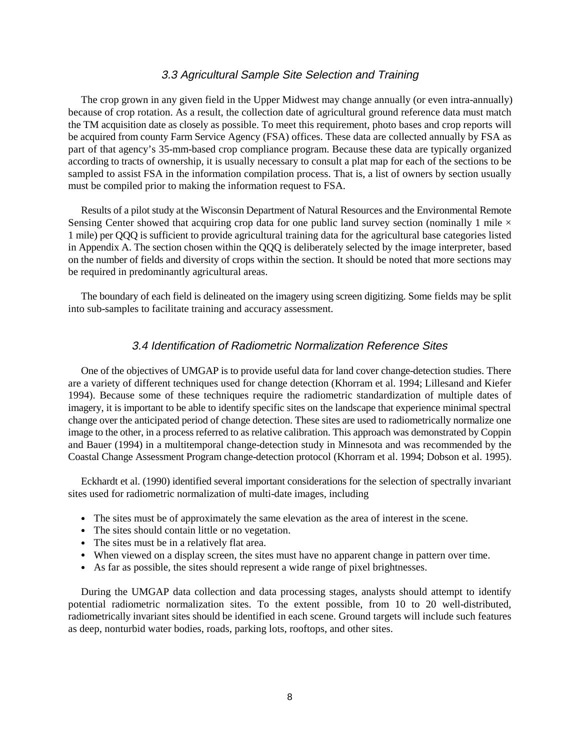### *3.3 Agricultural Sample Site Selection and Training*

The crop grown in any given field in the Upper Midwest may change annually (or even intra-annually) because of crop rotation. As a result, the collection date of agricultural ground reference data must match the TM acquisition date as closely as possible. To meet this requirement, photo bases and crop reports will be acquired from county Farm Service Agency (FSA) offices. These data are collected annually by FSA as part of that agency's 35-mm-based crop compliance program. Because these data are typically organized according to tracts of ownership, it is usually necessary to consult a plat map for each of the sections to be sampled to assist FSA in the information compilation process. That is, a list of owners by section usually must be compiled prior to making the information request to FSA.

Results of a pilot study at the Wisconsin Department of Natural Resources and the Environmental Remote Sensing Center showed that acquiring crop data for one public land survey section (nominally 1 mile × 1 mile) per QQQ is sufficient to provide agricultural training data for the agricultural base categories listed in Appendix A. The section chosen within the QQQ is deliberately selected by the image interpreter, based on the number of fields and diversity of crops within the section. It should be noted that more sections may be required in predominantly agricultural areas.

The boundary of each field is delineated on the imagery using screen digitizing. Some fields may be split into sub-samples to facilitate training and accuracy assessment.

### *3.4 Identification of Radiometric Normalization Reference Sites*

One of the objectives of UMGAP is to provide useful data for land cover change-detection studies. There are a variety of different techniques used for change detection (Khorram et al. 1994; Lillesand and Kiefer 1994). Because some of these techniques require the radiometric standardization of multiple dates of imagery, it is important to be able to identify specific sites on the landscape that experience minimal spectral change over the anticipated period of change detection. These sites are used to radiometrically normalize one image to the other, in a process referred to as relative calibration. This approach was demonstrated by Coppin and Bauer (1994) in a multitemporal change-detection study in Minnesota and was recommended by the Coastal Change Assessment Program change-detection protocol (Khorram et al. 1994; Dobson et al. 1995).

Eckhardt et al. (1990) identified several important considerations for the selection of spectrally invariant sites used for radiometric normalization of multi-date images, including

- The sites must be of approximately the same elevation as the area of interest in the scene.
- The sites should contain little or no vegetation.
- The sites must be in a relatively flat area.
- When viewed on a display screen, the sites must have no apparent change in pattern over time.
- As far as possible, the sites should represent a wide range of pixel brightnesses.

During the UMGAP data collection and data processing stages, analysts should attempt to identify potential radiometric normalization sites. To the extent possible, from 10 to 20 well-distributed, radiometrically invariant sites should be identified in each scene. Ground targets will include such features as deep, nonturbid water bodies, roads, parking lots, rooftops, and other sites.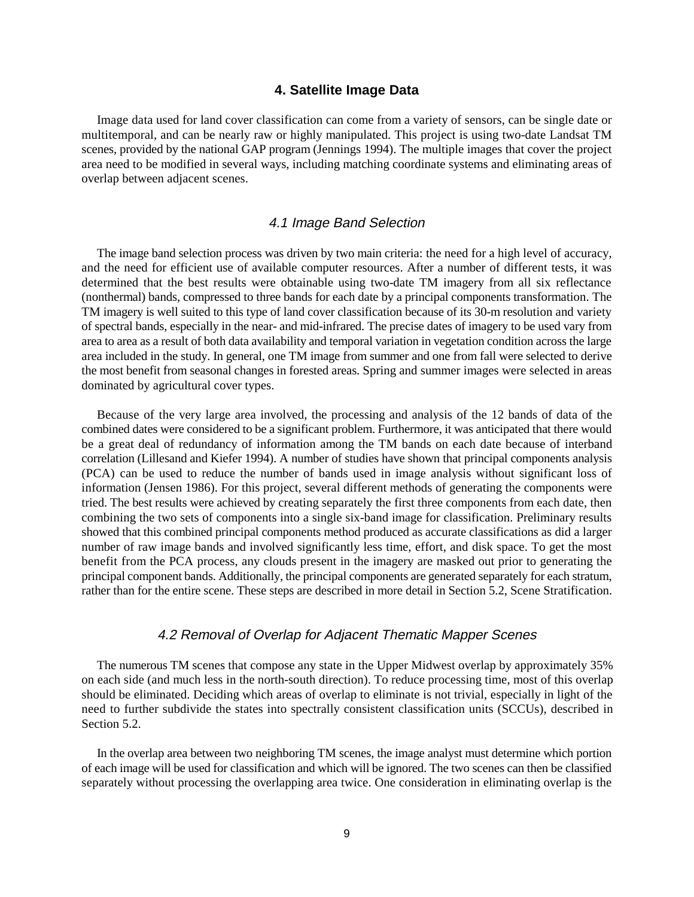## 4. Satellite Image Data

Image data used for land cover classification can come from a variety of sensors, can be single date or multitemporal, and can be nearly raw or highly manipulated. This project is using two-date Landsat TM scenes, provided by the national GAP program (Jennings 1994). The multiple images that cover the project area need to be modified in several ways, including matching coordinate systems and eliminating areas of overlap between adjacent scenes.

### *4.1 Image Band Selection*

The image band selection process was driven by two main criteria: the need for a high level of accuracy, and the need for efficient use of available computer resources. After a number of different tests, it was determined that the best results were obtainable using two-date TM imagery from all six reflectance (nonthermal) bands, compressed to three bands for each date by a principal components transformation. The TM imagery is well suited to this type of land cover classification because of its 30-m resolution and variety of spectral bands, especially in the near- and mid-infrared. The precise dates of imagery to be used vary from area to area as a result of both data availability and temporal variation in vegetation condition across the large area included in the study. In general, one TM image from summer and one from fall were selected to derive the most benefit from seasonal changes in forested areas. Spring and summer images were selected in areas dominated by agricultural cover types.

Because of the very large area involved, the processing and analysis of the 12 bands of data of the combined dates were considered to be a significant problem. Furthermore, it was anticipated that there would be a great deal of redundancy of information among the TM bands on each date because of interband correlation (Lillesand and Kiefer 1994). A number of studies have shown that principal components analysis (PCA) can be used to reduce the number of bands used in image analysis without significant loss of information (Jensen 1986). For this project, several different methods of generating the components were tried. The best results were achieved by creating separately the first three components from each date, then combining the two sets of components into a single six-band image for classification. Preliminary results showed that this combined principal components method produced as accurate classifications as did a larger number of raw image bands and involved significantly less time, effort, and disk space. To get the most benefit from the PCA process, any clouds present in the imagery are masked out prior to generating the principal component bands. Additionally, the principal components are generated separately for each stratum, rather than for the entire scene. These steps are described in more detail in Section 5.2, Scene Stratification.

### *4.2 Removal of Overlap for Adjacent Thematic Mapper Scenes*

The numerous TM scenes that compose any state in the Upper Midwest overlap by approximately 35% on each side (and much less in the north-south direction). To reduce processing time, most of this overlap should be eliminated. Deciding which areas of overlap to eliminate is not trivial, especially in light of the need to further subdivide the states into spectrally consistent classification units (SCCUs), described in Section 5.2.

In the overlap area between two neighboring TM scenes, the image analyst must determine which portion of each image will be used for classification and which will be ignored. The two scenes can then be classified separately without processing the overlapping area twice. One consideration in eliminating overlap is the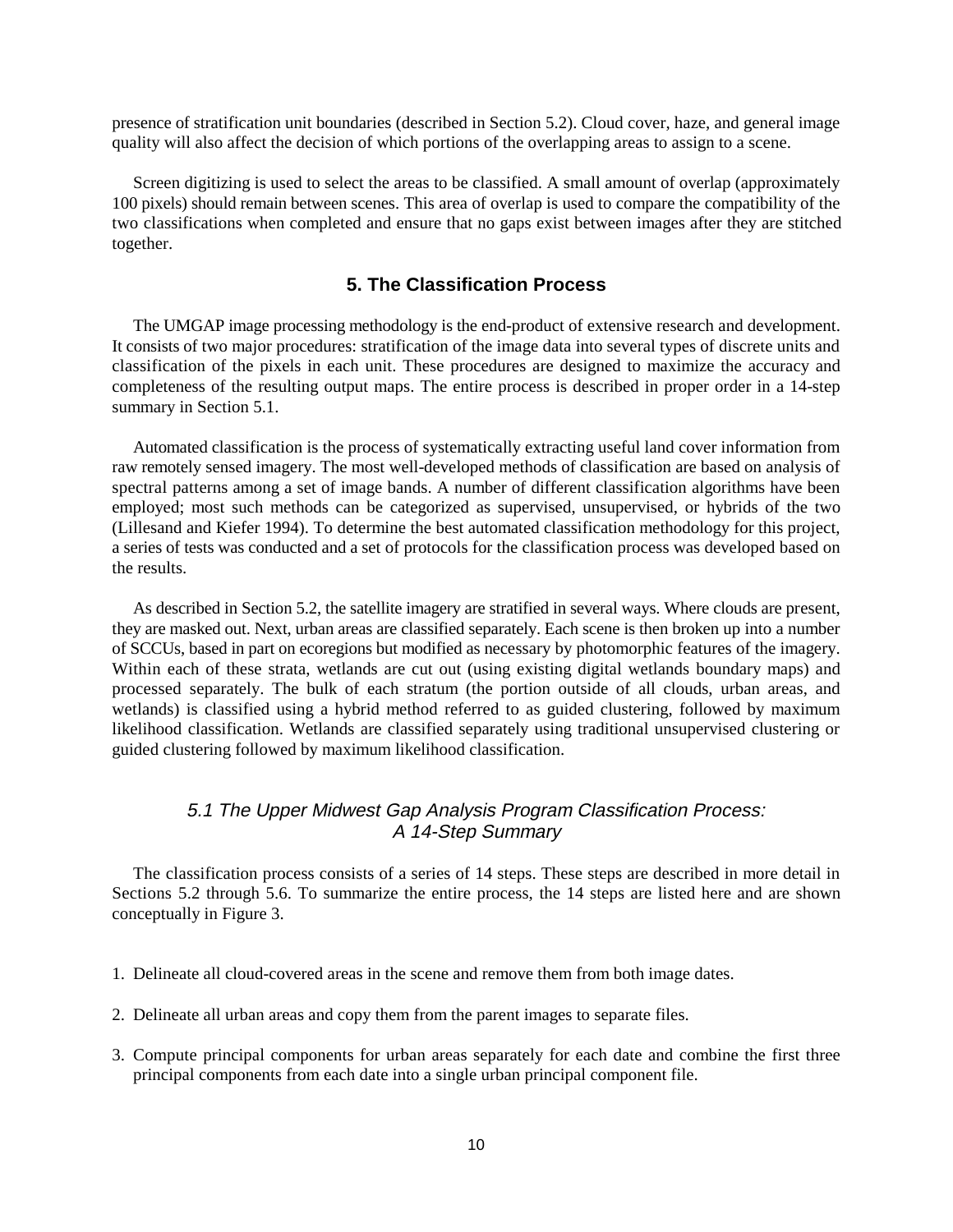presence of stratification unit boundaries (described in Section 5.2). Cloud cover, haze, and general image quality will also affect the decision of which portions of the overlapping areas to assign to a scene.

Screen digitizing is used to select the areas to be classified. A small amount of overlap (approximately 100 pixels) should remain between scenes. This area of overlap is used to compare the compatibility of the two classifications when completed and ensure that no gaps exist between images after they are stitched together.

## 5. The Classification Process

The UMGAP image processing methodology is the end-product of extensive research and development. It consists of two major procedures: stratification of the image data into several types of discrete units and classification of the pixels in each unit. These procedures are designed to maximize the accuracy and completeness of the resulting output maps. The entire process is described in proper order in a 14-step summary in Section 5.1.

Automated classification is the process of systematically extracting useful land cover information from raw remotely sensed imagery. The most well-developed methods of classification are based on analysis of spectral patterns among a set of image bands. A number of different classification algorithms have been employed; most such methods can be categorized as supervised, unsupervised, or hybrids of the two (Lillesand and Kiefer 1994). To determine the best automated classification methodology for this project, a series of tests was conducted and a set of protocols for the classification process was developed based on the results.

As described in Section 5.2, the satellite imagery are stratified in several ways. Where clouds are present, they are masked out. Next, urban areas are classified separately. Each scene is then broken up into a number of SCCUs, based in part on ecoregions but modified as necessary by photomorphic features of the imagery. Within each of these strata, wetlands are cut out (using existing digital wetlands boundary maps) and processed separately. The bulk of each stratum (the portion outside of all clouds, urban areas, and wetlands) is classified using a hybrid method referred to as guided clustering, followed by maximum likelihood classification. Wetlands are classified separately using traditional unsupervised clustering or guided clustering followed by maximum likelihood classification.

### *5.1 The Upper Midwest Gap Analysis Program Classification Process: A 14-Step Summary*

The classification process consists of a series of 14 steps. These steps are described in more detail in Sections 5.2 through 5.6. To summarize the entire process, the 14 steps are listed here and are shown conceptually in Figure 3.

1. Delineate all cloud-covered areas in the scene and remove them from both image dates.
2. Delineate all urban areas and copy them from the parent images to separate files.
3. Compute principal components for urban areas separately for each date and combine the first three principal components from each date into a single urban principal component file.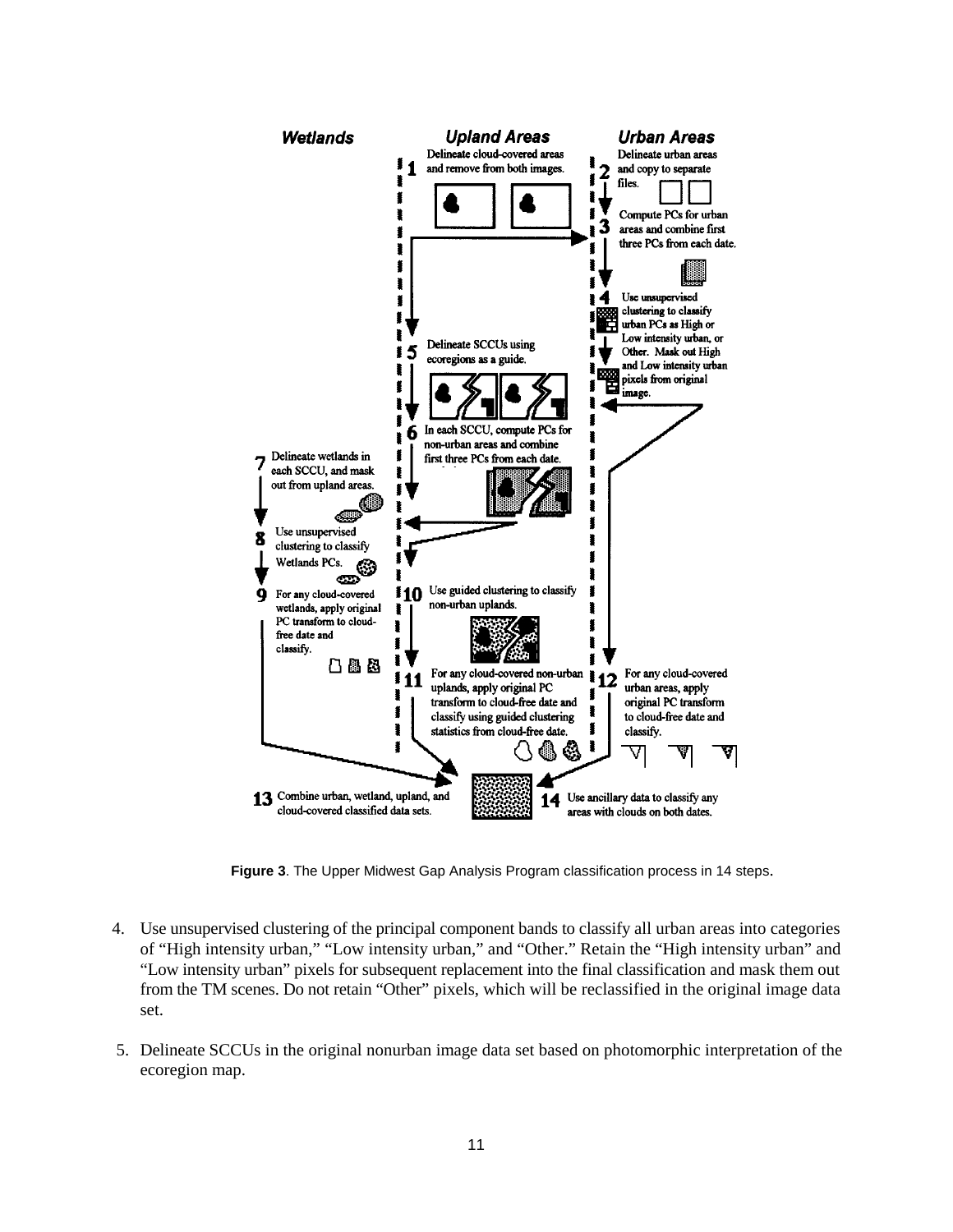**Figure 3**. The Upper Midwest Gap Analysis Program classification process in 14 steps.

4. Use unsupervised clustering of the principal component bands to classify all urban areas into categories of "High intensity urban," "Low intensity urban," and "Other." Retain the "High intensity urban" and "Low intensity urban" pixels for subsequent replacement into the final classification and mask them out from the TM scenes. Do not retain "Other" pixels, which will be reclassified in the original image data set.

5. Delineate SCCUs in the original nonurban image data set based on photomorphic interpretation of the ecoregion map.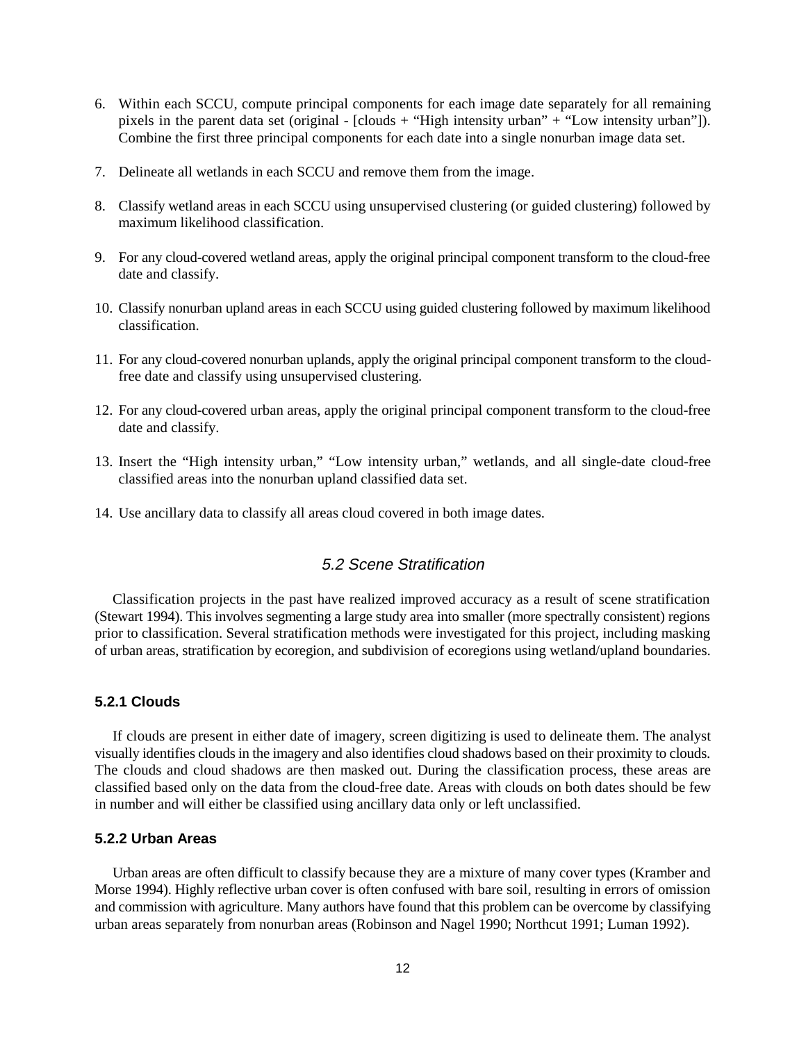6. Within each SCCU, compute principal components for each image date separately for all remaining pixels in the parent data set (original - [clouds + "High intensity urban" + "Low intensity urban"]). Combine the first three principal components for each date into a single nonurban image data set.

7. Delineate all wetlands in each SCCU and remove them from the image.

8. Classify wetland areas in each SCCU using unsupervised clustering (or guided clustering) followed by maximum likelihood classification.

9. For any cloud-covered wetland areas, apply the original principal component transform to the cloud-free date and classify.

10. Classify nonurban upland areas in each SCCU using guided clustering followed by maximum likelihood classification.

11. For any cloud-covered nonurban uplands, apply the original principal component transform to the cloud-free date and classify using unsupervised clustering.

12. For any cloud-covered urban areas, apply the original principal component transform to the cloud-free date and classify.

13. Insert the "High intensity urban," "Low intensity urban," wetlands, and all single-date cloud-free classified areas into the nonurban upland classified data set.

14. Use ancillary data to classify all areas cloud covered in both image dates.

## *5.2 Scene Stratification*

Classification projects in the past have realized improved accuracy as a result of scene stratification (Stewart 1994). This involves segmenting a large study area into smaller (more spectrally consistent) regions prior to classification. Several stratification methods were investigated for this project, including masking of urban areas, stratification by ecoregion, and subdivision of ecoregions using wetland/upland boundaries.

### 5.2.1 Clouds

If clouds are present in either date of imagery, screen digitizing is used to delineate them. The analyst visually identifies clouds in the imagery and also identifies cloud shadows based on their proximity to clouds. The clouds and cloud shadows are then masked out. During the classification process, these areas are classified based only on the data from the cloud-free date. Areas with clouds on both dates should be few in number and will either be classified using ancillary data only or left unclassified.

### 5.2.2 Urban Areas

Urban areas are often difficult to classify because they are a mixture of many cover types (Kramber and Morse 1994). Highly reflective urban cover is often confused with bare soil, resulting in errors of omission and commission with agriculture. Many authors have found that this problem can be overcome by classifying urban areas separately from nonurban areas (Robinson and Nagel 1990; Northcut 1991; Luman 1992).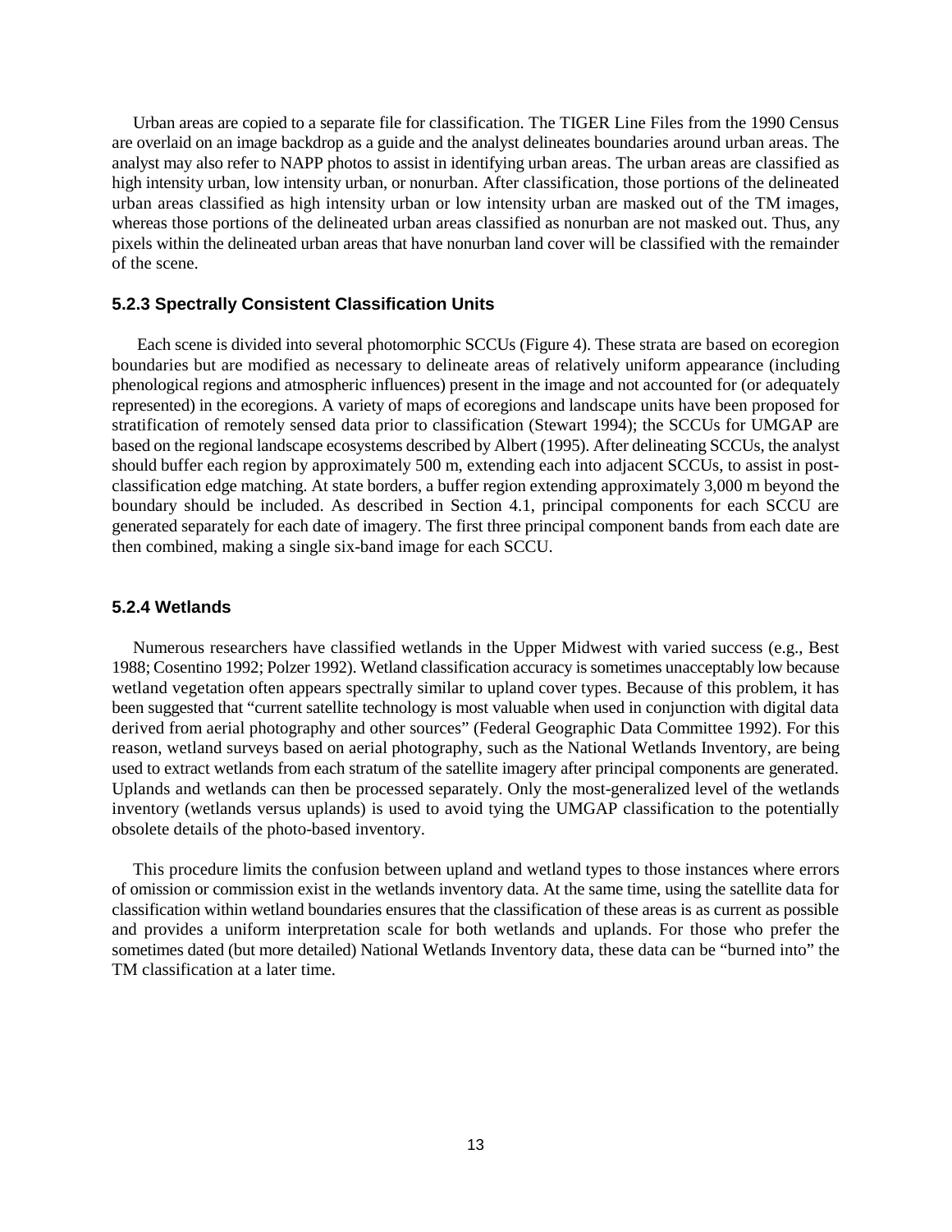Urban areas are copied to a separate file for classification. The TIGER Line Files from the 1990 Census are overlaid on an image backdrop as a guide and the analyst delineates boundaries around urban areas. The analyst may also refer to NAPP photos to assist in identifying urban areas. The urban areas are classified as high intensity urban, low intensity urban, or nonurban. After classification, those portions of the delineated urban areas classified as high intensity urban or low intensity urban are masked out of the TM images, whereas those portions of the delineated urban areas classified as nonurban are not masked out. Thus, any pixels within the delineated urban areas that have nonurban land cover will be classified with the remainder of the scene.

### 5.2.3 Spectrally Consistent Classification Units

Each scene is divided into several photomorphic SCCUs (Figure 4). These strata are based on ecoregion boundaries but are modified as necessary to delineate areas of relatively uniform appearance (including phenological regions and atmospheric influences) present in the image and not accounted for (or adequately represented) in the ecoregions. A variety of maps of ecoregions and landscape units have been proposed for stratification of remotely sensed data prior to classification (Stewart 1994); the SCCUs for UMGAP are based on the regional landscape ecosystems described by Albert (1995). After delineating SCCUs, the analyst should buffer each region by approximately 500 m, extending each into adjacent SCCUs, to assist in post-classification edge matching. At state borders, a buffer region extending approximately 3,000 m beyond the boundary should be included. As described in Section 4.1, principal components for each SCCU are generated separately for each date of imagery. The first three principal component bands from each date are then combined, making a single six-band image for each SCCU.

### 5.2.4 Wetlands

Numerous researchers have classified wetlands in the Upper Midwest with varied success (e.g., Best 1988; Cosentino 1992; Polzer 1992). Wetland classification accuracy is sometimes unacceptably low because wetland vegetation often appears spectrally similar to upland cover types. Because of this problem, it has been suggested that "current satellite technology is most valuable when used in conjunction with digital data derived from aerial photography and other sources" (Federal Geographic Data Committee 1992). For this reason, wetland surveys based on aerial photography, such as the National Wetlands Inventory, are being used to extract wetlands from each stratum of the satellite imagery after principal components are generated. Uplands and wetlands can then be processed separately. Only the most-generalized level of the wetlands inventory (wetlands versus uplands) is used to avoid tying the UMGAP classification to the potentially obsolete details of the photo-based inventory.

This procedure limits the confusion between upland and wetland types to those instances where errors of omission or commission exist in the wetlands inventory data. At the same time, using the satellite data for classification within wetland boundaries ensures that the classification of these areas is as current as possible and provides a uniform interpretation scale for both wetlands and uplands. For those who prefer the sometimes dated (but more detailed) National Wetlands Inventory data, these data can be "burned into" the TM classification at a later time.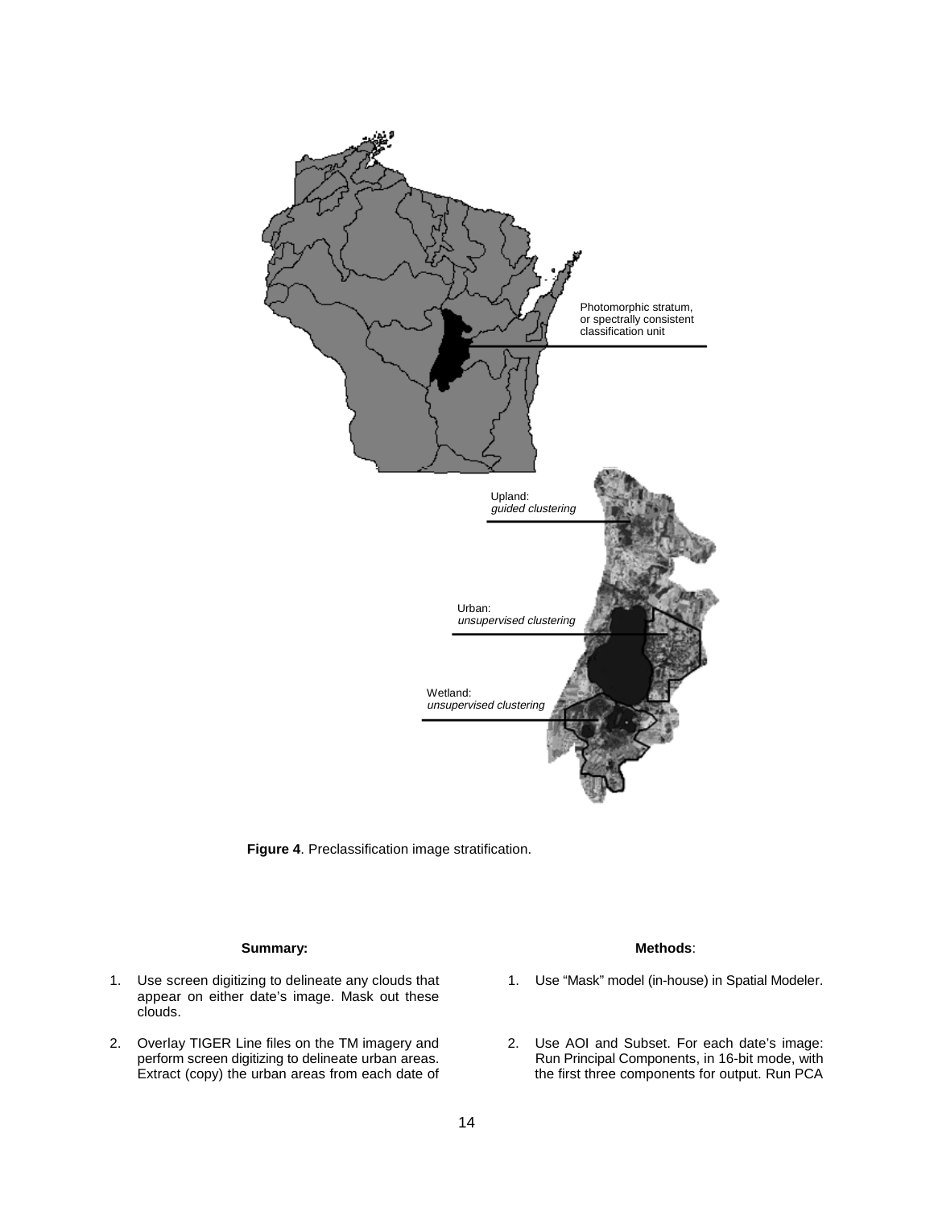Photomorphic stratum, or spectrally consistent classification unit

Upland: *guided clustering*

Urban: *unsupervised clustering*

Wetland: *unsupervised clustering*

**Figure 4**. Preclassification image stratification.

**Summary:**

1. Use screen digitizing to delineate any clouds that appear on either date's image. Mask out these clouds.

2. Overlay TIGER Line files on the TM imagery and perform screen digitizing to delineate urban areas. Extract (copy) the urban areas from each date of

**Methods**:

1. Use "Mask" model (in-house) in Spatial Modeler.

2. Use AOI and Subset. For each date's image: Run Principal Components, in 16-bit mode, with the first three components for output. Run PCA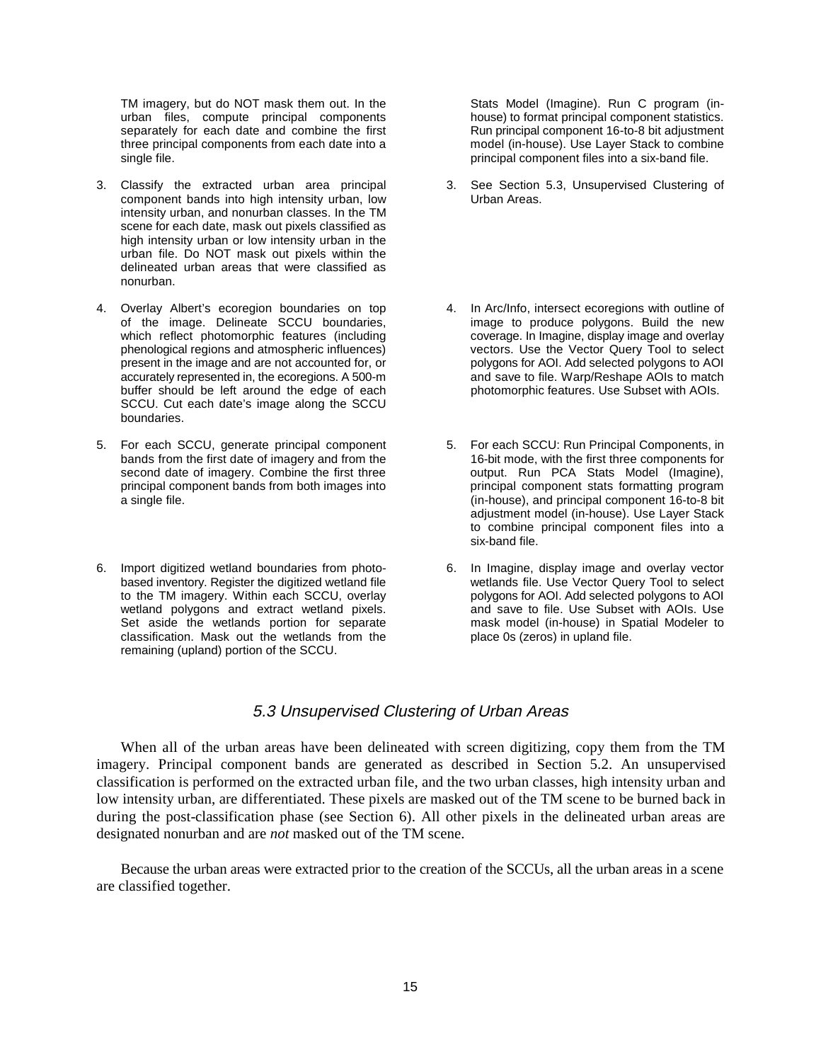TM imagery, but do NOT mask them out. In the urban files, compute principal components separately for each date and combine the first three principal components from each date into a single file.

Stats Model (Imagine). Run C program (in-house) to format principal component statistics. Run principal component 16-to-8 bit adjustment model (in-house). Use Layer Stack to combine principal component files into a six-band file.

| | |
|---|---|
| 3. Classify the extracted urban area principal component bands into high intensity urban, low intensity urban, and nonurban classes. In the TM scene for each date, mask out pixels classified as high intensity urban or low intensity urban in the urban file. Do NOT mask out pixels within the delineated urban areas that were classified as nonurban. | 3. See Section 5.3, Unsupervised Clustering of Urban Areas. |
| 4. Overlay Albert's ecoregion boundaries on top of the image. Delineate SCCU boundaries, which reflect photomorphic features (including phenological regions and atmospheric influences) present in the image and are not accounted for, or accurately represented in, the ecoregions. A 500-m buffer should be left around the edge of each SCCU. Cut each date's image along the SCCU boundaries. | 4. In Arc/Info, intersect ecoregions with outline of image to produce polygons. Build the new coverage. In Imagine, display image and overlay vectors. Use the Vector Query Tool to select polygons for AOI. Add selected polygons to AOI and save to file. Warp/Reshape AOIs to match photomorphic features. Use Subset with AOIs. |
| 5. For each SCCU, generate principal component bands from the first date of imagery and from the second date of imagery. Combine the first three principal component bands from both images into a single file. | 5. For each SCCU: Run Principal Components, in 16-bit mode, with the first three components for output. Run PCA Stats Model (Imagine), principal component stats formatting program (in-house), and principal component 16-to-8 bit adjustment model (in-house). Use Layer Stack to combine principal component files into a six-band file. |
| 6. Import digitized wetland boundaries from photo-based inventory. Register the digitized wetland file to the TM imagery. Within each SCCU, overlay wetland polygons and extract wetland pixels. Set aside the wetlands portion for separate classification. Mask out the wetlands from the remaining (upland) portion of the SCCU. | 6. In Imagine, display image and overlay vector wetlands file. Use Vector Query Tool to select polygons for AOI. Add selected polygons to AOI and save to file. Use Subset with AOIs. Use mask model (in-house) in Spatial Modeler to place 0s (zeros) in upland file. |

### *5.3 Unsupervised Clustering of Urban Areas*

When all of the urban areas have been delineated with screen digitizing, copy them from the TM imagery. Principal component bands are generated as described in Section 5.2. An unsupervised classification is performed on the extracted urban file, and the two urban classes, high intensity urban and low intensity urban, are differentiated. These pixels are masked out of the TM scene to be burned back in during the post-classification phase (see Section 6). All other pixels in the delineated urban areas are designated nonurban and are *not* masked out of the TM scene.

Because the urban areas were extracted prior to the creation of the SCCUs, all the urban areas in a scene are classified together.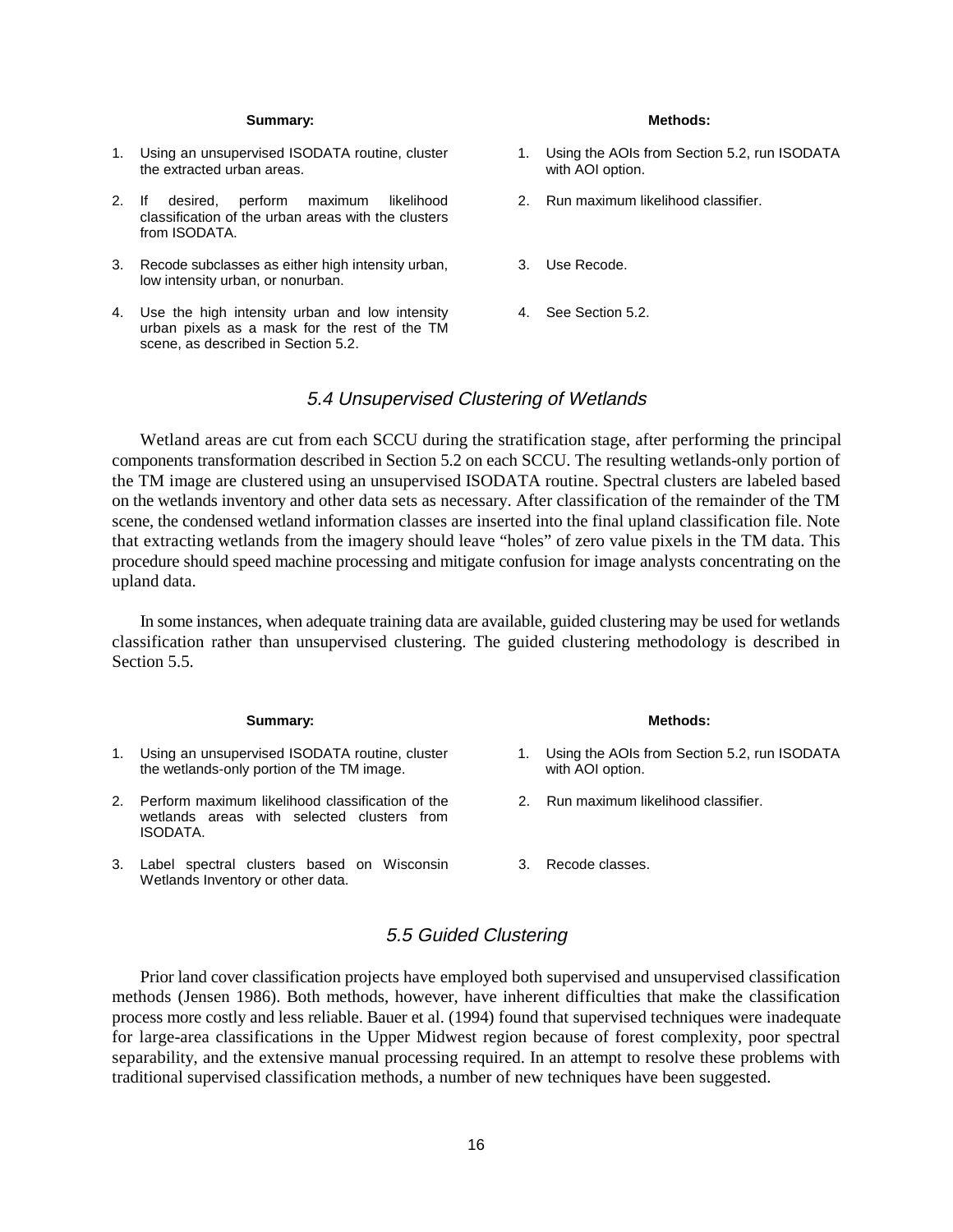| Summary: | Methods: |
| --- | --- |
| 1. Using an unsupervised ISODATA routine, cluster the extracted urban areas. | 1. Using the AOIs from Section 5.2, run ISODATA with AOI option. |
| 2. If desired, perform maximum likelihood classification of the urban areas with the clusters from ISODATA. | 2. Run maximum likelihood classifier. |
| 3. Recode subclasses as either high intensity urban, low intensity urban, or nonurban. | 3. Use Recode. |
| 4. Use the high intensity urban and low intensity urban pixels as a mask for the rest of the TM scene, as described in Section 5.2. | 4. See Section 5.2. |

## *5.4 Unsupervised Clustering of Wetlands*

Wetland areas are cut from each SCCU during the stratification stage, after performing the principal components transformation described in Section 5.2 on each SCCU. The resulting wetlands-only portion of the TM image are clustered using an unsupervised ISODATA routine. Spectral clusters are labeled based on the wetlands inventory and other data sets as necessary. After classification of the remainder of the TM scene, the condensed wetland information classes are inserted into the final upland classification file. Note that extracting wetlands from the imagery should leave "holes" of zero value pixels in the TM data. This procedure should speed machine processing and mitigate confusion for image analysts concentrating on the upland data.

In some instances, when adequate training data are available, guided clustering may be used for wetlands classification rather than unsupervised clustering. The guided clustering methodology is described in Section 5.5.

| Summary: | Methods: |
| --- | --- |
| 1. Using an unsupervised ISODATA routine, cluster the wetlands-only portion of the TM image. | 1. Using the AOIs from Section 5.2, run ISODATA with AOI option. |
| 2. Perform maximum likelihood classification of the wetlands areas with selected clusters from ISODATA. | 2. Run maximum likelihood classifier. |
| 3. Label spectral clusters based on Wisconsin Wetlands Inventory or other data. | 3. Recode classes. |

## *5.5 Guided Clustering*

Prior land cover classification projects have employed both supervised and unsupervised classification methods (Jensen 1986). Both methods, however, have inherent difficulties that make the classification process more costly and less reliable. Bauer et al. (1994) found that supervised techniques were inadequate for large-area classifications in the Upper Midwest region because of forest complexity, poor spectral separability, and the extensive manual processing required. In an attempt to resolve these problems with traditional supervised classification methods, a number of new techniques have been suggested.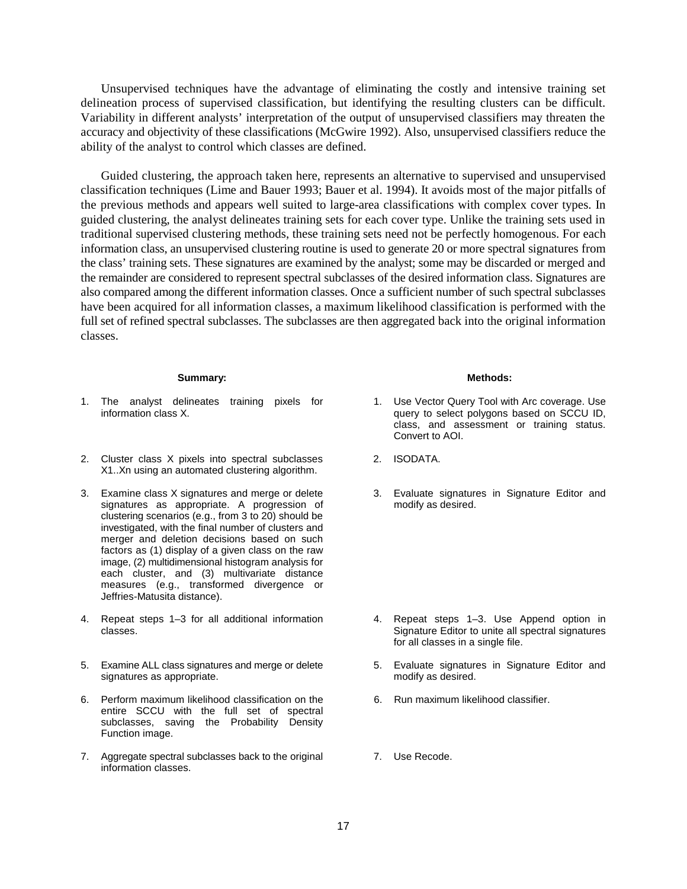Unsupervised techniques have the advantage of eliminating the costly and intensive training set delineation process of supervised classification, but identifying the resulting clusters can be difficult. Variability in different analysts' interpretation of the output of unsupervised classifiers may threaten the accuracy and objectivity of these classifications (McGwire 1992). Also, unsupervised classifiers reduce the ability of the analyst to control which classes are defined.

Guided clustering, the approach taken here, represents an alternative to supervised and unsupervised classification techniques (Lime and Bauer 1993; Bauer et al. 1994). It avoids most of the major pitfalls of the previous methods and appears well suited to large-area classifications with complex cover types. In guided clustering, the analyst delineates training sets for each cover type. Unlike the training sets used in traditional supervised clustering methods, these training sets need not be perfectly homogenous. For each information class, an unsupervised clustering routine is used to generate 20 or more spectral signatures from the class' training sets. These signatures are examined by the analyst; some may be discarded or merged and the remainder are considered to represent spectral subclasses of the desired information class. Signatures are also compared among the different information classes. Once a sufficient number of such spectral subclasses have been acquired for all information classes, a maximum likelihood classification is performed with the full set of refined spectral subclasses. The subclasses are then aggregated back into the original information classes.

| **Summary:** | **Methods:** |
|---|---|
| 1. The analyst delineates training pixels for information class X. | 1. Use Vector Query Tool with Arc coverage. Use query to select polygons based on SCCU ID, class, and assessment or training status. Convert to AOI. |
| 2. Cluster class X pixels into spectral subclasses X1..Xn using an automated clustering algorithm. | 2. ISODATA. |
| 3. Examine class X signatures and merge or delete signatures as appropriate. A progression of clustering scenarios (e.g., from 3 to 20) should be investigated, with the final number of clusters and merger and deletion decisions based on such factors as (1) display of a given class on the raw image, (2) multidimensional histogram analysis for each cluster, and (3) multivariate distance measures (e.g., transformed divergence or Jeffries-Matusita distance). | 3. Evaluate signatures in Signature Editor and modify as desired. |
| 4. Repeat steps 1–3 for all additional information classes. | 4. Repeat steps 1–3. Use Append option in Signature Editor to unite all spectral signatures for all classes in a single file. |
| 5. Examine ALL class signatures and merge or delete signatures as appropriate. | 5. Evaluate signatures in Signature Editor and modify as desired. |
| 6. Perform maximum likelihood classification on the entire SCCU with the full set of spectral subclasses, saving the Probability Density Function image. | 6. Run maximum likelihood classifier. |
| 7. Aggregate spectral subclasses back to the original information classes. | 7. Use Recode. |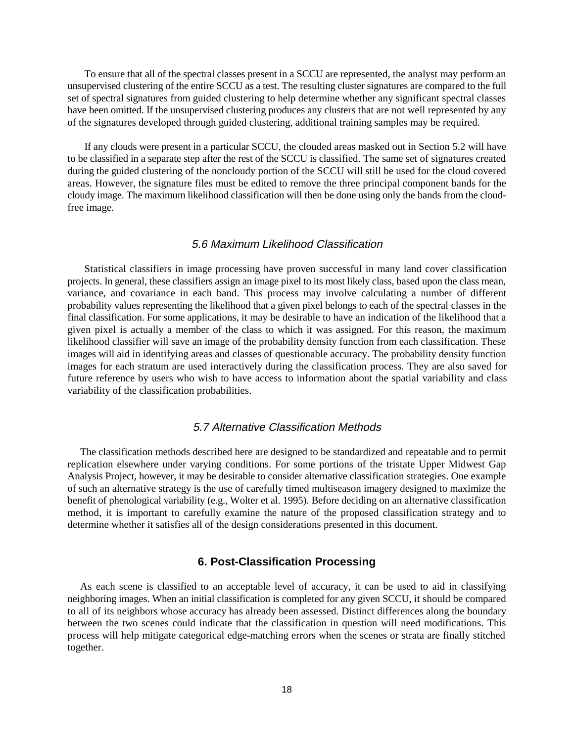To ensure that all of the spectral classes present in a SCCU are represented, the analyst may perform an unsupervised clustering of the entire SCCU as a test. The resulting cluster signatures are compared to the full set of spectral signatures from guided clustering to help determine whether any significant spectral classes have been omitted. If the unsupervised clustering produces any clusters that are not well represented by any of the signatures developed through guided clustering, additional training samples may be required.

If any clouds were present in a particular SCCU, the clouded areas masked out in Section 5.2 will have to be classified in a separate step after the rest of the SCCU is classified. The same set of signatures created during the guided clustering of the noncloudy portion of the SCCU will still be used for the cloud covered areas. However, the signature files must be edited to remove the three principal component bands for the cloudy image. The maximum likelihood classification will then be done using only the bands from the cloud-free image.

### *5.6 Maximum Likelihood Classification*

Statistical classifiers in image processing have proven successful in many land cover classification projects. In general, these classifiers assign an image pixel to its most likely class, based upon the class mean, variance, and covariance in each band. This process may involve calculating a number of different probability values representing the likelihood that a given pixel belongs to each of the spectral classes in the final classification. For some applications, it may be desirable to have an indication of the likelihood that a given pixel is actually a member of the class to which it was assigned. For this reason, the maximum likelihood classifier will save an image of the probability density function from each classification. These images will aid in identifying areas and classes of questionable accuracy. The probability density function images for each stratum are used interactively during the classification process. They are also saved for future reference by users who wish to have access to information about the spatial variability and class variability of the classification probabilities.

### *5.7 Alternative Classification Methods*

The classification methods described here are designed to be standardized and repeatable and to permit replication elsewhere under varying conditions. For some portions of the tristate Upper Midwest Gap Analysis Project, however, it may be desirable to consider alternative classification strategies. One example of such an alternative strategy is the use of carefully timed multiseason imagery designed to maximize the benefit of phenological variability (e.g., Wolter et al. 1995). Before deciding on an alternative classification method, it is important to carefully examine the nature of the proposed classification strategy and to determine whether it satisfies all of the design considerations presented in this document.

## 6. Post-Classification Processing

As each scene is classified to an acceptable level of accuracy, it can be used to aid in classifying neighboring images. When an initial classification is completed for any given SCCU, it should be compared to all of its neighbors whose accuracy has already been assessed. Distinct differences along the boundary between the two scenes could indicate that the classification in question will need modifications. This process will help mitigate categorical edge-matching errors when the scenes or strata are finally stitched together.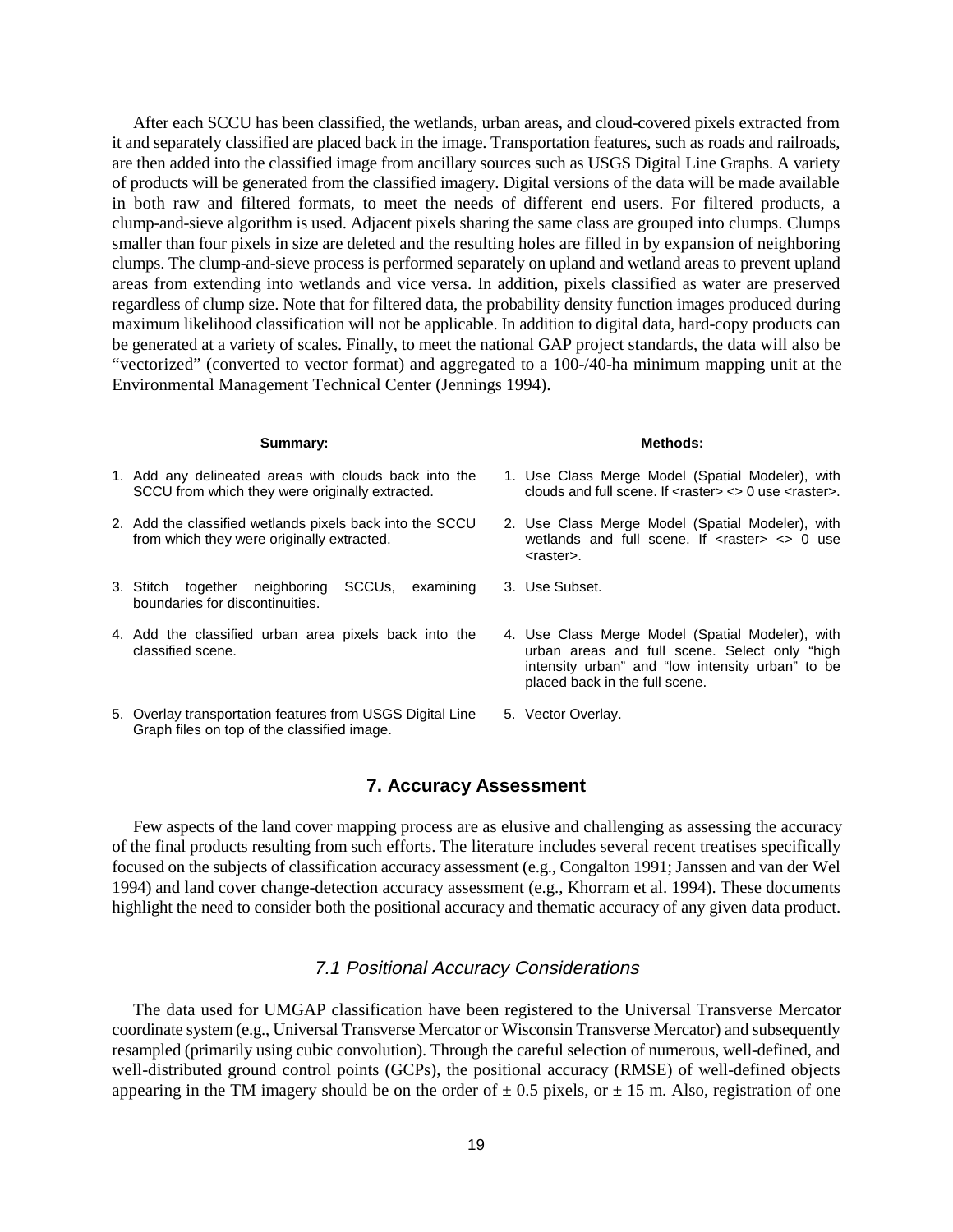After each SCCU has been classified, the wetlands, urban areas, and cloud-covered pixels extracted from it and separately classified are placed back in the image. Transportation features, such as roads and railroads, are then added into the classified image from ancillary sources such as USGS Digital Line Graphs. A variety of products will be generated from the classified imagery. Digital versions of the data will be made available in both raw and filtered formats, to meet the needs of different end users. For filtered products, a clump-and-sieve algorithm is used. Adjacent pixels sharing the same class are grouped into clumps. Clumps smaller than four pixels in size are deleted and the resulting holes are filled in by expansion of neighboring clumps. The clump-and-sieve process is performed separately on upland and wetland areas to prevent upland areas from extending into wetlands and vice versa. In addition, pixels classified as water are preserved regardless of clump size. Note that for filtered data, the probability density function images produced during maximum likelihood classification will not be applicable. In addition to digital data, hard-copy products can be generated at a variety of scales. Finally, to meet the national GAP project standards, the data will also be "vectorized" (converted to vector format) and aggregated to a 100-/40-ha minimum mapping unit at the Environmental Management Technical Center (Jennings 1994).

| Summary: | Methods: |
| --- | --- |
| 1. Add any delineated areas with clouds back into the SCCU from which they were originally extracted. | 1. Use Class Merge Model (Spatial Modeler), with clouds and full scene. If <raster> <> 0 use <raster>. |
| 2. Add the classified wetlands pixels back into the SCCU from which they were originally extracted. | 2. Use Class Merge Model (Spatial Modeler), with wetlands and full scene. If <raster> <> 0 use <raster>. |
| 3. Stitch together neighboring SCCUs, examining boundaries for discontinuities. | 3. Use Subset. |
| 4. Add the classified urban area pixels back into the classified scene. | 4. Use Class Merge Model (Spatial Modeler), with urban areas and full scene. Select only "high intensity urban" and "low intensity urban" to be placed back in the full scene. |
| 5. Overlay transportation features from USGS Digital Line Graph files on top of the classified image. | 5. Vector Overlay. |

## 7. Accuracy Assessment

Few aspects of the land cover mapping process are as elusive and challenging as assessing the accuracy of the final products resulting from such efforts. The literature includes several recent treatises specifically focused on the subjects of classification accuracy assessment (e.g., Congalton 1991; Janssen and van der Wel 1994) and land cover change-detection accuracy assessment (e.g., Khorram et al. 1994). These documents highlight the need to consider both the positional accuracy and thematic accuracy of any given data product.

### *7.1 Positional Accuracy Considerations*

The data used for UMGAP classification have been registered to the Universal Transverse Mercator coordinate system (e.g., Universal Transverse Mercator or Wisconsin Transverse Mercator) and subsequently resampled (primarily using cubic convolution). Through the careful selection of numerous, well-defined, and well-distributed ground control points (GCPs), the positional accuracy (RMSE) of well-defined objects appearing in the TM imagery should be on the order of ± 0.5 pixels, or ± 15 m. Also, registration of one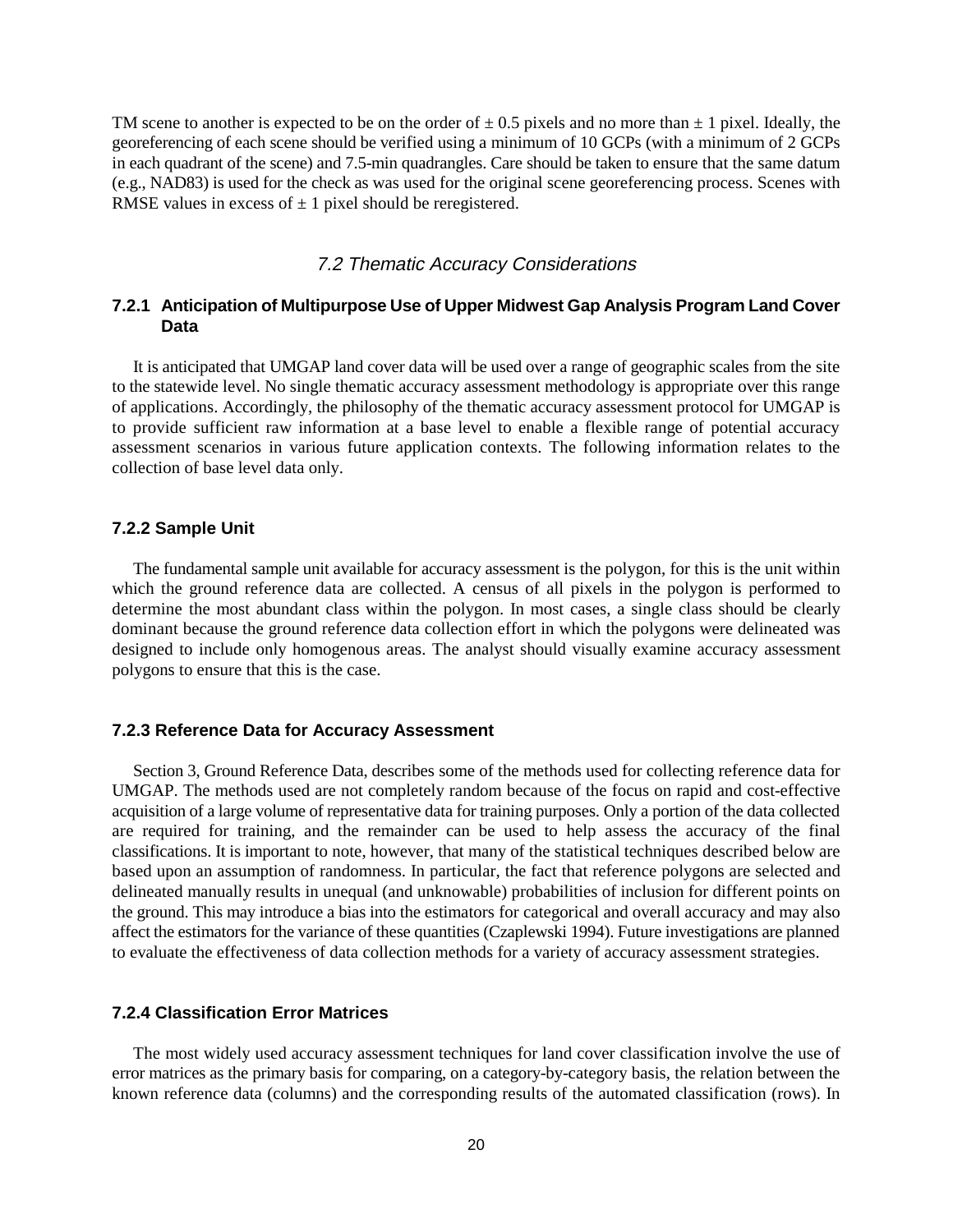TM scene to another is expected to be on the order of ± 0.5 pixels and no more than ± 1 pixel. Ideally, the georeferencing of each scene should be verified using a minimum of 10 GCPs (with a minimum of 2 GCPs in each quadrant of the scene) and 7.5-min quadrangles. Care should be taken to ensure that the same datum (e.g., NAD83) is used for the check as was used for the original scene georeferencing process. Scenes with RMSE values in excess of ± 1 pixel should be reregistered.

## *7.2 Thematic Accuracy Considerations*

### 7.2.1 Anticipation of Multipurpose Use of Upper Midwest Gap Analysis Program Land Cover Data

It is anticipated that UMGAP land cover data will be used over a range of geographic scales from the site to the statewide level. No single thematic accuracy assessment methodology is appropriate over this range of applications. Accordingly, the philosophy of the thematic accuracy assessment protocol for UMGAP is to provide sufficient raw information at a base level to enable a flexible range of potential accuracy assessment scenarios in various future application contexts. The following information relates to the collection of base level data only.

### 7.2.2 Sample Unit

The fundamental sample unit available for accuracy assessment is the polygon, for this is the unit within which the ground reference data are collected. A census of all pixels in the polygon is performed to determine the most abundant class within the polygon. In most cases, a single class should be clearly dominant because the ground reference data collection effort in which the polygons were delineated was designed to include only homogenous areas. The analyst should visually examine accuracy assessment polygons to ensure that this is the case.

### 7.2.3 Reference Data for Accuracy Assessment

Section 3, Ground Reference Data, describes some of the methods used for collecting reference data for UMGAP. The methods used are not completely random because of the focus on rapid and cost-effective acquisition of a large volume of representative data for training purposes. Only a portion of the data collected are required for training, and the remainder can be used to help assess the accuracy of the final classifications. It is important to note, however, that many of the statistical techniques described below are based upon an assumption of randomness. In particular, the fact that reference polygons are selected and delineated manually results in unequal (and unknowable) probabilities of inclusion for different points on the ground. This may introduce a bias into the estimators for categorical and overall accuracy and may also affect the estimators for the variance of these quantities (Czaplewski 1994). Future investigations are planned to evaluate the effectiveness of data collection methods for a variety of accuracy assessment strategies.

### 7.2.4 Classification Error Matrices

The most widely used accuracy assessment techniques for land cover classification involve the use of error matrices as the primary basis for comparing, on a category-by-category basis, the relation between the known reference data (columns) and the corresponding results of the automated classification (rows). In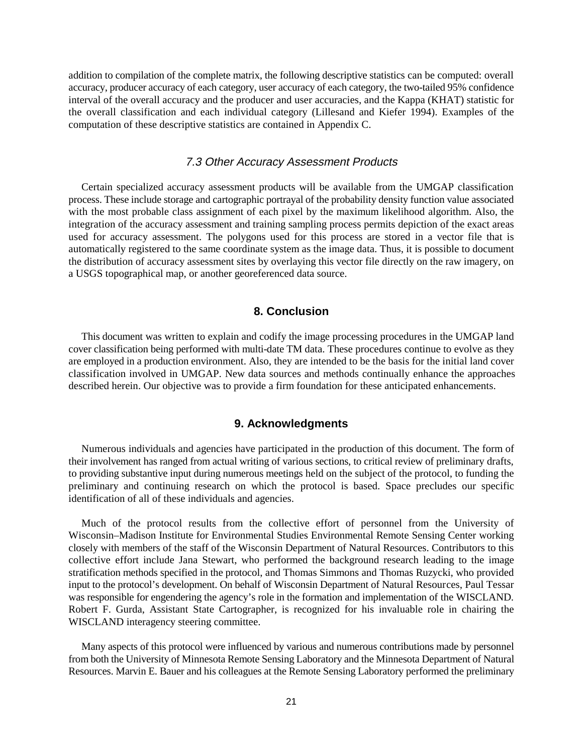addition to compilation of the complete matrix, the following descriptive statistics can be computed: overall accuracy, producer accuracy of each category, user accuracy of each category, the two-tailed 95% confidence interval of the overall accuracy and the producer and user accuracies, and the Kappa (KHAT) statistic for the overall classification and each individual category (Lillesand and Kiefer 1994). Examples of the computation of these descriptive statistics are contained in Appendix C.

### *7.3 Other Accuracy Assessment Products*

Certain specialized accuracy assessment products will be available from the UMGAP classification process. These include storage and cartographic portrayal of the probability density function value associated with the most probable class assignment of each pixel by the maximum likelihood algorithm. Also, the integration of the accuracy assessment and training sampling process permits depiction of the exact areas used for accuracy assessment. The polygons used for this process are stored in a vector file that is automatically registered to the same coordinate system as the image data. Thus, it is possible to document the distribution of accuracy assessment sites by overlaying this vector file directly on the raw imagery, on a USGS topographical map, or another georeferenced data source.

## 8. Conclusion

This document was written to explain and codify the image processing procedures in the UMGAP land cover classification being performed with multi-date TM data. These procedures continue to evolve as they are employed in a production environment. Also, they are intended to be the basis for the initial land cover classification involved in UMGAP. New data sources and methods continually enhance the approaches described herein. Our objective was to provide a firm foundation for these anticipated enhancements.

## 9. Acknowledgments

Numerous individuals and agencies have participated in the production of this document. The form of their involvement has ranged from actual writing of various sections, to critical review of preliminary drafts, to providing substantive input during numerous meetings held on the subject of the protocol, to funding the preliminary and continuing research on which the protocol is based. Space precludes our specific identification of all of these individuals and agencies.

Much of the protocol results from the collective effort of personnel from the University of Wisconsin–Madison Institute for Environmental Studies Environmental Remote Sensing Center working closely with members of the staff of the Wisconsin Department of Natural Resources. Contributors to this collective effort include Jana Stewart, who performed the background research leading to the image stratification methods specified in the protocol, and Thomas Simmons and Thomas Ruzycki, who provided input to the protocol's development. On behalf of Wisconsin Department of Natural Resources, Paul Tessar was responsible for engendering the agency's role in the formation and implementation of the WISCLAND. Robert F. Gurda, Assistant State Cartographer, is recognized for his invaluable role in chairing the WISCLAND interagency steering committee.

Many aspects of this protocol were influenced by various and numerous contributions made by personnel from both the University of Minnesota Remote Sensing Laboratory and the Minnesota Department of Natural Resources. Marvin E. Bauer and his colleagues at the Remote Sensing Laboratory performed the preliminary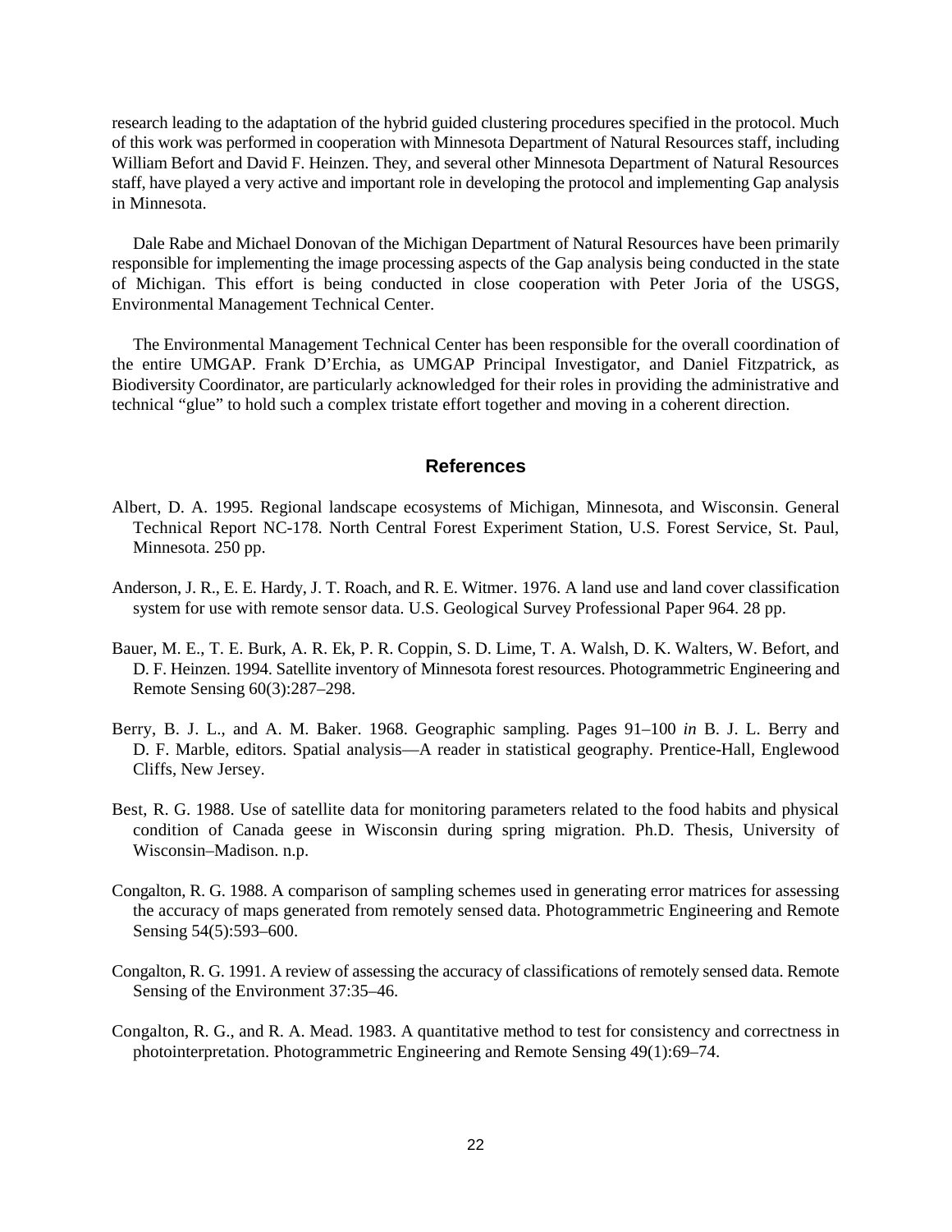research leading to the adaptation of the hybrid guided clustering procedures specified in the protocol. Much of this work was performed in cooperation with Minnesota Department of Natural Resources staff, including William Befort and David F. Heinzen. They, and several other Minnesota Department of Natural Resources staff, have played a very active and important role in developing the protocol and implementing Gap analysis in Minnesota.

Dale Rabe and Michael Donovan of the Michigan Department of Natural Resources have been primarily responsible for implementing the image processing aspects of the Gap analysis being conducted in the state of Michigan. This effort is being conducted in close cooperation with Peter Joria of the USGS, Environmental Management Technical Center.

The Environmental Management Technical Center has been responsible for the overall coordination of the entire UMGAP. Frank D'Erchia, as UMGAP Principal Investigator, and Daniel Fitzpatrick, as Biodiversity Coordinator, are particularly acknowledged for their roles in providing the administrative and technical "glue" to hold such a complex tristate effort together and moving in a coherent direction.

## References

Albert, D. A. 1995. Regional landscape ecosystems of Michigan, Minnesota, and Wisconsin. General Technical Report NC-178. North Central Forest Experiment Station, U.S. Forest Service, St. Paul, Minnesota. 250 pp.

Anderson, J. R., E. E. Hardy, J. T. Roach, and R. E. Witmer. 1976. A land use and land cover classification system for use with remote sensor data. U.S. Geological Survey Professional Paper 964. 28 pp.

Bauer, M. E., T. E. Burk, A. R. Ek, P. R. Coppin, S. D. Lime, T. A. Walsh, D. K. Walters, W. Befort, and D. F. Heinzen. 1994. Satellite inventory of Minnesota forest resources. Photogrammetric Engineering and Remote Sensing 60(3):287–298.

Berry, B. J. L., and A. M. Baker. 1968. Geographic sampling. Pages 91–100 *in* B. J. L. Berry and D. F. Marble, editors. Spatial analysis—A reader in statistical geography. Prentice-Hall, Englewood Cliffs, New Jersey.

Best, R. G. 1988. Use of satellite data for monitoring parameters related to the food habits and physical condition of Canada geese in Wisconsin during spring migration. Ph.D. Thesis, University of Wisconsin–Madison. n.p.

Congalton, R. G. 1988. A comparison of sampling schemes used in generating error matrices for assessing the accuracy of maps generated from remotely sensed data. Photogrammetric Engineering and Remote Sensing 54(5):593–600.

Congalton, R. G. 1991. A review of assessing the accuracy of classifications of remotely sensed data. Remote Sensing of the Environment 37:35–46.

Congalton, R. G., and R. A. Mead. 1983. A quantitative method to test for consistency and correctness in photointerpretation. Photogrammetric Engineering and Remote Sensing 49(1):69–74.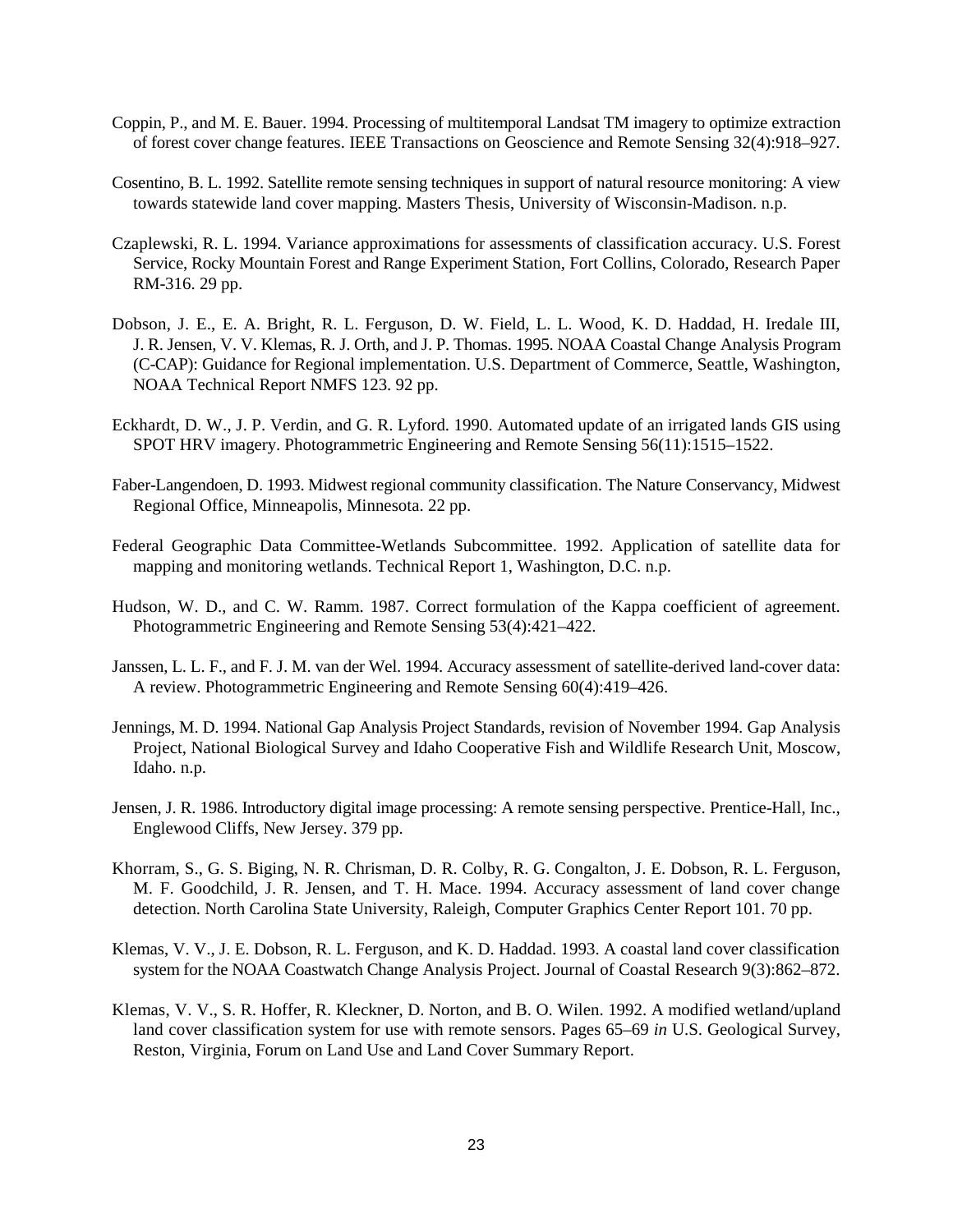Coppin, P., and M. E. Bauer. 1994. Processing of multitemporal Landsat TM imagery to optimize extraction of forest cover change features. IEEE Transactions on Geoscience and Remote Sensing 32(4):918–927.

Cosentino, B. L. 1992. Satellite remote sensing techniques in support of natural resource monitoring: A view towards statewide land cover mapping. Masters Thesis, University of Wisconsin-Madison. n.p.

Czaplewski, R. L. 1994. Variance approximations for assessments of classification accuracy. U.S. Forest Service, Rocky Mountain Forest and Range Experiment Station, Fort Collins, Colorado, Research Paper RM-316. 29 pp.

Dobson, J. E., E. A. Bright, R. L. Ferguson, D. W. Field, L. L. Wood, K. D. Haddad, H. Iredale III, J. R. Jensen, V. V. Klemas, R. J. Orth, and J. P. Thomas. 1995. NOAA Coastal Change Analysis Program (C-CAP): Guidance for Regional implementation. U.S. Department of Commerce, Seattle, Washington, NOAA Technical Report NMFS 123. 92 pp.

Eckhardt, D. W., J. P. Verdin, and G. R. Lyford. 1990. Automated update of an irrigated lands GIS using SPOT HRV imagery. Photogrammetric Engineering and Remote Sensing 56(11):1515–1522.

Faber-Langendoen, D. 1993. Midwest regional community classification. The Nature Conservancy, Midwest Regional Office, Minneapolis, Minnesota. 22 pp.

Federal Geographic Data Committee-Wetlands Subcommittee. 1992. Application of satellite data for mapping and monitoring wetlands. Technical Report 1, Washington, D.C. n.p.

Hudson, W. D., and C. W. Ramm. 1987. Correct formulation of the Kappa coefficient of agreement. Photogrammetric Engineering and Remote Sensing 53(4):421–422.

Janssen, L. L. F., and F. J. M. van der Wel. 1994. Accuracy assessment of satellite-derived land-cover data: A review. Photogrammetric Engineering and Remote Sensing 60(4):419–426.

Jennings, M. D. 1994. National Gap Analysis Project Standards, revision of November 1994. Gap Analysis Project, National Biological Survey and Idaho Cooperative Fish and Wildlife Research Unit, Moscow, Idaho. n.p.

Jensen, J. R. 1986. Introductory digital image processing: A remote sensing perspective. Prentice-Hall, Inc., Englewood Cliffs, New Jersey. 379 pp.

Khorram, S., G. S. Biging, N. R. Chrisman, D. R. Colby, R. G. Congalton, J. E. Dobson, R. L. Ferguson, M. F. Goodchild, J. R. Jensen, and T. H. Mace. 1994. Accuracy assessment of land cover change detection. North Carolina State University, Raleigh, Computer Graphics Center Report 101. 70 pp.

Klemas, V. V., J. E. Dobson, R. L. Ferguson, and K. D. Haddad. 1993. A coastal land cover classification system for the NOAA Coastwatch Change Analysis Project. Journal of Coastal Research 9(3):862–872.

Klemas, V. V., S. R. Hoffer, R. Kleckner, D. Norton, and B. O. Wilen. 1992. A modified wetland/upland land cover classification system for use with remote sensors. Pages 65–69 *in* U.S. Geological Survey, Reston, Virginia, Forum on Land Use and Land Cover Summary Report.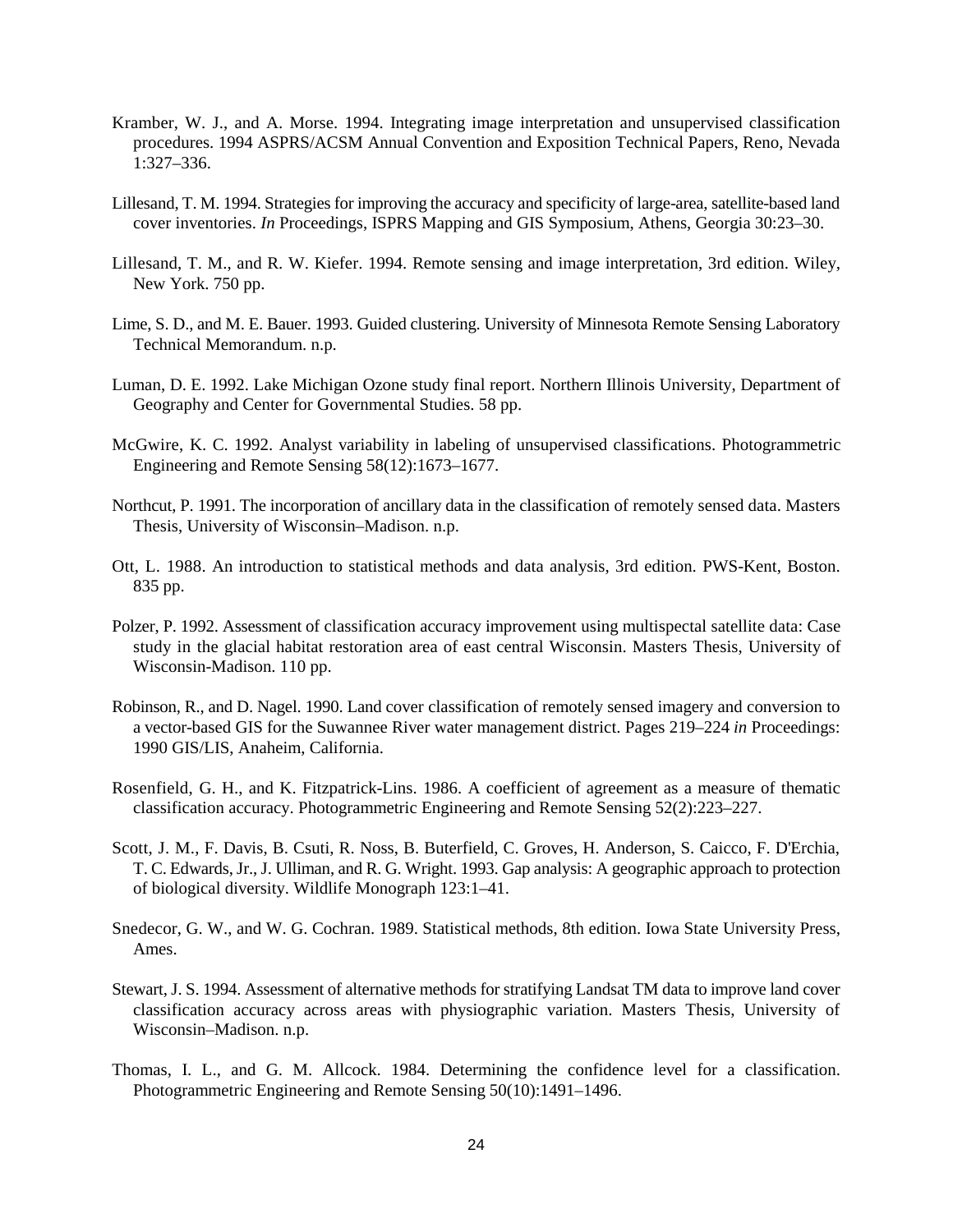Kramber, W. J., and A. Morse. 1994. Integrating image interpretation and unsupervised classification procedures. 1994 ASPRS/ACSM Annual Convention and Exposition Technical Papers, Reno, Nevada 1:327–336.

Lillesand, T. M. 1994. Strategies for improving the accuracy and specificity of large-area, satellite-based land cover inventories. *In* Proceedings, ISPRS Mapping and GIS Symposium, Athens, Georgia 30:23–30.

Lillesand, T. M., and R. W. Kiefer. 1994. Remote sensing and image interpretation, 3rd edition. Wiley, New York. 750 pp.

Lime, S. D., and M. E. Bauer. 1993. Guided clustering. University of Minnesota Remote Sensing Laboratory Technical Memorandum. n.p.

Luman, D. E. 1992. Lake Michigan Ozone study final report. Northern Illinois University, Department of Geography and Center for Governmental Studies. 58 pp.

McGwire, K. C. 1992. Analyst variability in labeling of unsupervised classifications. Photogrammetric Engineering and Remote Sensing 58(12):1673–1677.

Northcut, P. 1991. The incorporation of ancillary data in the classification of remotely sensed data. Masters Thesis, University of Wisconsin–Madison. n.p.

Ott, L. 1988. An introduction to statistical methods and data analysis, 3rd edition. PWS-Kent, Boston. 835 pp.

Polzer, P. 1992. Assessment of classification accuracy improvement using multispectal satellite data: Case study in the glacial habitat restoration area of east central Wisconsin. Masters Thesis, University of Wisconsin-Madison. 110 pp.

Robinson, R., and D. Nagel. 1990. Land cover classification of remotely sensed imagery and conversion to a vector-based GIS for the Suwannee River water management district. Pages 219–224 *in* Proceedings: 1990 GIS/LIS, Anaheim, California.

Rosenfield, G. H., and K. Fitzpatrick-Lins. 1986. A coefficient of agreement as a measure of thematic classification accuracy. Photogrammetric Engineering and Remote Sensing 52(2):223–227.

Scott, J. M., F. Davis, B. Csuti, R. Noss, B. Buterfield, C. Groves, H. Anderson, S. Caicco, F. D'Erchia, T. C. Edwards, Jr., J. Ulliman, and R. G. Wright. 1993. Gap analysis: A geographic approach to protection of biological diversity. Wildlife Monograph 123:1–41.

Snedecor, G. W., and W. G. Cochran. 1989. Statistical methods, 8th edition. Iowa State University Press, Ames.

Stewart, J. S. 1994. Assessment of alternative methods for stratifying Landsat TM data to improve land cover classification accuracy across areas with physiographic variation. Masters Thesis, University of Wisconsin–Madison. n.p.

Thomas, I. L., and G. M. Allcock. 1984. Determining the confidence level for a classification. Photogrammetric Engineering and Remote Sensing 50(10):1491–1496.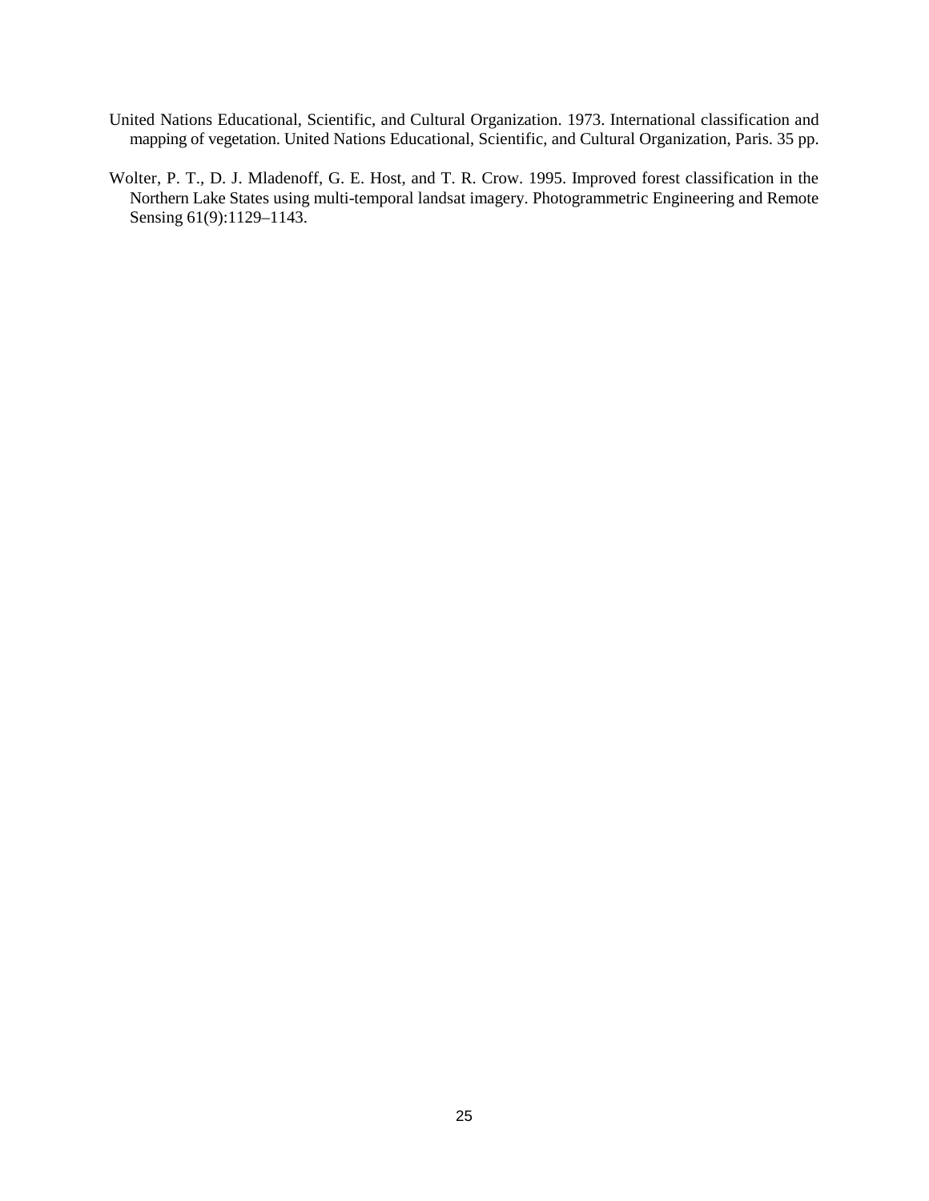United Nations Educational, Scientific, and Cultural Organization. 1973. International classification and mapping of vegetation. United Nations Educational, Scientific, and Cultural Organization, Paris. 35 pp.

Wolter, P. T., D. J. Mladenoff, G. E. Host, and T. R. Crow. 1995. Improved forest classification in the Northern Lake States using multi-temporal landsat imagery. Photogrammetric Engineering and Remote Sensing 61(9):1129–1143.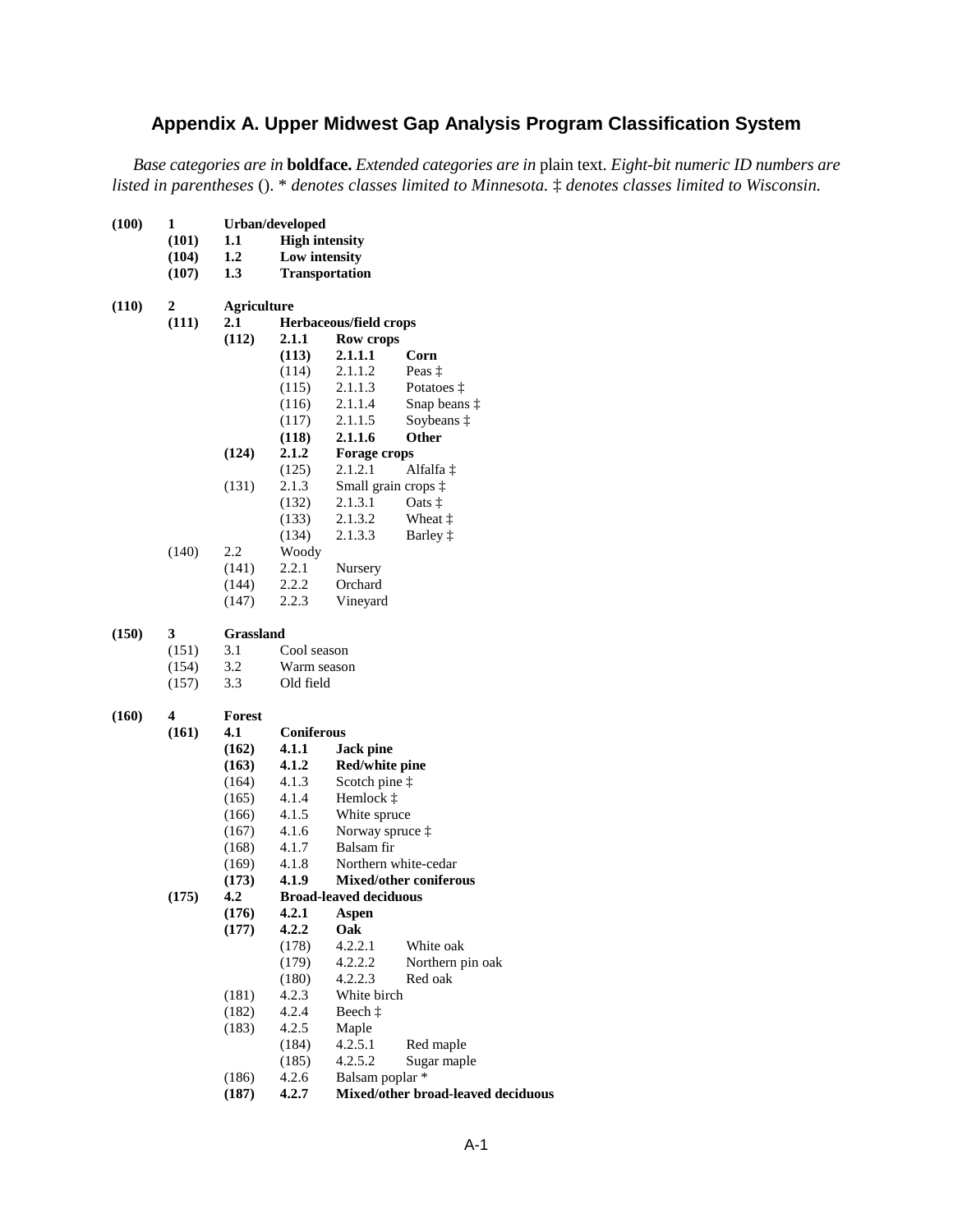# Appendix A. Upper Midwest Gap Analysis Program Classification System

*Base categories are in* **boldface.** *Extended categories are in* plain text. *Eight-bit numeric ID numbers are listed in parentheses* (). * *denotes classes limited to Minnesota.* ‡ *denotes classes limited to Wisconsin.*

**(100) 1 Urban/developed**

- **(101) 1.1 High intensity**
- **(104) 1.2 Low intensity**
- **(107) 1.3 Transportation**

**(110) 2 Agriculture**

- **(111) 2.1 Herbaceous/field crops**
  - **(112) 2.1.1 Row crops**
    - **(113) 2.1.1.1 Corn**
    - (114) 2.1.1.2 Peas ‡
    - (115) 2.1.1.3 Potatoes ‡
    - (116) 2.1.1.4 Snap beans ‡
    - (117) 2.1.1.5 Soybeans ‡
    - **(118) 2.1.1.6 Other**
  - **(124) 2.1.2 Forage crops**
    - (125) 2.1.2.1 Alfalfa ‡
  - (131) 2.1.3 Small grain crops ‡
    - (132) 2.1.3.1 Oats ‡
    - (133) 2.1.3.2 Wheat ‡
    - (134) 2.1.3.3 Barley ‡
- (140) 2.2 Woody
  - (141) 2.2.1 Nursery
  - (144) 2.2.2 Orchard
  - (147) 2.2.3 Vineyard

**(150) 3 Grassland**

- (151) 3.1 Cool season
- (154) 3.2 Warm season
- (157) 3.3 Old field

**(160) 4 Forest**

- **(161) 4.1 Coniferous**
  - **(162) 4.1.1 Jack pine**
  - **(163) 4.1.2 Red/white pine**
  - (164) 4.1.3 Scotch pine ‡
  - (165) 4.1.4 Hemlock ‡
  - (166) 4.1.5 White spruce
  - (167) 4.1.6 Norway spruce ‡
  - (168) 4.1.7 Balsam fir
  - (169) 4.1.8 Northern white-cedar
  - **(173) 4.1.9 Mixed/other coniferous**
- **(175) 4.2 Broad-leaved deciduous**
  - **(176) 4.2.1 Aspen**
  - **(177) 4.2.2 Oak**
    - (178) 4.2.2.1 White oak
    - (179) 4.2.2.2 Northern pin oak
    - (180) 4.2.2.3 Red oak
  - (181) 4.2.3 White birch
  - (182) 4.2.4 Beech ‡
  - (183) 4.2.5 Maple
    - (184) 4.2.5.1 Red maple
    - (185) 4.2.5.2 Sugar maple
  - (186) 4.2.6 Balsam poplar *
  - **(187) 4.2.7 Mixed/other broad-leaved deciduous**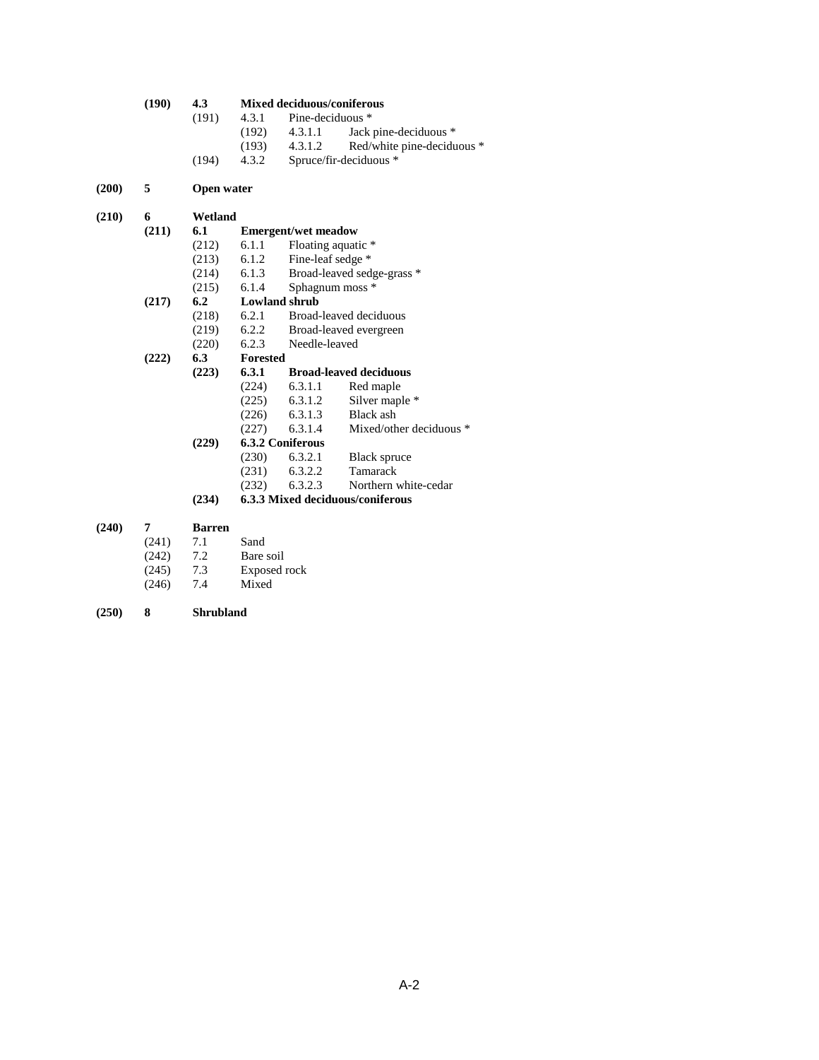- **(190) 4.3 Mixed deciduous/coniferous**
  - (191) 4.3.1 Pine-deciduous *
    - (192) 4.3.1.1 Jack pine-deciduous *
    - (193) 4.3.1.2 Red/white pine-deciduous *
  - (194) 4.3.2 Spruce/fir-deciduous *

**(200) 5 Open water**

**(210) 6 Wetland**

- **(211) 6.1 Emergent/wet meadow**
  - (212) 6.1.1 Floating aquatic *
  - (213) 6.1.2 Fine-leaf sedge *
  - (214) 6.1.3 Broad-leaved sedge-grass *
  - (215) 6.1.4 Sphagnum moss *
- **(217) 6.2 Lowland shrub**
  - (218) 6.2.1 Broad-leaved deciduous
  - (219) 6.2.2 Broad-leaved evergreen
  - (220) 6.2.3 Needle-leaved
- **(222) 6.3 Forested**
  - **(223) 6.3.1 Broad-leaved deciduous**
    - (224) 6.3.1.1 Red maple
    - (225) 6.3.1.2 Silver maple *
    - (226) 6.3.1.3 Black ash
    - (227) 6.3.1.4 Mixed/other deciduous *
  - **(229) 6.3.2 Coniferous**
    - (230) 6.3.2.1 Black spruce
    - (231) 6.3.2.2 Tamarack
    - (232) 6.3.2.3 Northern white-cedar
  - **(234) 6.3.3 Mixed deciduous/coniferous**

**(240) 7 Barren**

- (241) 7.1 Sand
- (242) 7.2 Bare soil
- (245) 7.3 Exposed rock
- (246) 7.4 Mixed

**(250) 8 Shrubland**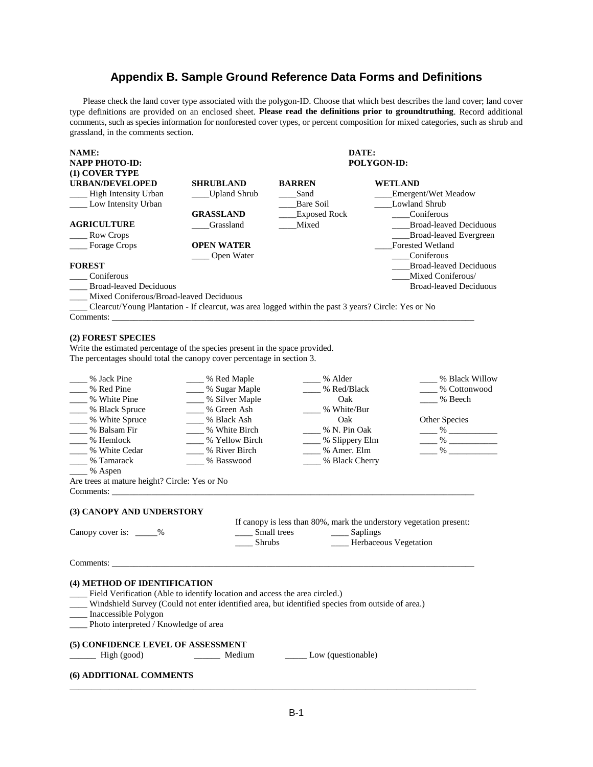# Appendix B. Sample Ground Reference Data Forms and Definitions

Please check the land cover type associated with the polygon-ID. Choose that which best describes the land cover; land cover type definitions are provided on an enclosed sheet. **Please read the definitions prior to groundtruthing**. Record additional comments, such as species information for nonforested cover types, or percent composition for mixed categories, such as shrub and grassland, in the comments section.

**NAME:** **DATE:**
**NAPP PHOTO-ID:** **POLYGON-ID:**

**(1) COVER TYPE**

**URBAN/DEVELOPED**
____ High Intensity Urban
____ Low Intensity Urban

**AGRICULTURE**
____ Row Crops
____ Forage Crops

**FOREST**
____ Coniferous
____ Broad-leaved Deciduous
____ Mixed Coniferous/Broad-leaved Deciduous
____ Clearcut/Young Plantation - If clearcut, was area logged within the past 3 years? Circle: Yes or No

**SHRUBLAND**
____Upland Shrub

**GRASSLAND**
____Grassland

**OPEN WATER**
____ Open Water

**BARREN**
____Sand
____Bare Soil
____Exposed Rock
____Mixed

**WETLAND**
____Emergent/Wet Meadow
____Lowland Shrub
  ____Coniferous
  ____Broad-leaved Deciduous
  ____Broad-leaved Evergreen
____Forested Wetland
  ____Coniferous
  ____Broad-leaved Deciduous
  ____Mixed Coniferous/ Broad-leaved Deciduous

Comments: ______________________________________________________________________

**(2) FOREST SPECIES**

Write the estimated percentage of the species present in the space provided.
The percentages should total the canopy cover percentage in section 3.

____ % Jack Pine
____ % Red Pine
____ % White Pine
____ % Black Spruce
____ % White Spruce
____ % Balsam Fir
____ % Hemlock
____ % White Cedar
____ % Tamarack
____ % Aspen

____ % Red Maple
____ % Sugar Maple
____ % Silver Maple
____ % Green Ash
____ % Black Ash
____ % White Birch
____ % Yellow Birch
____ % River Birch
____ % Basswood

____ % Alder
____ % Red/Black Oak
____ % White/Bur Oak
____ % N. Pin Oak
____ % Slippery Elm
____ % Amer. Elm
____ % Black Cherry

____ % Black Willow
____ % Cottonwood
____ % Beech

Other Species
____ % ___________
____ % ___________
____ % ___________

Are trees at mature height? Circle: Yes or No
Comments: ______________________________________________________________________

**(3) CANOPY AND UNDERSTORY**

Canopy cover is: _____%

If canopy is less than 80%, mark the understory vegetation present:
____ Small trees
____ Saplings
____ Shrubs
____ Herbaceous Vegetation

Comments: ______________________________________________________________________

**(4) METHOD OF IDENTIFICATION**

____ Field Verification (Able to identify location and access the area circled.)
____ Windshield Survey (Could not enter identified area, but identified species from outside of area.)
____ Inaccessible Polygon
____ Photo interpreted / Knowledge of area

**(5) CONFIDENCE LEVEL OF ASSESSMENT**

______ High (good) ______ Medium _____ Low (questionable)

**(6) ADDITIONAL COMMENTS**

______________________________________________________________________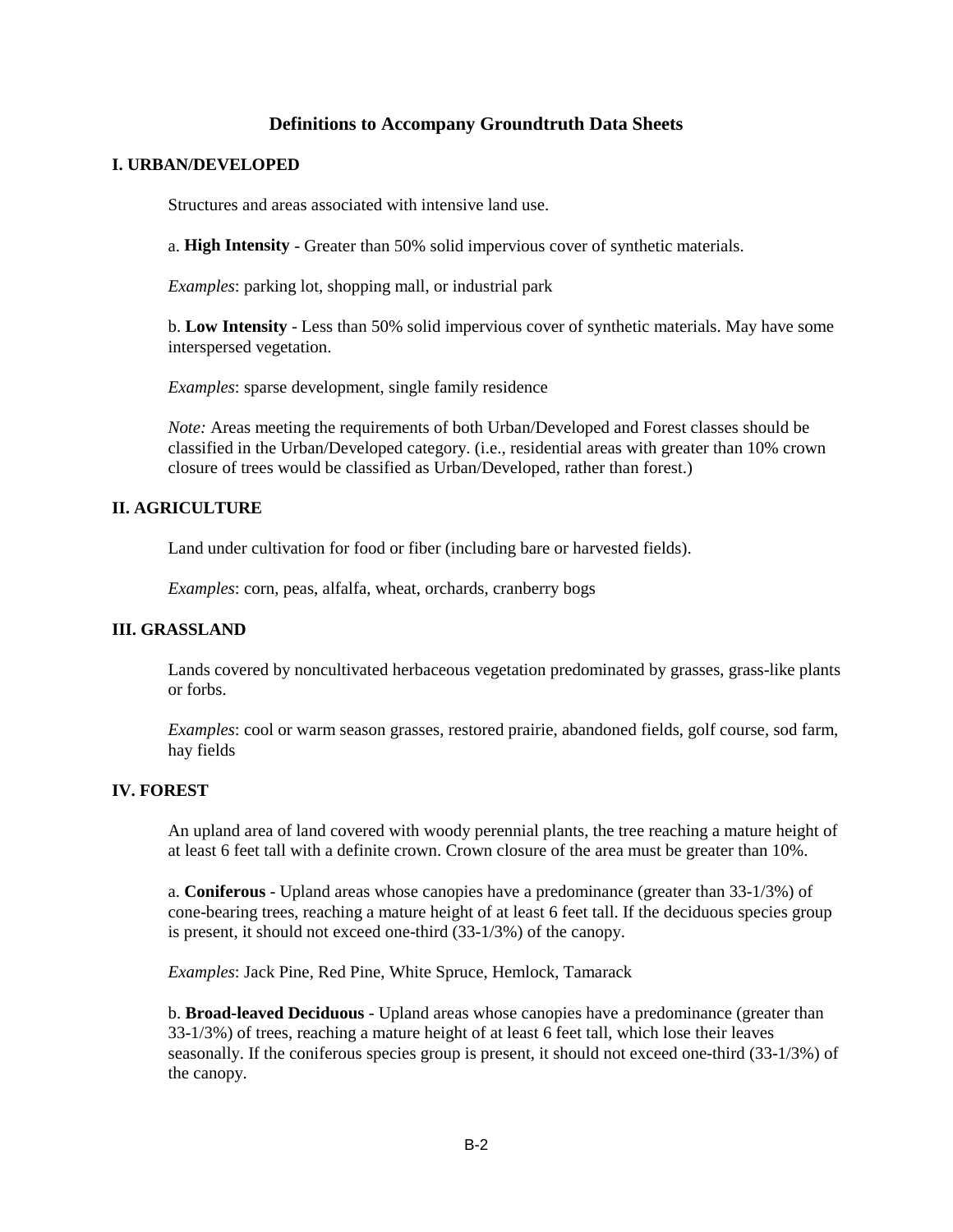# Definitions to Accompany Groundtruth Data Sheets

## I. URBAN/DEVELOPED

Structures and areas associated with intensive land use.

a. **High Intensity** - Greater than 50% solid impervious cover of synthetic materials.

*Examples*: parking lot, shopping mall, or industrial park

b. **Low Intensity** - Less than 50% solid impervious cover of synthetic materials. May have some interspersed vegetation.

*Examples*: sparse development, single family residence

*Note:* Areas meeting the requirements of both Urban/Developed and Forest classes should be classified in the Urban/Developed category. (i.e., residential areas with greater than 10% crown closure of trees would be classified as Urban/Developed, rather than forest.)

## II. AGRICULTURE

Land under cultivation for food or fiber (including bare or harvested fields).

*Examples*: corn, peas, alfalfa, wheat, orchards, cranberry bogs

## III. GRASSLAND

Lands covered by noncultivated herbaceous vegetation predominated by grasses, grass-like plants or forbs.

*Examples*: cool or warm season grasses, restored prairie, abandoned fields, golf course, sod farm, hay fields

## IV. FOREST

An upland area of land covered with woody perennial plants, the tree reaching a mature height of at least 6 feet tall with a definite crown. Crown closure of the area must be greater than 10%.

a. **Coniferous** - Upland areas whose canopies have a predominance (greater than 33-1/3%) of cone-bearing trees, reaching a mature height of at least 6 feet tall. If the deciduous species group is present, it should not exceed one-third (33-1/3%) of the canopy.

*Examples*: Jack Pine, Red Pine, White Spruce, Hemlock, Tamarack

b. **Broad-leaved Deciduous** - Upland areas whose canopies have a predominance (greater than 33-1/3%) of trees, reaching a mature height of at least 6 feet tall, which lose their leaves seasonally. If the coniferous species group is present, it should not exceed one-third (33-1/3%) of the canopy.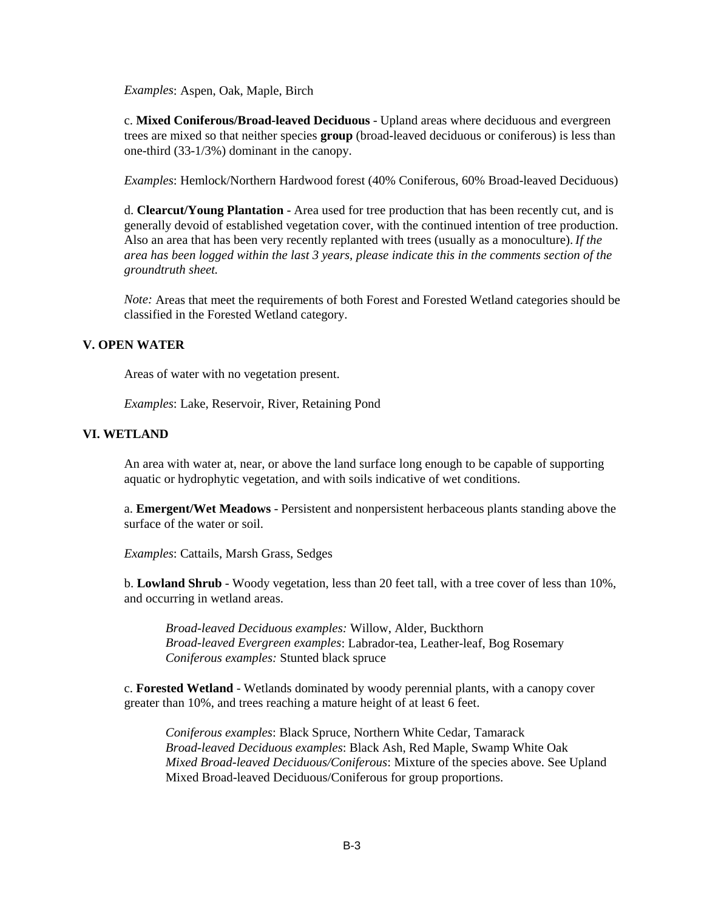*Examples*: Aspen, Oak, Maple, Birch

c. **Mixed Coniferous/Broad-leaved Deciduous** - Upland areas where deciduous and evergreen trees are mixed so that neither species **group** (broad-leaved deciduous or coniferous) is less than one-third (33-1/3%) dominant in the canopy.

*Examples*: Hemlock/Northern Hardwood forest (40% Coniferous, 60% Broad-leaved Deciduous)

d. **Clearcut/Young Plantation** - Area used for tree production that has been recently cut, and is generally devoid of established vegetation cover, with the continued intention of tree production. Also an area that has been very recently replanted with trees (usually as a monoculture). *If the area has been logged within the last 3 years, please indicate this in the comments section of the groundtruth sheet.*

*Note:* Areas that meet the requirements of both Forest and Forested Wetland categories should be classified in the Forested Wetland category.

## V. OPEN WATER

Areas of water with no vegetation present.

*Examples*: Lake, Reservoir, River, Retaining Pond

## VI. WETLAND

An area with water at, near, or above the land surface long enough to be capable of supporting aquatic or hydrophytic vegetation, and with soils indicative of wet conditions.

a. **Emergent/Wet Meadows** - Persistent and nonpersistent herbaceous plants standing above the surface of the water or soil.

*Examples*: Cattails, Marsh Grass, Sedges

b. **Lowland Shrub** - Woody vegetation, less than 20 feet tall, with a tree cover of less than 10%, and occurring in wetland areas.

> *Broad-leaved Deciduous examples:* Willow, Alder, Buckthorn
> *Broad-leaved Evergreen examples*: Labrador-tea, Leather-leaf, Bog Rosemary
> *Coniferous examples:* Stunted black spruce

c. **Forested Wetland** - Wetlands dominated by woody perennial plants, with a canopy cover greater than 10%, and trees reaching a mature height of at least 6 feet.

> *Coniferous examples*: Black Spruce, Northern White Cedar, Tamarack
> *Broad-leaved Deciduous examples*: Black Ash, Red Maple, Swamp White Oak
> *Mixed Broad-leaved Deciduous/Coniferous*: Mixture of the species above. See Upland Mixed Broad-leaved Deciduous/Coniferous for group proportions.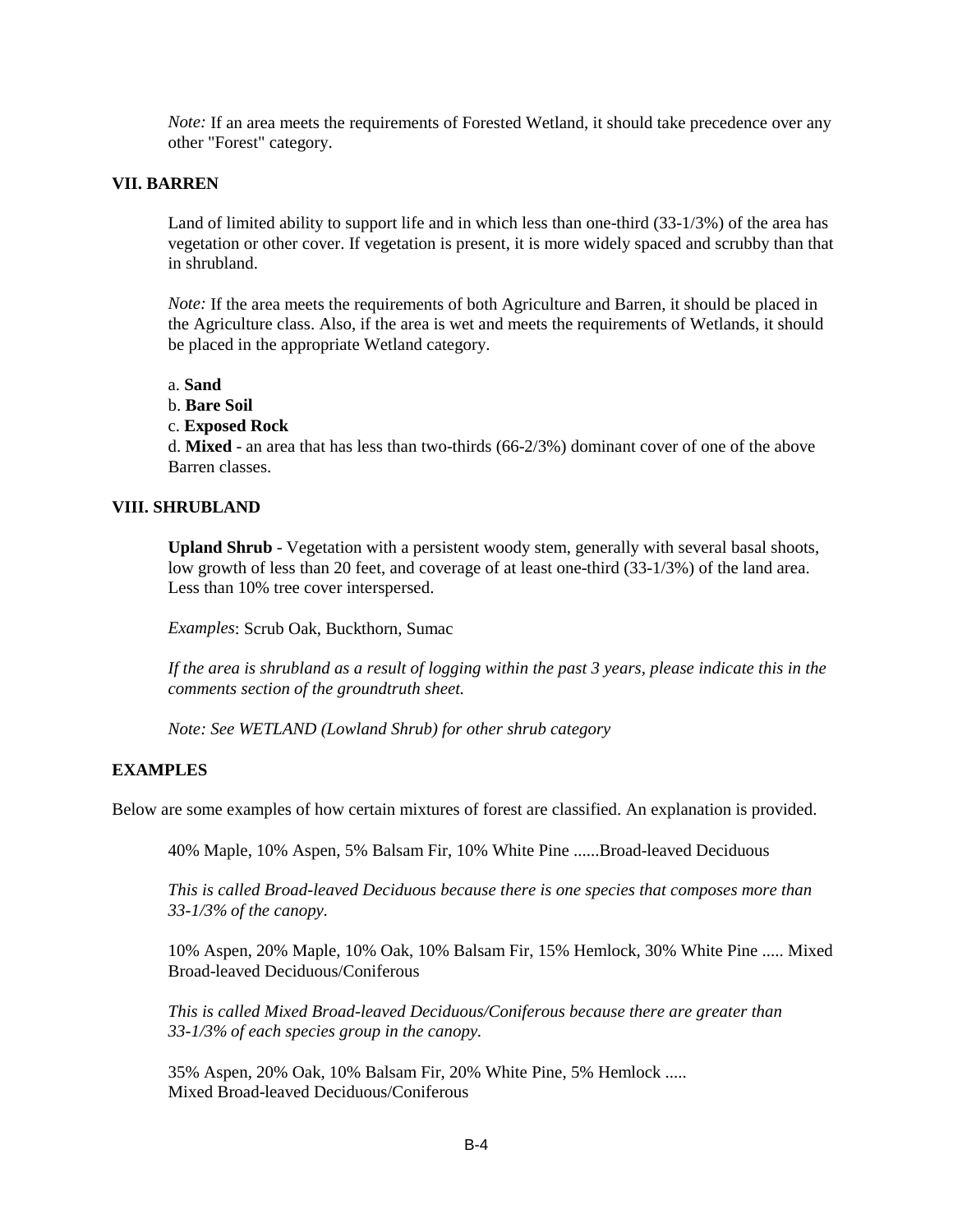*Note:* If an area meets the requirements of Forested Wetland, it should take precedence over any other "Forest" category.

## VII. BARREN

Land of limited ability to support life and in which less than one-third (33-1/3%) of the area has vegetation or other cover. If vegetation is present, it is more widely spaced and scrubby than that in shrubland.

*Note:* If the area meets the requirements of both Agriculture and Barren, it should be placed in the Agriculture class. Also, if the area is wet and meets the requirements of Wetlands, it should be placed in the appropriate Wetland category.

a. **Sand**
b. **Bare Soil**
c. **Exposed Rock**
d. **Mixed** - an area that has less than two-thirds (66-2/3%) dominant cover of one of the above Barren classes.

## VIII. SHRUBLAND

**Upland Shrub** - Vegetation with a persistent woody stem, generally with several basal shoots, low growth of less than 20 feet, and coverage of at least one-third (33-1/3%) of the land area. Less than 10% tree cover interspersed.

*Examples*: Scrub Oak, Buckthorn, Sumac

*If the area is shrubland as a result of logging within the past 3 years, please indicate this in the comments section of the groundtruth sheet.*

*Note: See WETLAND (Lowland Shrub) for other shrub category*

## EXAMPLES

Below are some examples of how certain mixtures of forest are classified. An explanation is provided.

40% Maple, 10% Aspen, 5% Balsam Fir, 10% White Pine ......Broad-leaved Deciduous

*This is called Broad-leaved Deciduous because there is one species that composes more than 33-1/3% of the canopy.*

10% Aspen, 20% Maple, 10% Oak, 10% Balsam Fir, 15% Hemlock, 30% White Pine ..... Mixed Broad-leaved Deciduous/Coniferous

*This is called Mixed Broad-leaved Deciduous/Coniferous because there are greater than 33-1/3% of each species group in the canopy.*

35% Aspen, 20% Oak, 10% Balsam Fir, 20% White Pine, 5% Hemlock ..... Mixed Broad-leaved Deciduous/Coniferous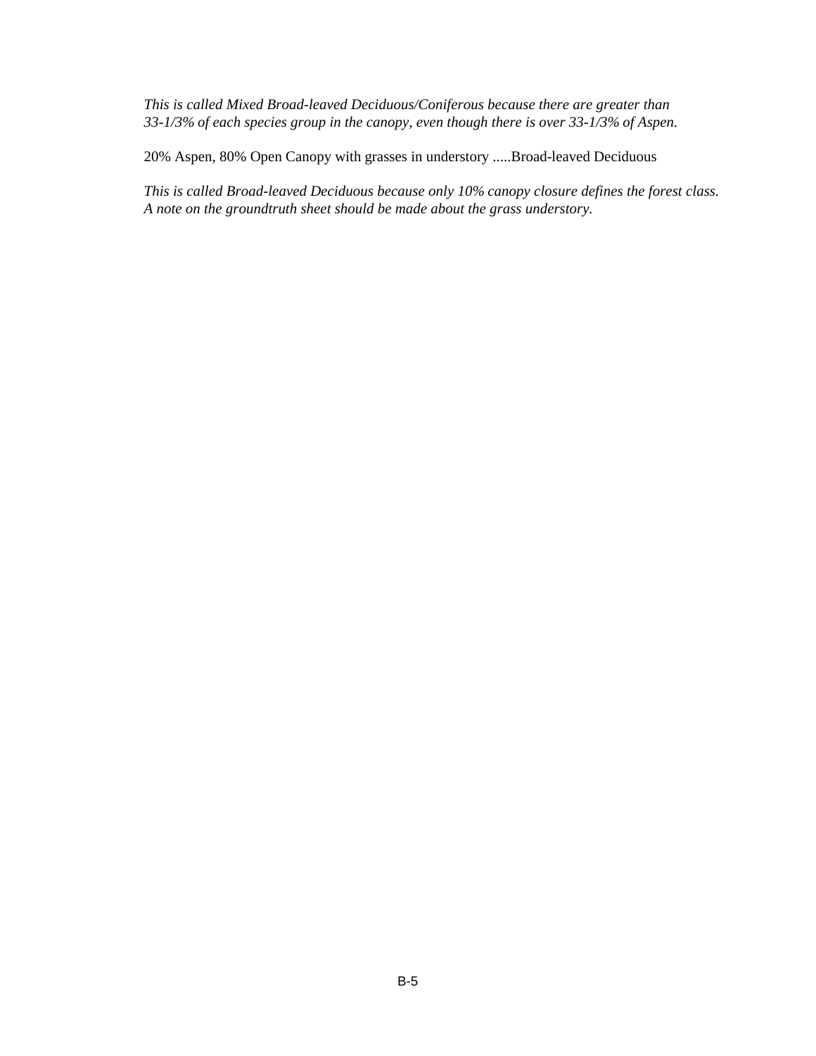*This is called Mixed Broad-leaved Deciduous/Coniferous because there are greater than 33-1/3% of each species group in the canopy, even though there is over 33-1/3% of Aspen.*

20% Aspen, 80% Open Canopy with grasses in understory .....Broad-leaved Deciduous

*This is called Broad-leaved Deciduous because only 10% canopy closure defines the forest class. A note on the groundtruth sheet should be made about the grass understory.*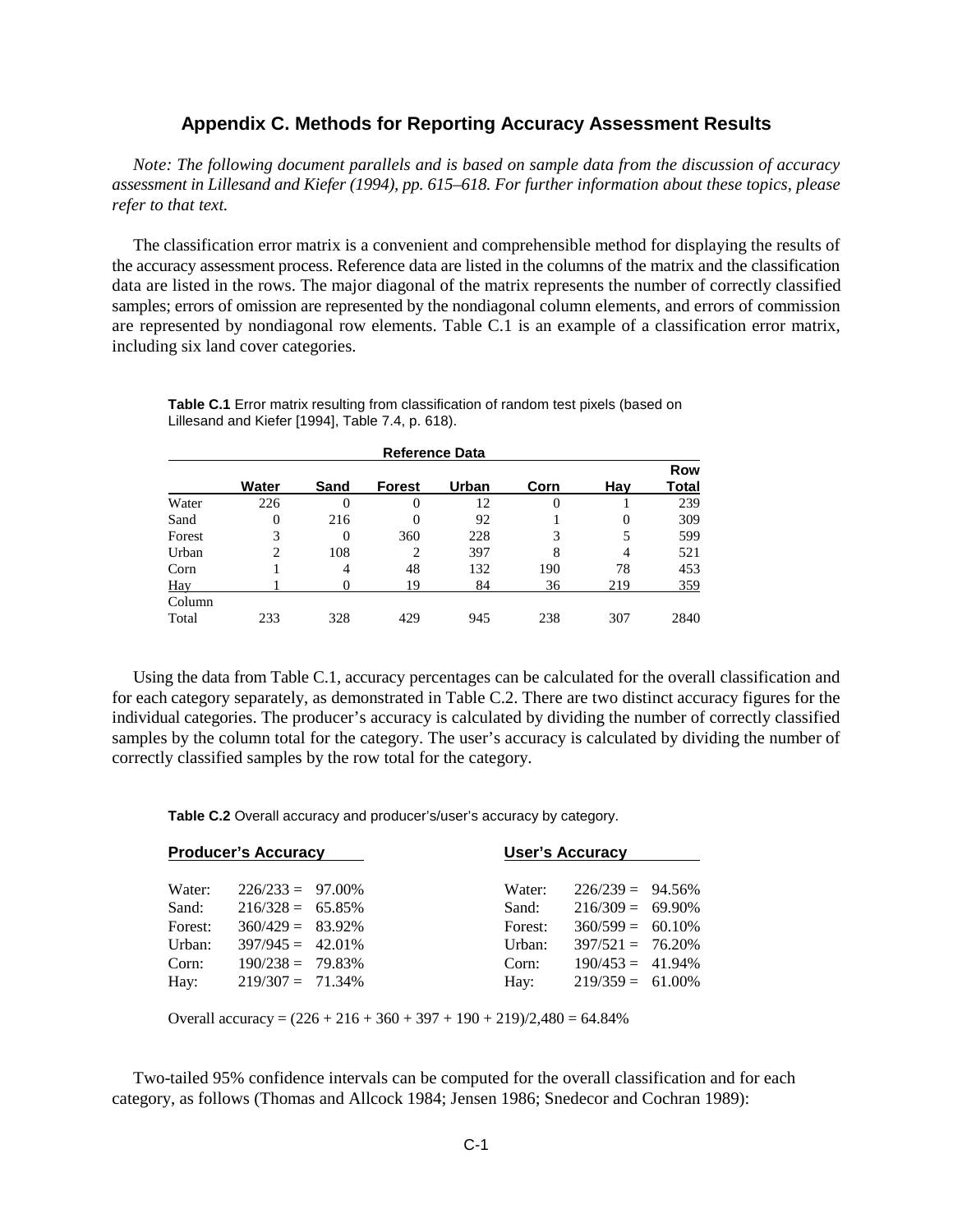## Appendix C. Methods for Reporting Accuracy Assessment Results

*Note: The following document parallels and is based on sample data from the discussion of accuracy assessment in Lillesand and Kiefer (1994), pp. 615–618. For further information about these topics, please refer to that text.*

The classification error matrix is a convenient and comprehensible method for displaying the results of the accuracy assessment process. Reference data are listed in the columns of the matrix and the classification data are listed in the rows. The major diagonal of the matrix represents the number of correctly classified samples; errors of omission are represented by the nondiagonal column elements, and errors of commission are represented by nondiagonal row elements. Table C.1 is an example of a classification error matrix, including six land cover categories.

**Table C.1** Error matrix resulting from classification of random test pixels (based on Lillesand and Kiefer [1994], Table 7.4, p. 618).

| | Reference Data | | | | | | |
|---|---|---|---|---|---|---|---|
| | **Water** | **Sand** | **Forest** | **Urban** | **Corn** | **Hay** | **Row Total** |
| Water | 226 | 0 | 0 | 12 | 0 | 1 | 239 |
| Sand | 0 | 216 | 0 | 92 | 1 | 0 | 309 |
| Forest | 3 | 0 | 360 | 228 | 3 | 5 | 599 |
| Urban | 2 | 108 | 2 | 397 | 8 | 4 | 521 |
| Corn | 1 | 4 | 48 | 132 | 190 | 78 | 453 |
| Hay | 1 | 0 | 19 | 84 | 36 | 219 | 359 |
| Column Total | 233 | 328 | 429 | 945 | 238 | 307 | 2840 |

Using the data from Table C.1, accuracy percentages can be calculated for the overall classification and for each category separately, as demonstrated in Table C.2. There are two distinct accuracy figures for the individual categories. The producer's accuracy is calculated by dividing the number of correctly classified samples by the column total for the category. The user's accuracy is calculated by dividing the number of correctly classified samples by the row total for the category.

**Table C.2** Overall accuracy and producer's/user's accuracy by category.

| **Producer's Accuracy** | | **User's Accuracy** | |
|---|---|---|---|
| Water: | 226/233 = 97.00% | Water: | 226/239 = 94.56% |
| Sand: | 216/328 = 65.85% | Sand: | 216/309 = 69.90% |
| Forest: | 360/429 = 83.92% | Forest: | 360/599 = 60.10% |
| Urban: | 397/945 = 42.01% | Urban: | 397/521 = 76.20% |
| Corn: | 190/238 = 79.83% | Corn: | 190/453 = 41.94% |
| Hay: | 219/307 = 71.34% | Hay: | 219/359 = 61.00% |

Overall accuracy = (226 + 216 + 360 + 397 + 190 + 219)/2,480 = 64.84%

Two-tailed 95% confidence intervals can be computed for the overall classification and for each category, as follows (Thomas and Allcock 1984; Jensen 1986; Snedecor and Cochran 1989):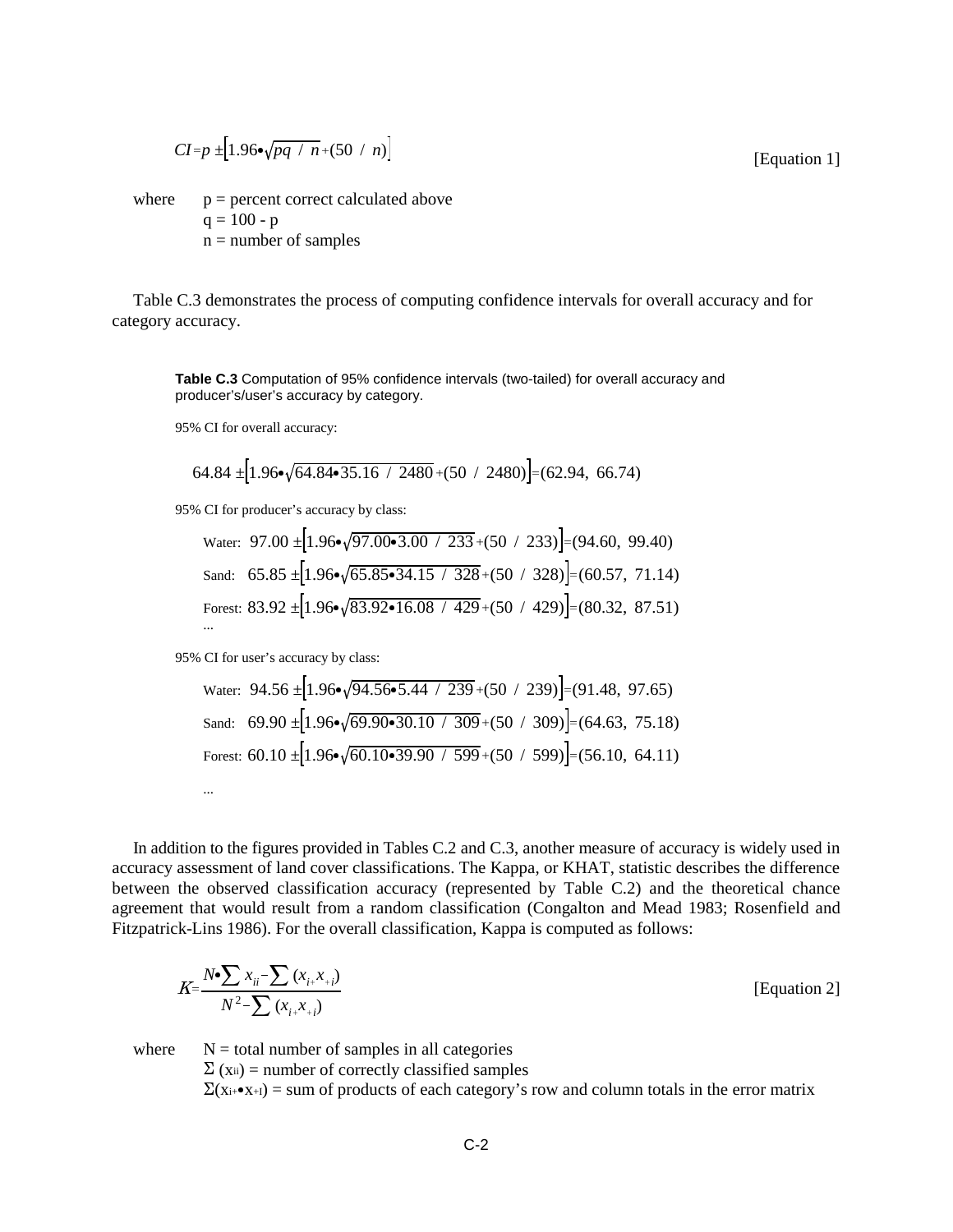$$CI = p \pm \left[1.96 \bullet \sqrt{pq \;/\; n} + (50 \;/\; n)\right] \qquad \text{[Equation 1]}$$

where p = percent correct calculated above
q = 100 - p
n = number of samples

Table C.3 demonstrates the process of computing confidence intervals for overall accuracy and for category accuracy.

**Table C.3** Computation of 95% confidence intervals (two-tailed) for overall accuracy and producer's/user's accuracy by category.

95% CI for overall accuracy:

$$64.84 \pm \left[1.96 \bullet \sqrt{64.84 \bullet 35.16 \;/\; 2480} + (50 \;/\; 2480)\right] = (62.94,\ 66.74)$$

95% CI for producer's accuracy by class:

Water: $97.00 \pm \left[1.96 \bullet \sqrt{97.00 \bullet 3.00 \;/\; 233} + (50 \;/\; 233)\right] = (94.60,\ 99.40)$

Sand: $65.85 \pm \left[1.96 \bullet \sqrt{65.85 \bullet 34.15 \;/\; 328} + (50 \;/\; 328)\right] = (60.57,\ 71.14)$

Forest: $83.92 \pm \left[1.96 \bullet \sqrt{83.92 \bullet 16.08 \;/\; 429} + (50 \;/\; 429)\right] = (80.32,\ 87.51)$

...

95% CI for user's accuracy by class:

Water: $94.56 \pm \left[1.96 \bullet \sqrt{94.56 \bullet 5.44 \;/\; 239} + (50 \;/\; 239)\right] = (91.48,\ 97.65)$

Sand: $69.90 \pm \left[1.96 \bullet \sqrt{69.90 \bullet 30.10 \;/\; 309} + (50 \;/\; 309)\right] = (64.63,\ 75.18)$

Forest: $60.10 \pm \left[1.96 \bullet \sqrt{60.10 \bullet 39.90 \;/\; 599} + (50 \;/\; 599)\right] = (56.10,\ 64.11)$

...

In addition to the figures provided in Tables C.2 and C.3, another measure of accuracy is widely used in accuracy assessment of land cover classifications. The Kappa, or KHAT, statistic describes the difference between the observed classification accuracy (represented by Table C.2) and the theoretical chance agreement that would result from a random classification (Congalton and Mead 1983; Rosenfield and Fitzpatrick-Lins 1986). For the overall classification, Kappa is computed as follows:

$$K = \frac{N \bullet \sum x_{ii} - \sum (x_{i+} x_{+i})}{N^2 - \sum (x_{i+} x_{+i})} \qquad \text{[Equation 2]}$$

where $N$ = total number of samples in all categories
$\Sigma\,(x_{ii})$ = number of correctly classified samples
$\Sigma(x_{i+} \bullet x_{+I})$ = sum of products of each category's row and column totals in the error matrix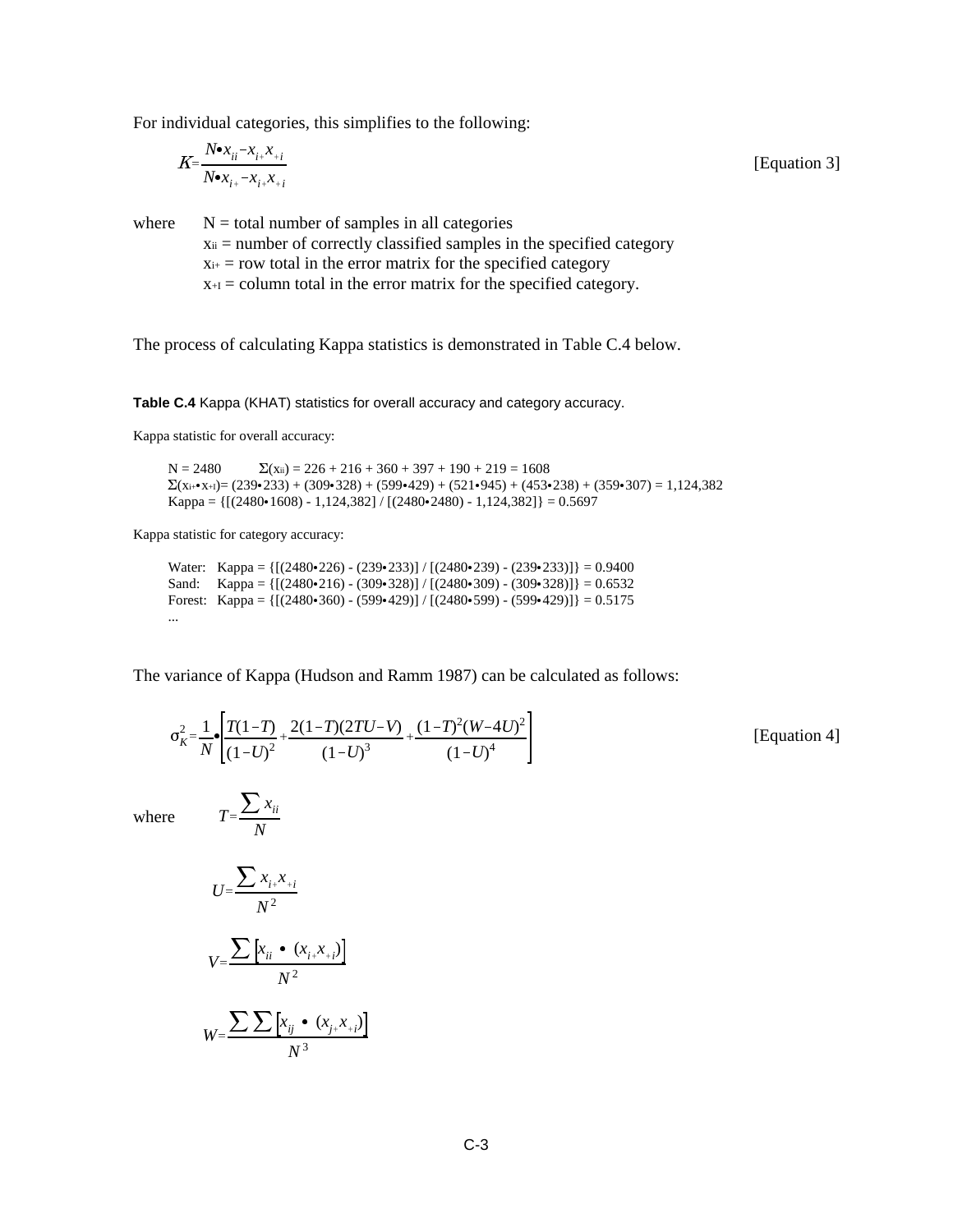For individual categories, this simplifies to the following:

$$K = \frac{N \bullet x_{ii} - x_{i+} x_{+i}}{N \bullet x_{i+} - x_{i+} x_{+i}} \qquad \text{[Equation 3]}$$

where N = total number of samples in all categories
$x_{ii}$ = number of correctly classified samples in the specified category
$x_{i+}$ = row total in the error matrix for the specified category
$x_{+I}$ = column total in the error matrix for the specified category.

The process of calculating Kappa statistics is demonstrated in Table C.4 below.

**Table C.4** Kappa (KHAT) statistics for overall accuracy and category accuracy.

Kappa statistic for overall accuracy:

N = 2480 $\Sigma(x_{ii})$ = 226 + 216 + 360 + 397 + 190 + 219 = 1608
$\Sigma(x_{i+} \bullet x_{+I})$= (239•233) + (309•328) + (599•429) + (521•945) + (453•238) + (359•307) = 1,124,382
Kappa = {[(2480•1608) - 1,124,382] / [(2480•2480) - 1,124,382]} = 0.5697

Kappa statistic for category accuracy:

Water: Kappa = {[(2480•226) - (239•233)] / [(2480•239) - (239•233)]} = 0.9400
Sand: Kappa = {[(2480•216) - (309•328)] / [(2480•309) - (309•328)]} = 0.6532
Forest: Kappa = {[(2480•360) - (599•429)] / [(2480•599) - (599•429)]} = 0.5175
...

The variance of Kappa (Hudson and Ramm 1987) can be calculated as follows:

$$\sigma_K^2 = \frac{1}{N} \bullet \left[ \frac{T(1-T)}{(1-U)^2} + \frac{2(1-T)(2TU-V)}{(1-U)^3} + \frac{(1-T)^2(W-4U)^2}{(1-U)^4} \right] \qquad \text{[Equation 4]}$$

where

$$T = \frac{\sum x_{ii}}{N}$$

$$U = \frac{\sum x_{i+} x_{+i}}{N^2}$$

$$V = \frac{\sum \left[ x_{ii} \bullet (x_{i+} x_{+i}) \right]}{N^2}$$

$$W = \frac{\sum \sum \left[ x_{ij} \bullet (x_{j+} x_{+i}) \right]}{N^3}$$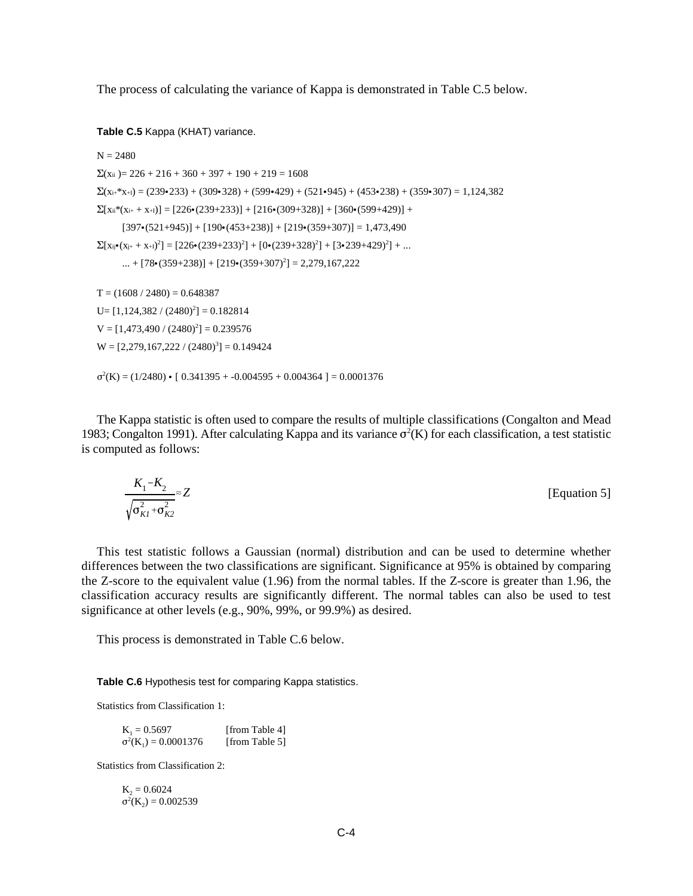The process of calculating the variance of Kappa is demonstrated in Table C.5 below.

**Table C.5** Kappa (KHAT) variance.

N = 2480

$\Sigma(x_{ii}) = 226 + 216 + 360 + 397 + 190 + 219 = 1608$

$\Sigma(x_{i+} * x_{+I}) = (239 \bullet 233) + (309 \bullet 328) + (599 \bullet 429) + (521 \bullet 945) + (453 \bullet 238) + (359 \bullet 307) = 1{,}124{,}382$

$\Sigma[x_{ii} * (x_{i+} + x_{+I})] = [226 \bullet (239+233)] + [216 \bullet (309+328)] + [360 \bullet (599+429)] +$

$[397 \bullet (521+945)] + [190 \bullet (453+238)] + [219 \bullet (359+307)] = 1{,}473{,}490$

$\Sigma[x_{ij} \bullet (x_{j+} + x_{+I})^2] = [226 \bullet (239+233)^2] + [0 \bullet (239+328)^2] + [3 \bullet 239+429)^2] + \ldots$

$\ldots + [78 \bullet (359+238)] + [219 \bullet (359+307)^2] = 2{,}279{,}167{,}222$

T = (1608 / 2480) = 0.648387

U = $[1{,}124{,}382 / (2480)^2] = 0.182814$

V = $[1{,}473{,}490 / (2480)^2] = 0.239576$

W = $[2{,}279{,}167{,}222 / (2480)^3] = 0.149424$

$\sigma^2(K) = (1/2480) \bullet [\ 0.341395 + -0.004595 + 0.004364\ ] = 0.0001376$

The Kappa statistic is often used to compare the results of multiple classifications (Congalton and Mead 1983; Congalton 1991). After calculating Kappa and its variance $\sigma^2(K)$ for each classification, a test statistic is computed as follows:

$$\frac{K_1 - K_2}{\sqrt{\sigma_{K1}^2 + \sigma_{K2}^2}} \approx Z \qquad \text{[Equation 5]}$$

This test statistic follows a Gaussian (normal) distribution and can be used to determine whether differences between the two classifications are significant. Significance at 95% is obtained by comparing the Z-score to the equivalent value (1.96) from the normal tables. If the Z-score is greater than 1.96, the classification accuracy results are significantly different. The normal tables can also be used to test significance at other levels (e.g., 90%, 99%, or 99.9%) as desired.

This process is demonstrated in Table C.6 below.

**Table C.6** Hypothesis test for comparing Kappa statistics.

Statistics from Classification 1:

$K_1 = 0.5697$ [from Table 4]
$\sigma^2(K_1) = 0.0001376$ [from Table 5]

Statistics from Classification 2:

$K_2 = 0.6024$
$\sigma^2(K_2) = 0.002539$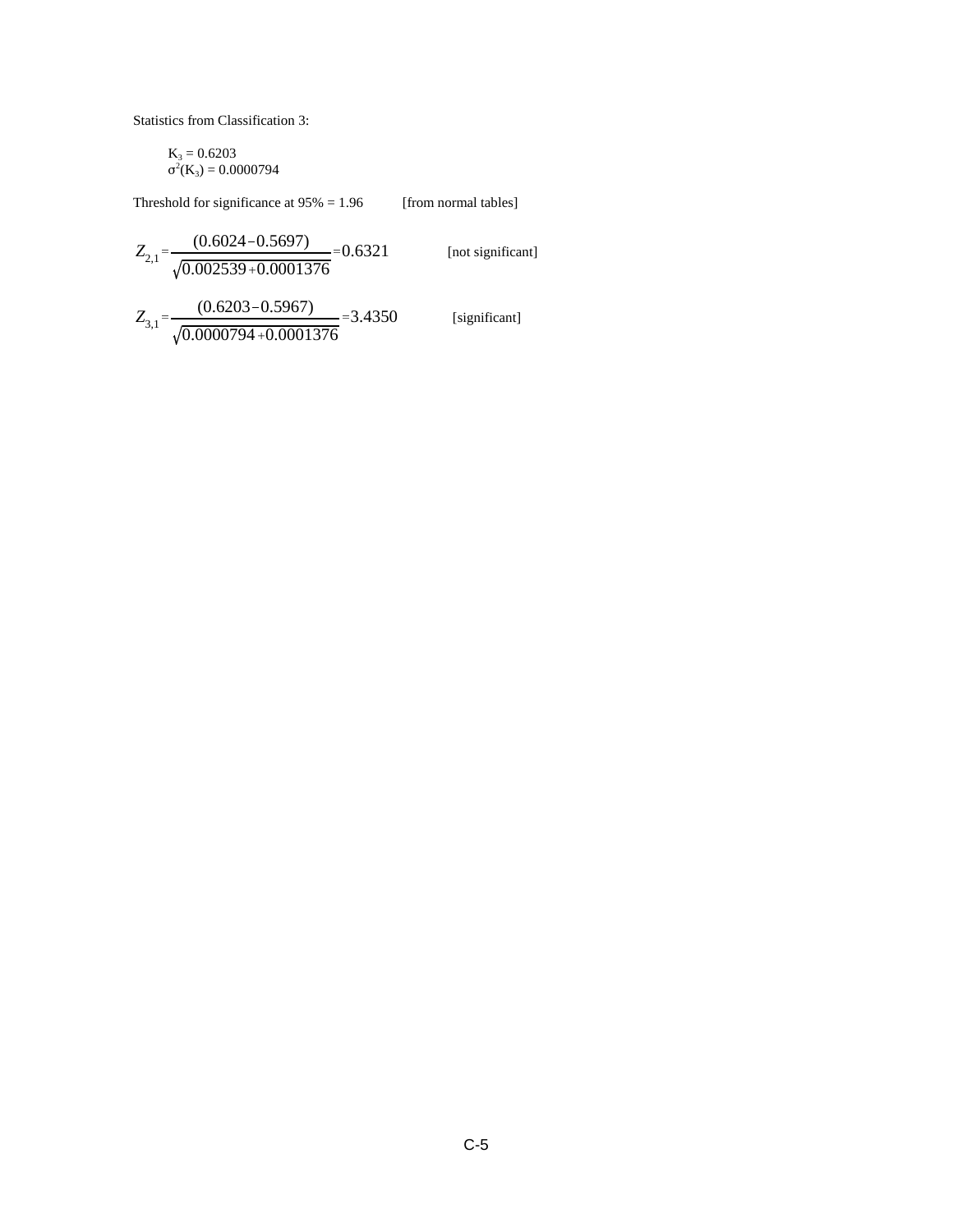Statistics from Classification 3:

$K_3 = 0.6203$
$\sigma^2(K_3) = 0.0000794$

Threshold for significance at 95% = 1.96 [from normal tables]

$$Z_{2,1} = \frac{(0.6024 - 0.5697)}{\sqrt{0.002539 + 0.0001376}} = 0.6321$$ [not significant]

$$Z_{3,1} = \frac{(0.6203 - 0.5967)}{\sqrt{0.0000794 + 0.0001376}} = 3.4350$$ [significant]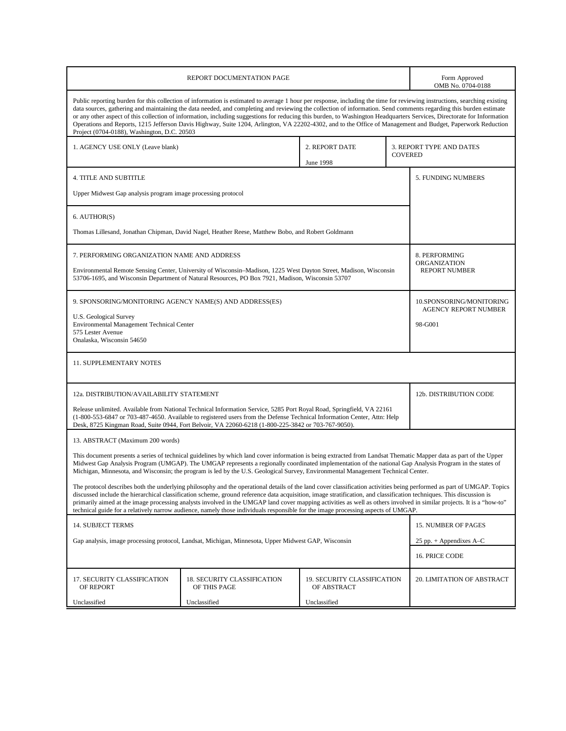## REPORT DOCUMENTATION PAGE

Form Approved
OMB No. 0704-0188

Public reporting burden for this collection of information is estimated to average 1 hour per response, including the time for reviewing instructions, searching existing data sources, gathering and maintaining the data needed, and completing and reviewing the collection of information. Send comments regarding this burden estimate or any other aspect of this collection of information, including suggestions for reducing this burden, to Washington Headquarters Services, Directorate for Information Operations and Reports, 1215 Jefferson Davis Highway, Suite 1204, Arlington, VA 22202-4302, and to the Office of Management and Budget, Paperwork Reduction Project (0704-0188), Washington, D.C. 20503

| 1. AGENCY USE ONLY (Leave blank) | 2. REPORT DATE<br>June 1998 | 3. REPORT TYPE AND DATES COVERED |
|---|---|---|

| | |
|---|---|
| 4. TITLE AND SUBTITLE<br>Upper Midwest Gap analysis program image processing protocol | 5. FUNDING NUMBERS |
| 6. AUTHOR(S)<br>Thomas Lillesand, Jonathan Chipman, David Nagel, Heather Reese, Matthew Bobo, and Robert Goldmann | |
| 7. PERFORMING ORGANIZATION NAME AND ADDRESS<br>Environmental Remote Sensing Center, University of Wisconsin–Madison, 1225 West Dayton Street, Madison, Wisconsin 53706-1695, and Wisconsin Department of Natural Resources, PO Box 7921, Madison, Wisconsin 53707 | 8. PERFORMING ORGANIZATION REPORT NUMBER |
| 9. SPONSORING/MONITORING AGENCY NAME(S) AND ADDRESS(ES)<br>U.S. Geological Survey<br>Environmental Management Technical Center<br>575 Lester Avenue<br>Onalaska, Wisconsin 54650 | 10.SPONSORING/MONITORING AGENCY REPORT NUMBER<br>98-G001 |
| 11. SUPPLEMENTARY NOTES | |
| 12a. DISTRIBUTION/AVAILABILITY STATEMENT<br>Release unlimited. Available from National Technical Information Service, 5285 Port Royal Road, Springfield, VA 22161 (1-800-553-6847 or 703-487-4650. Available to registered users from the Defense Technical Information Center, Attn: Help Desk, 8725 Kingman Road, Suite 0944, Fort Belvoir, VA 22060-6218 (1-800-225-3842 or 703-767-9050). | 12b. DISTRIBUTION CODE |

13. ABSTRACT (Maximum 200 words)

This document presents a series of technical guidelines by which land cover information is being extracted from Landsat Thematic Mapper data as part of the Upper Midwest Gap Analysis Program (UMGAP). The UMGAP represents a regionally coordinated implementation of the national Gap Analysis Program in the states of Michigan, Minnesota, and Wisconsin; the program is led by the U.S. Geological Survey, Environmental Management Technical Center.

The protocol describes both the underlying philosophy and the operational details of the land cover classification activities being performed as part of UMGAP. Topics discussed include the hierarchical classification scheme, ground reference data acquisition, image stratification, and classification techniques. This discussion is primarily aimed at the image processing analysts involved in the UMGAP land cover mapping activities as well as others involved in similar projects. It is a "how-to" technical guide for a relatively narrow audience, namely those individuals responsible for the image processing aspects of UMGAP.

| | |
|---|---|
| 14. SUBJECT TERMS<br>Gap analysis, image processing protocol, Landsat, Michigan, Minnesota, Upper Midwest GAP, Wisconsin | 15. NUMBER OF PAGES<br>25 pp. + Appendixes A–C |
| | 16. PRICE CODE |

| 17. SECURITY CLASSIFICATION OF REPORT | 18. SECURITY CLASSIFICATION OF THIS PAGE | 19. SECURITY CLASSIFICATION OF ABSTRACT | 20. LIMITATION OF ABSTRACT |
|---|---|---|---|
| Unclassified | Unclassified | Unclassified | |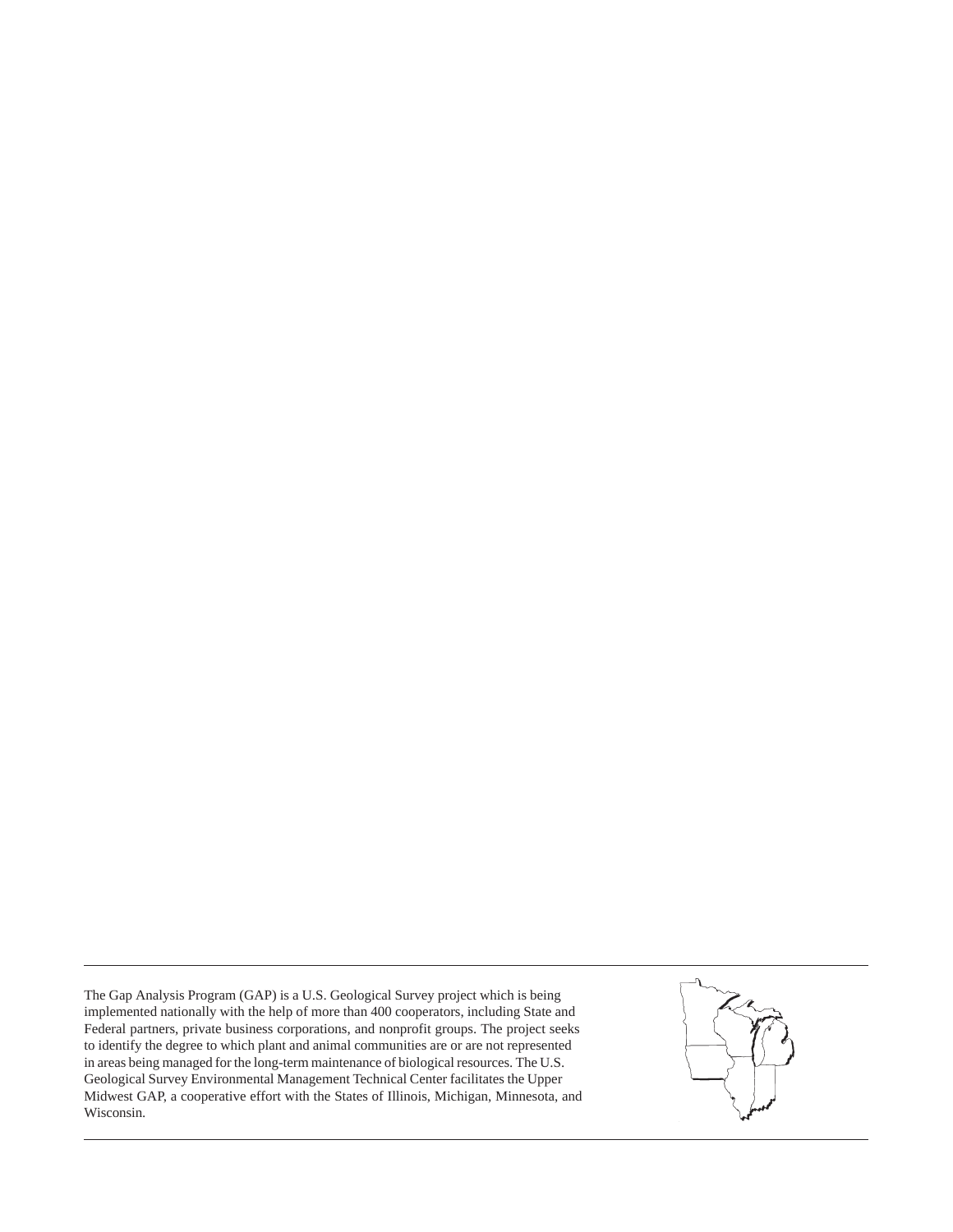The Gap Analysis Program (GAP) is a U.S. Geological Survey project which is being implemented nationally with the help of more than 400 cooperators, including State and Federal partners, private business corporations, and nonprofit groups. The project seeks to identify the degree to which plant and animal communities are or are not represented in areas being managed for the long-term maintenance of biological resources. The U.S. Geological Survey Environmental Management Technical Center facilitates the Upper Midwest GAP, a cooperative effort with the States of Illinois, Michigan, Minnesota, and Wisconsin.